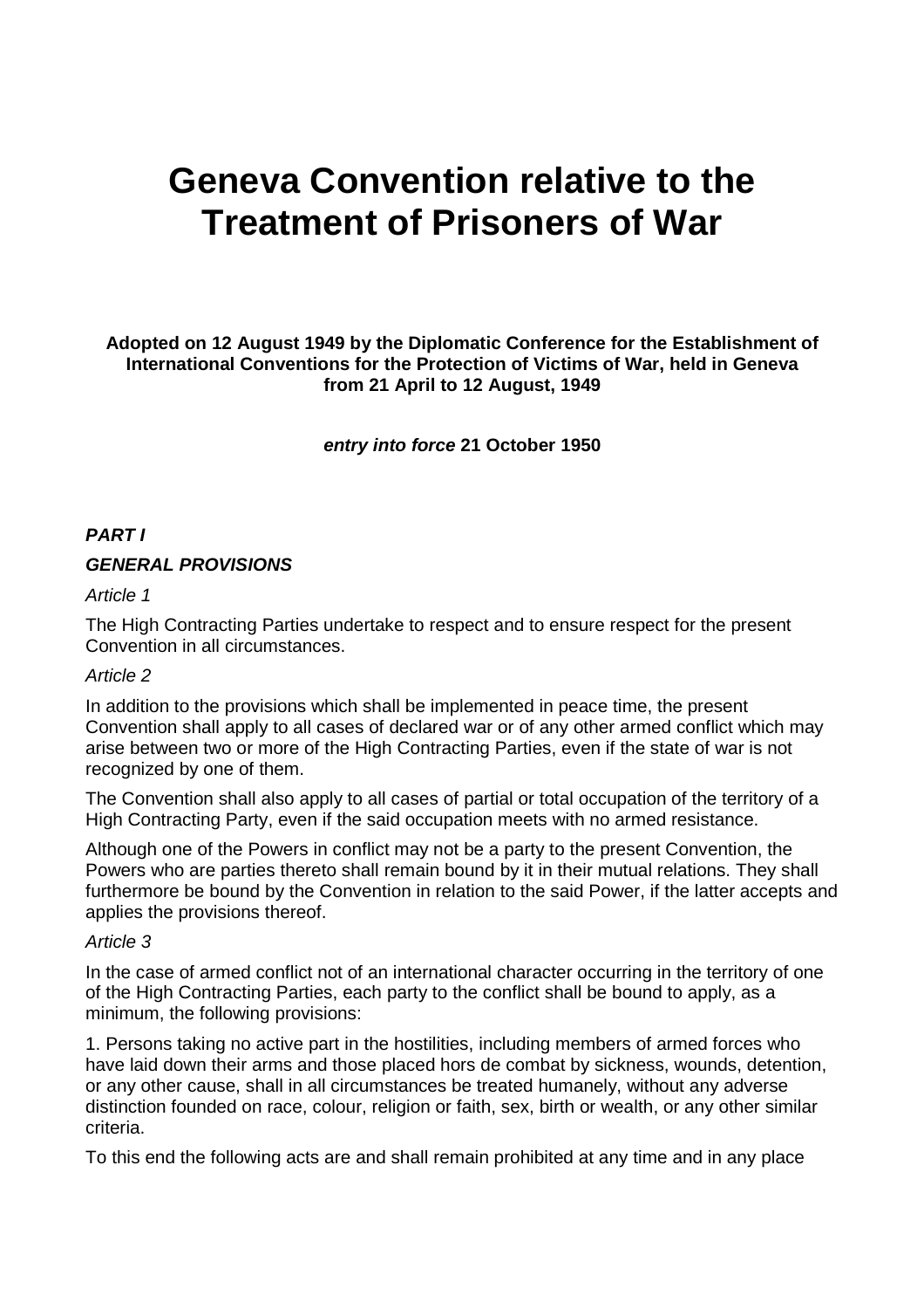# Geneva Convention relative to the Treatment of Prisoners of War

**Adopted on 12 August 1949 by the Diplomatic Conference for the Establishment of International Conventions for the Protection of Victims of War, held in Geneva from 21 April to 12 August, 1949**

***entry into force* 21 October 1950**

## *PART I*

## *GENERAL PROVISIONS*

*Article 1*

The High Contracting Parties undertake to respect and to ensure respect for the present Convention in all circumstances.

*Article 2*

In addition to the provisions which shall be implemented in peace time, the present Convention shall apply to all cases of declared war or of any other armed conflict which may arise between two or more of the High Contracting Parties, even if the state of war is not recognized by one of them.

The Convention shall also apply to all cases of partial or total occupation of the territory of a High Contracting Party, even if the said occupation meets with no armed resistance.

Although one of the Powers in conflict may not be a party to the present Convention, the Powers who are parties thereto shall remain bound by it in their mutual relations. They shall furthermore be bound by the Convention in relation to the said Power, if the latter accepts and applies the provisions thereof.

*Article 3*

In the case of armed conflict not of an international character occurring in the territory of one of the High Contracting Parties, each party to the conflict shall be bound to apply, as a minimum, the following provisions:

1. Persons taking no active part in the hostilities, including members of armed forces who have laid down their arms and those placed hors de combat by sickness, wounds, detention, or any other cause, shall in all circumstances be treated humanely, without any adverse distinction founded on race, colour, religion or faith, sex, birth or wealth, or any other similar criteria.

To this end the following acts are and shall remain prohibited at any time and in any place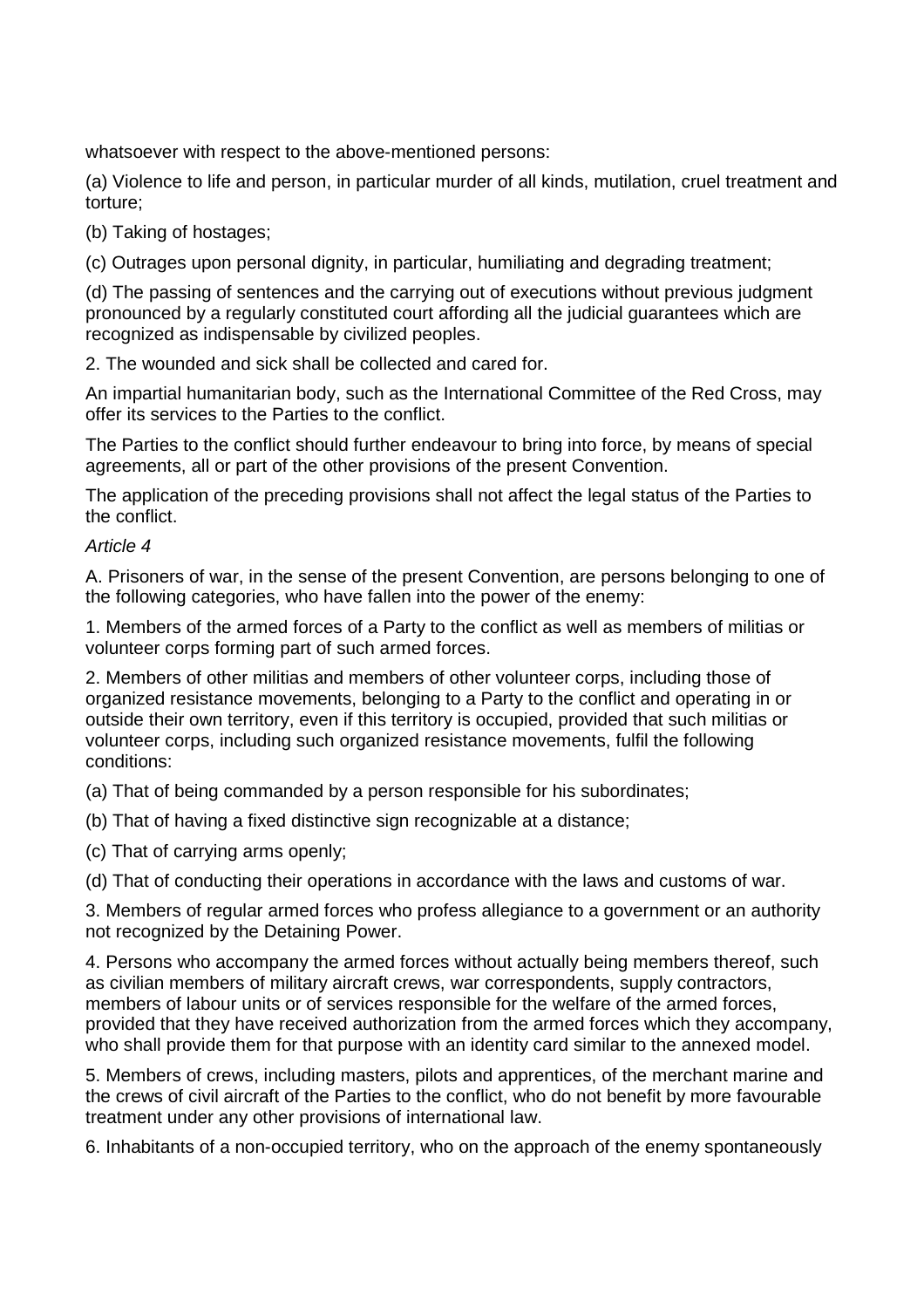whatsoever with respect to the above-mentioned persons:

(a) Violence to life and person, in particular murder of all kinds, mutilation, cruel treatment and torture;

(b) Taking of hostages;

(c) Outrages upon personal dignity, in particular, humiliating and degrading treatment;

(d) The passing of sentences and the carrying out of executions without previous judgment pronounced by a regularly constituted court affording all the judicial guarantees which are recognized as indispensable by civilized peoples.

2. The wounded and sick shall be collected and cared for.

An impartial humanitarian body, such as the International Committee of the Red Cross, may offer its services to the Parties to the conflict.

The Parties to the conflict should further endeavour to bring into force, by means of special agreements, all or part of the other provisions of the present Convention.

The application of the preceding provisions shall not affect the legal status of the Parties to the conflict.

*Article 4*

A. Prisoners of war, in the sense of the present Convention, are persons belonging to one of the following categories, who have fallen into the power of the enemy:

1. Members of the armed forces of a Party to the conflict as well as members of militias or volunteer corps forming part of such armed forces.

2. Members of other militias and members of other volunteer corps, including those of organized resistance movements, belonging to a Party to the conflict and operating in or outside their own territory, even if this territory is occupied, provided that such militias or volunteer corps, including such organized resistance movements, fulfil the following conditions:

(a) That of being commanded by a person responsible for his subordinates;

(b) That of having a fixed distinctive sign recognizable at a distance;

(c) That of carrying arms openly;

(d) That of conducting their operations in accordance with the laws and customs of war.

3. Members of regular armed forces who profess allegiance to a government or an authority not recognized by the Detaining Power.

4. Persons who accompany the armed forces without actually being members thereof, such as civilian members of military aircraft crews, war correspondents, supply contractors, members of labour units or of services responsible for the welfare of the armed forces, provided that they have received authorization from the armed forces which they accompany, who shall provide them for that purpose with an identity card similar to the annexed model.

5. Members of crews, including masters, pilots and apprentices, of the merchant marine and the crews of civil aircraft of the Parties to the conflict, who do not benefit by more favourable treatment under any other provisions of international law.

6. Inhabitants of a non-occupied territory, who on the approach of the enemy spontaneously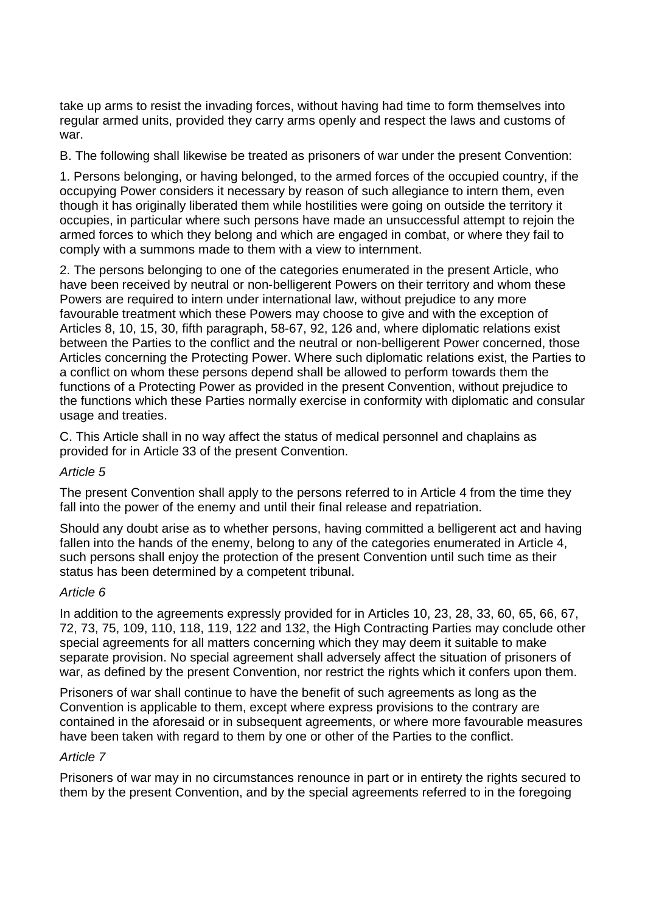take up arms to resist the invading forces, without having had time to form themselves into regular armed units, provided they carry arms openly and respect the laws and customs of war.

B. The following shall likewise be treated as prisoners of war under the present Convention:

1. Persons belonging, or having belonged, to the armed forces of the occupied country, if the occupying Power considers it necessary by reason of such allegiance to intern them, even though it has originally liberated them while hostilities were going on outside the territory it occupies, in particular where such persons have made an unsuccessful attempt to rejoin the armed forces to which they belong and which are engaged in combat, or where they fail to comply with a summons made to them with a view to internment.

2. The persons belonging to one of the categories enumerated in the present Article, who have been received by neutral or non-belligerent Powers on their territory and whom these Powers are required to intern under international law, without prejudice to any more favourable treatment which these Powers may choose to give and with the exception of Articles 8, 10, 15, 30, fifth paragraph, 58-67, 92, 126 and, where diplomatic relations exist between the Parties to the conflict and the neutral or non-belligerent Power concerned, those Articles concerning the Protecting Power. Where such diplomatic relations exist, the Parties to a conflict on whom these persons depend shall be allowed to perform towards them the functions of a Protecting Power as provided in the present Convention, without prejudice to the functions which these Parties normally exercise in conformity with diplomatic and consular usage and treaties.

C. This Article shall in no way affect the status of medical personnel and chaplains as provided for in Article 33 of the present Convention.

*Article 5*

The present Convention shall apply to the persons referred to in Article 4 from the time they fall into the power of the enemy and until their final release and repatriation.

Should any doubt arise as to whether persons, having committed a belligerent act and having fallen into the hands of the enemy, belong to any of the categories enumerated in Article 4, such persons shall enjoy the protection of the present Convention until such time as their status has been determined by a competent tribunal.

*Article 6*

In addition to the agreements expressly provided for in Articles 10, 23, 28, 33, 60, 65, 66, 67, 72, 73, 75, 109, 110, 118, 119, 122 and 132, the High Contracting Parties may conclude other special agreements for all matters concerning which they may deem it suitable to make separate provision. No special agreement shall adversely affect the situation of prisoners of war, as defined by the present Convention, nor restrict the rights which it confers upon them.

Prisoners of war shall continue to have the benefit of such agreements as long as the Convention is applicable to them, except where express provisions to the contrary are contained in the aforesaid or in subsequent agreements, or where more favourable measures have been taken with regard to them by one or other of the Parties to the conflict.

*Article 7*

Prisoners of war may in no circumstances renounce in part or in entirety the rights secured to them by the present Convention, and by the special agreements referred to in the foregoing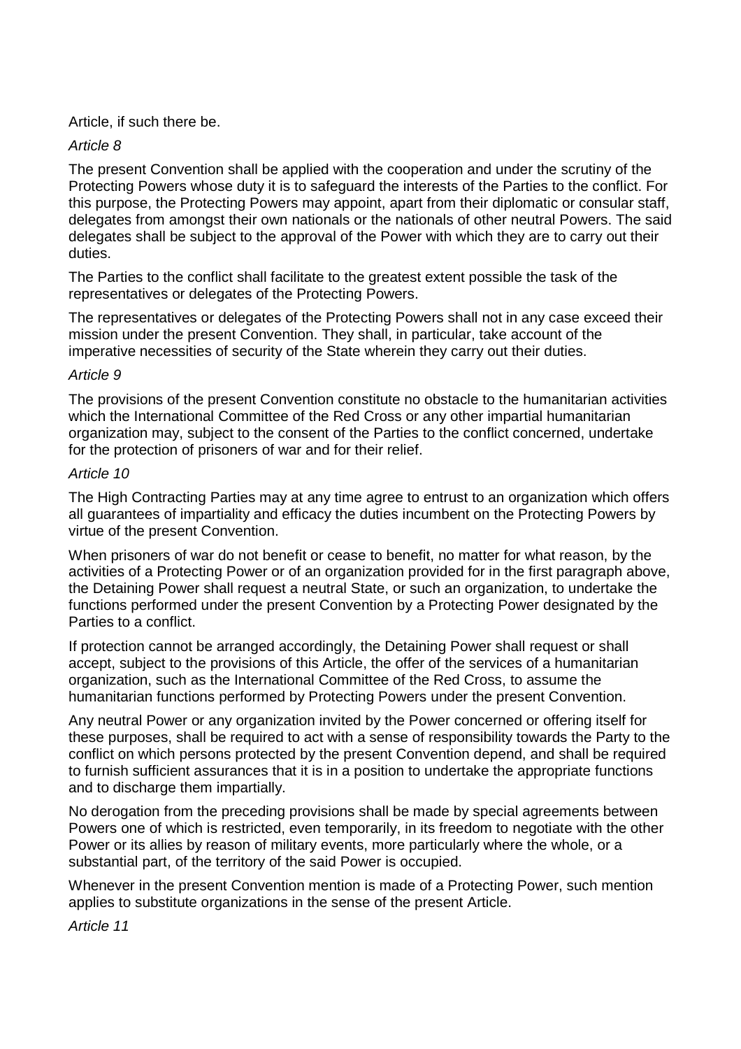Article, if such there be.

*Article 8*

The present Convention shall be applied with the cooperation and under the scrutiny of the Protecting Powers whose duty it is to safeguard the interests of the Parties to the conflict. For this purpose, the Protecting Powers may appoint, apart from their diplomatic or consular staff, delegates from amongst their own nationals or the nationals of other neutral Powers. The said delegates shall be subject to the approval of the Power with which they are to carry out their duties.

The Parties to the conflict shall facilitate to the greatest extent possible the task of the representatives or delegates of the Protecting Powers.

The representatives or delegates of the Protecting Powers shall not in any case exceed their mission under the present Convention. They shall, in particular, take account of the imperative necessities of security of the State wherein they carry out their duties.

*Article 9*

The provisions of the present Convention constitute no obstacle to the humanitarian activities which the International Committee of the Red Cross or any other impartial humanitarian organization may, subject to the consent of the Parties to the conflict concerned, undertake for the protection of prisoners of war and for their relief.

*Article 10*

The High Contracting Parties may at any time agree to entrust to an organization which offers all guarantees of impartiality and efficacy the duties incumbent on the Protecting Powers by virtue of the present Convention.

When prisoners of war do not benefit or cease to benefit, no matter for what reason, by the activities of a Protecting Power or of an organization provided for in the first paragraph above, the Detaining Power shall request a neutral State, or such an organization, to undertake the functions performed under the present Convention by a Protecting Power designated by the Parties to a conflict.

If protection cannot be arranged accordingly, the Detaining Power shall request or shall accept, subject to the provisions of this Article, the offer of the services of a humanitarian organization, such as the International Committee of the Red Cross, to assume the humanitarian functions performed by Protecting Powers under the present Convention.

Any neutral Power or any organization invited by the Power concerned or offering itself for these purposes, shall be required to act with a sense of responsibility towards the Party to the conflict on which persons protected by the present Convention depend, and shall be required to furnish sufficient assurances that it is in a position to undertake the appropriate functions and to discharge them impartially.

No derogation from the preceding provisions shall be made by special agreements between Powers one of which is restricted, even temporarily, in its freedom to negotiate with the other Power or its allies by reason of military events, more particularly where the whole, or a substantial part, of the territory of the said Power is occupied.

Whenever in the present Convention mention is made of a Protecting Power, such mention applies to substitute organizations in the sense of the present Article.

*Article 11*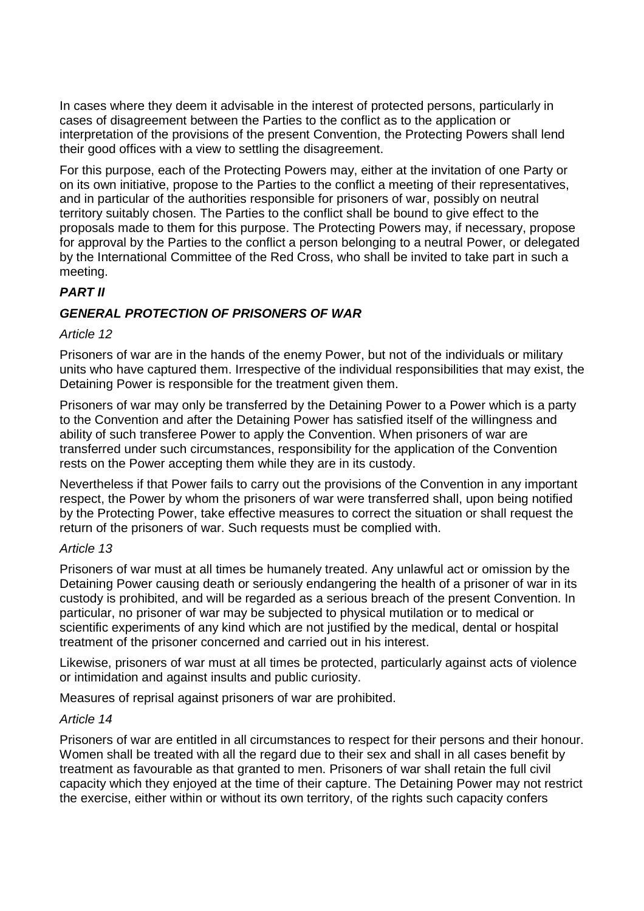In cases where they deem it advisable in the interest of protected persons, particularly in cases of disagreement between the Parties to the conflict as to the application or interpretation of the provisions of the present Convention, the Protecting Powers shall lend their good offices with a view to settling the disagreement.

For this purpose, each of the Protecting Powers may, either at the invitation of one Party or on its own initiative, propose to the Parties to the conflict a meeting of their representatives, and in particular of the authorities responsible for prisoners of war, possibly on neutral territory suitably chosen. The Parties to the conflict shall be bound to give effect to the proposals made to them for this purpose. The Protecting Powers may, if necessary, propose for approval by the Parties to the conflict a person belonging to a neutral Power, or delegated by the International Committee of the Red Cross, who shall be invited to take part in such a meeting.

## *PART II*

## *GENERAL PROTECTION OF PRISONERS OF WAR*

### *Article 12*

Prisoners of war are in the hands of the enemy Power, but not of the individuals or military units who have captured them. Irrespective of the individual responsibilities that may exist, the Detaining Power is responsible for the treatment given them.

Prisoners of war may only be transferred by the Detaining Power to a Power which is a party to the Convention and after the Detaining Power has satisfied itself of the willingness and ability of such transferee Power to apply the Convention. When prisoners of war are transferred under such circumstances, responsibility for the application of the Convention rests on the Power accepting them while they are in its custody.

Nevertheless if that Power fails to carry out the provisions of the Convention in any important respect, the Power by whom the prisoners of war were transferred shall, upon being notified by the Protecting Power, take effective measures to correct the situation or shall request the return of the prisoners of war. Such requests must be complied with.

### *Article 13*

Prisoners of war must at all times be humanely treated. Any unlawful act or omission by the Detaining Power causing death or seriously endangering the health of a prisoner of war in its custody is prohibited, and will be regarded as a serious breach of the present Convention. In particular, no prisoner of war may be subjected to physical mutilation or to medical or scientific experiments of any kind which are not justified by the medical, dental or hospital treatment of the prisoner concerned and carried out in his interest.

Likewise, prisoners of war must at all times be protected, particularly against acts of violence or intimidation and against insults and public curiosity.

Measures of reprisal against prisoners of war are prohibited.

### *Article 14*

Prisoners of war are entitled in all circumstances to respect for their persons and their honour. Women shall be treated with all the regard due to their sex and shall in all cases benefit by treatment as favourable as that granted to men. Prisoners of war shall retain the full civil capacity which they enjoyed at the time of their capture. The Detaining Power may not restrict the exercise, either within or without its own territory, of the rights such capacity confers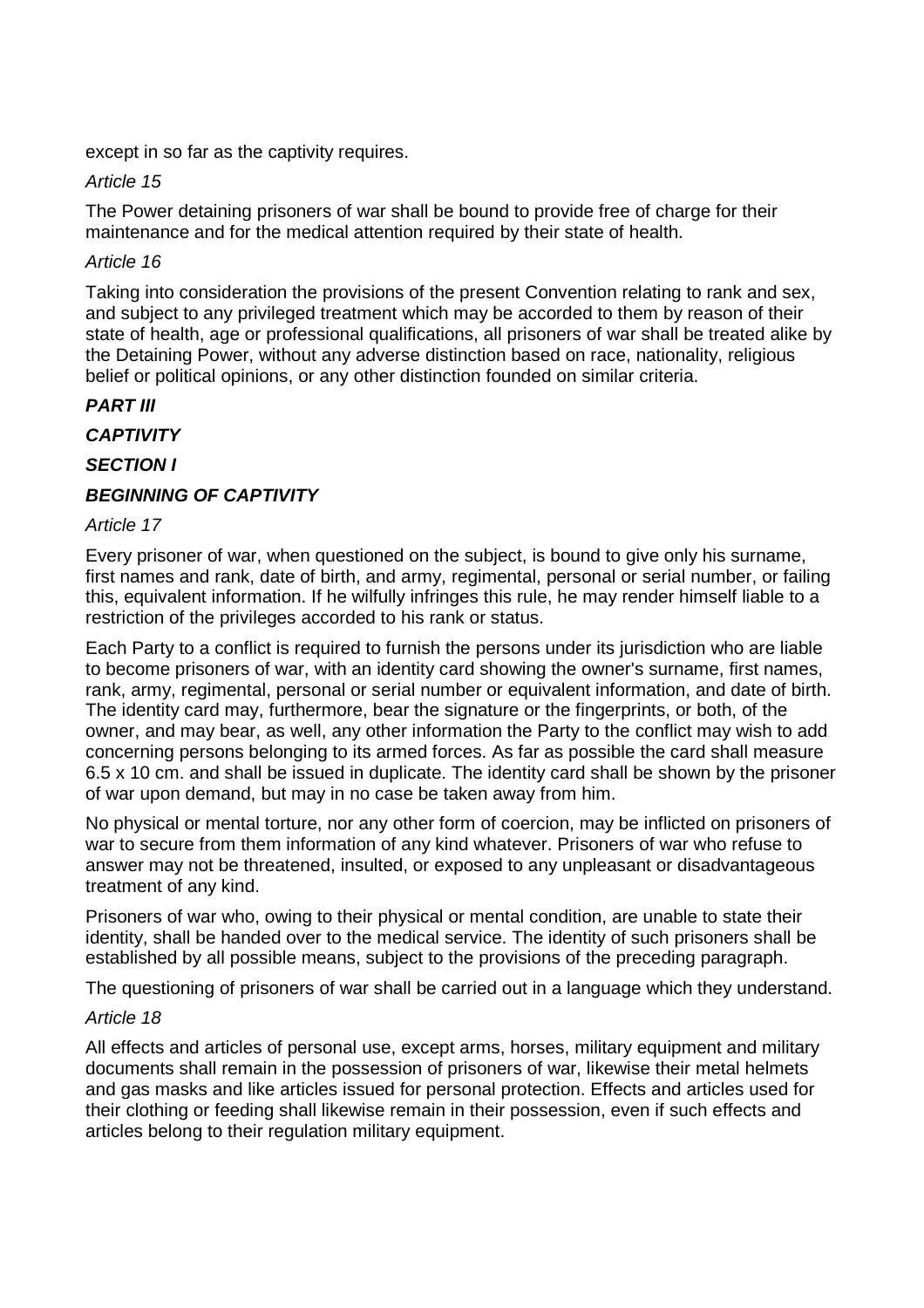except in so far as the captivity requires.

*Article 15*

The Power detaining prisoners of war shall be bound to provide free of charge for their maintenance and for the medical attention required by their state of health.

*Article 16*

Taking into consideration the provisions of the present Convention relating to rank and sex, and subject to any privileged treatment which may be accorded to them by reason of their state of health, age or professional qualifications, all prisoners of war shall be treated alike by the Detaining Power, without any adverse distinction based on race, nationality, religious belief or political opinions, or any other distinction founded on similar criteria.

***PART III***

***CAPTIVITY***

***SECTION I***

***BEGINNING OF CAPTIVITY***

*Article 17*

Every prisoner of war, when questioned on the subject, is bound to give only his surname, first names and rank, date of birth, and army, regimental, personal or serial number, or failing this, equivalent information. If he wilfully infringes this rule, he may render himself liable to a restriction of the privileges accorded to his rank or status.

Each Party to a conflict is required to furnish the persons under its jurisdiction who are liable to become prisoners of war, with an identity card showing the owner's surname, first names, rank, army, regimental, personal or serial number or equivalent information, and date of birth. The identity card may, furthermore, bear the signature or the fingerprints, or both, of the owner, and may bear, as well, any other information the Party to the conflict may wish to add concerning persons belonging to its armed forces. As far as possible the card shall measure 6.5 x 10 cm. and shall be issued in duplicate. The identity card shall be shown by the prisoner of war upon demand, but may in no case be taken away from him.

No physical or mental torture, nor any other form of coercion, may be inflicted on prisoners of war to secure from them information of any kind whatever. Prisoners of war who refuse to answer may not be threatened, insulted, or exposed to any unpleasant or disadvantageous treatment of any kind.

Prisoners of war who, owing to their physical or mental condition, are unable to state their identity, shall be handed over to the medical service. The identity of such prisoners shall be established by all possible means, subject to the provisions of the preceding paragraph.

The questioning of prisoners of war shall be carried out in a language which they understand.

*Article 18*

All effects and articles of personal use, except arms, horses, military equipment and military documents shall remain in the possession of prisoners of war, likewise their metal helmets and gas masks and like articles issued for personal protection. Effects and articles used for their clothing or feeding shall likewise remain in their possession, even if such effects and articles belong to their regulation military equipment.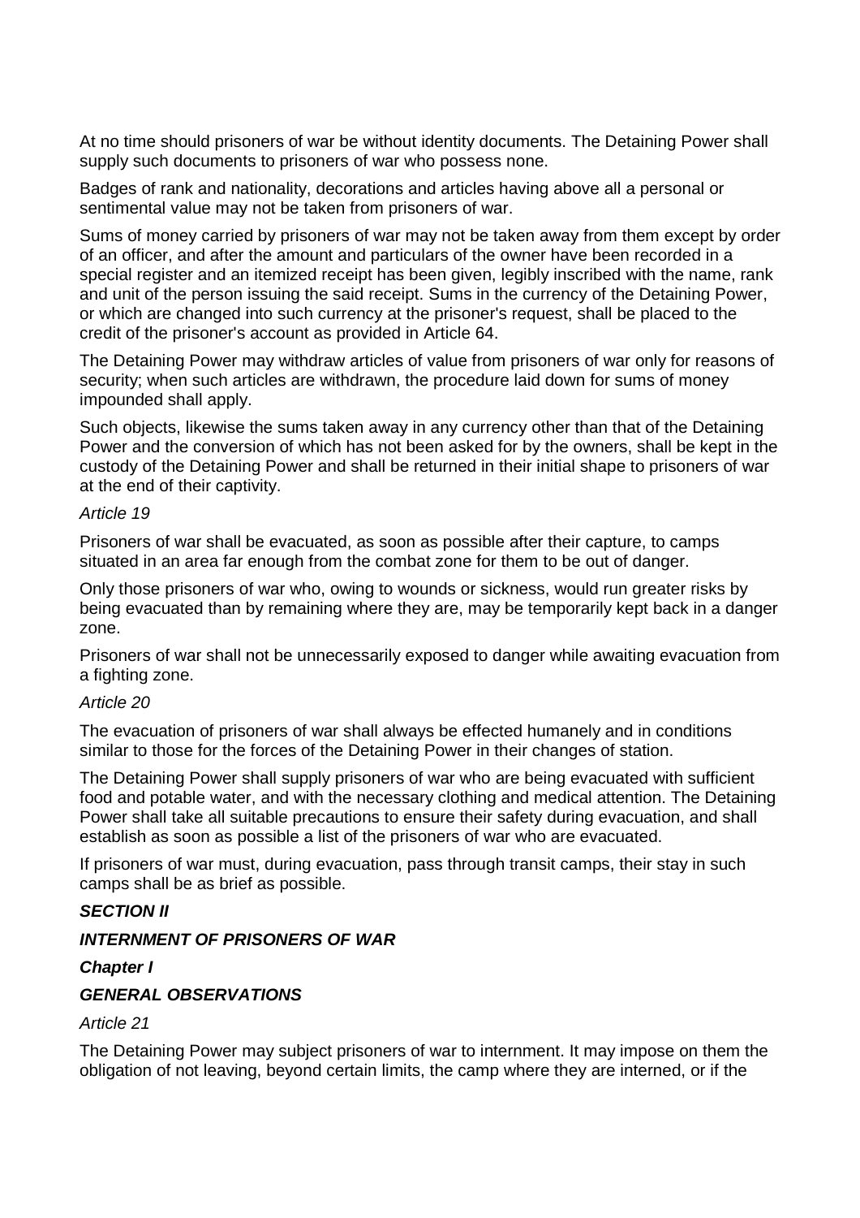At no time should prisoners of war be without identity documents. The Detaining Power shall supply such documents to prisoners of war who possess none.

Badges of rank and nationality, decorations and articles having above all a personal or sentimental value may not be taken from prisoners of war.

Sums of money carried by prisoners of war may not be taken away from them except by order of an officer, and after the amount and particulars of the owner have been recorded in a special register and an itemized receipt has been given, legibly inscribed with the name, rank and unit of the person issuing the said receipt. Sums in the currency of the Detaining Power, or which are changed into such currency at the prisoner's request, shall be placed to the credit of the prisoner's account as provided in Article 64.

The Detaining Power may withdraw articles of value from prisoners of war only for reasons of security; when such articles are withdrawn, the procedure laid down for sums of money impounded shall apply.

Such objects, likewise the sums taken away in any currency other than that of the Detaining Power and the conversion of which has not been asked for by the owners, shall be kept in the custody of the Detaining Power and shall be returned in their initial shape to prisoners of war at the end of their captivity.

*Article 19*

Prisoners of war shall be evacuated, as soon as possible after their capture, to camps situated in an area far enough from the combat zone for them to be out of danger.

Only those prisoners of war who, owing to wounds or sickness, would run greater risks by being evacuated than by remaining where they are, may be temporarily kept back in a danger zone.

Prisoners of war shall not be unnecessarily exposed to danger while awaiting evacuation from a fighting zone.

*Article 20*

The evacuation of prisoners of war shall always be effected humanely and in conditions similar to those for the forces of the Detaining Power in their changes of station.

The Detaining Power shall supply prisoners of war who are being evacuated with sufficient food and potable water, and with the necessary clothing and medical attention. The Detaining Power shall take all suitable precautions to ensure their safety during evacuation, and shall establish as soon as possible a list of the prisoners of war who are evacuated.

If prisoners of war must, during evacuation, pass through transit camps, their stay in such camps shall be as brief as possible.

## ***SECTION II***

## ***INTERNMENT OF PRISONERS OF WAR***

### ***Chapter I***

### ***GENERAL OBSERVATIONS***

*Article 21*

The Detaining Power may subject prisoners of war to internment. It may impose on them the obligation of not leaving, beyond certain limits, the camp where they are interned, or if the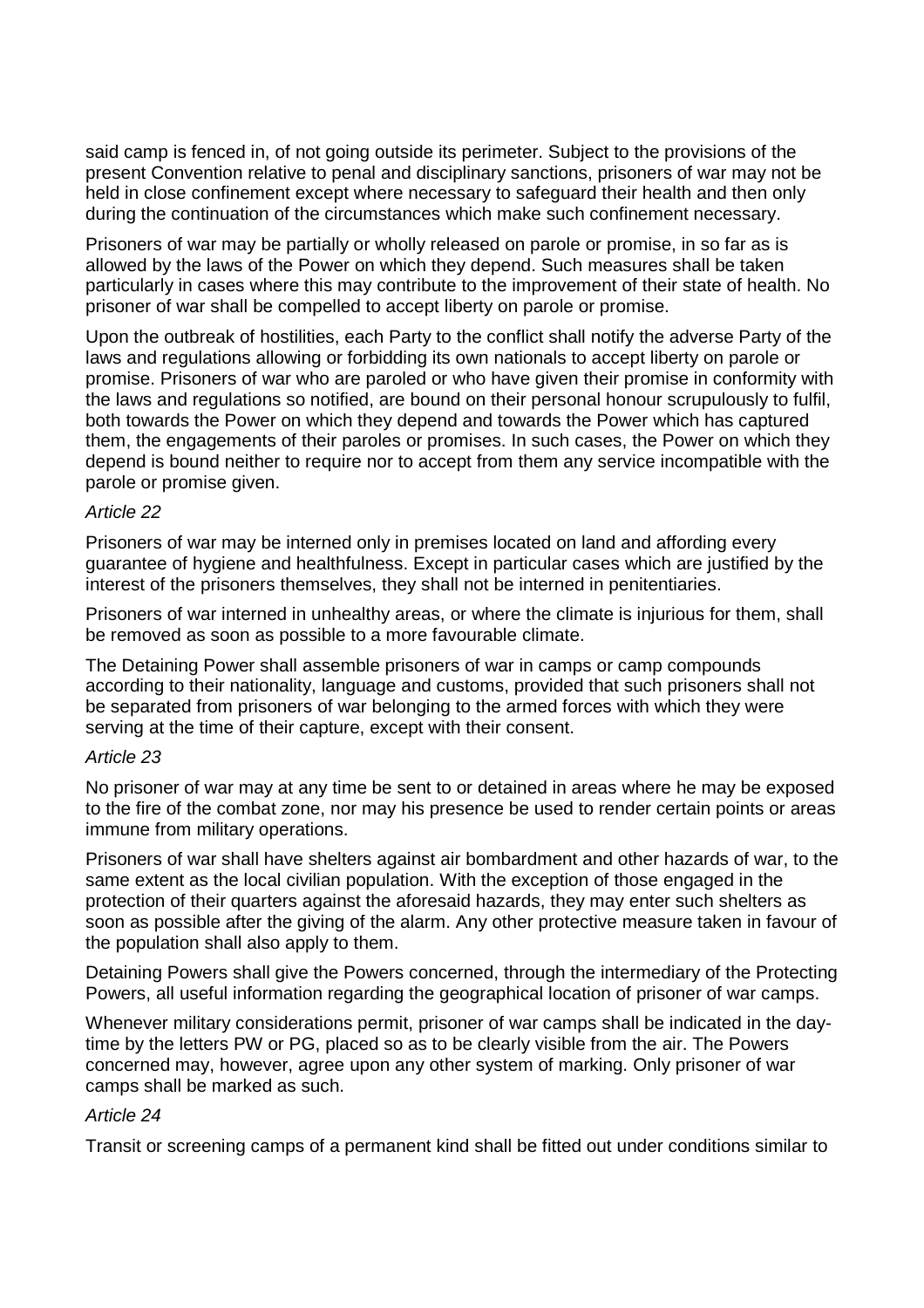said camp is fenced in, of not going outside its perimeter. Subject to the provisions of the present Convention relative to penal and disciplinary sanctions, prisoners of war may not be held in close confinement except where necessary to safeguard their health and then only during the continuation of the circumstances which make such confinement necessary.

Prisoners of war may be partially or wholly released on parole or promise, in so far as is allowed by the laws of the Power on which they depend. Such measures shall be taken particularly in cases where this may contribute to the improvement of their state of health. No prisoner of war shall be compelled to accept liberty on parole or promise.

Upon the outbreak of hostilities, each Party to the conflict shall notify the adverse Party of the laws and regulations allowing or forbidding its own nationals to accept liberty on parole or promise. Prisoners of war who are paroled or who have given their promise in conformity with the laws and regulations so notified, are bound on their personal honour scrupulously to fulfil, both towards the Power on which they depend and towards the Power which has captured them, the engagements of their paroles or promises. In such cases, the Power on which they depend is bound neither to require nor to accept from them any service incompatible with the parole or promise given.

*Article 22*

Prisoners of war may be interned only in premises located on land and affording every guarantee of hygiene and healthfulness. Except in particular cases which are justified by the interest of the prisoners themselves, they shall not be interned in penitentiaries.

Prisoners of war interned in unhealthy areas, or where the climate is injurious for them, shall be removed as soon as possible to a more favourable climate.

The Detaining Power shall assemble prisoners of war in camps or camp compounds according to their nationality, language and customs, provided that such prisoners shall not be separated from prisoners of war belonging to the armed forces with which they were serving at the time of their capture, except with their consent.

*Article 23*

No prisoner of war may at any time be sent to or detained in areas where he may be exposed to the fire of the combat zone, nor may his presence be used to render certain points or areas immune from military operations.

Prisoners of war shall have shelters against air bombardment and other hazards of war, to the same extent as the local civilian population. With the exception of those engaged in the protection of their quarters against the aforesaid hazards, they may enter such shelters as soon as possible after the giving of the alarm. Any other protective measure taken in favour of the population shall also apply to them.

Detaining Powers shall give the Powers concerned, through the intermediary of the Protecting Powers, all useful information regarding the geographical location of prisoner of war camps.

Whenever military considerations permit, prisoner of war camps shall be indicated in the day-time by the letters PW or PG, placed so as to be clearly visible from the air. The Powers concerned may, however, agree upon any other system of marking. Only prisoner of war camps shall be marked as such.

*Article 24*

Transit or screening camps of a permanent kind shall be fitted out under conditions similar to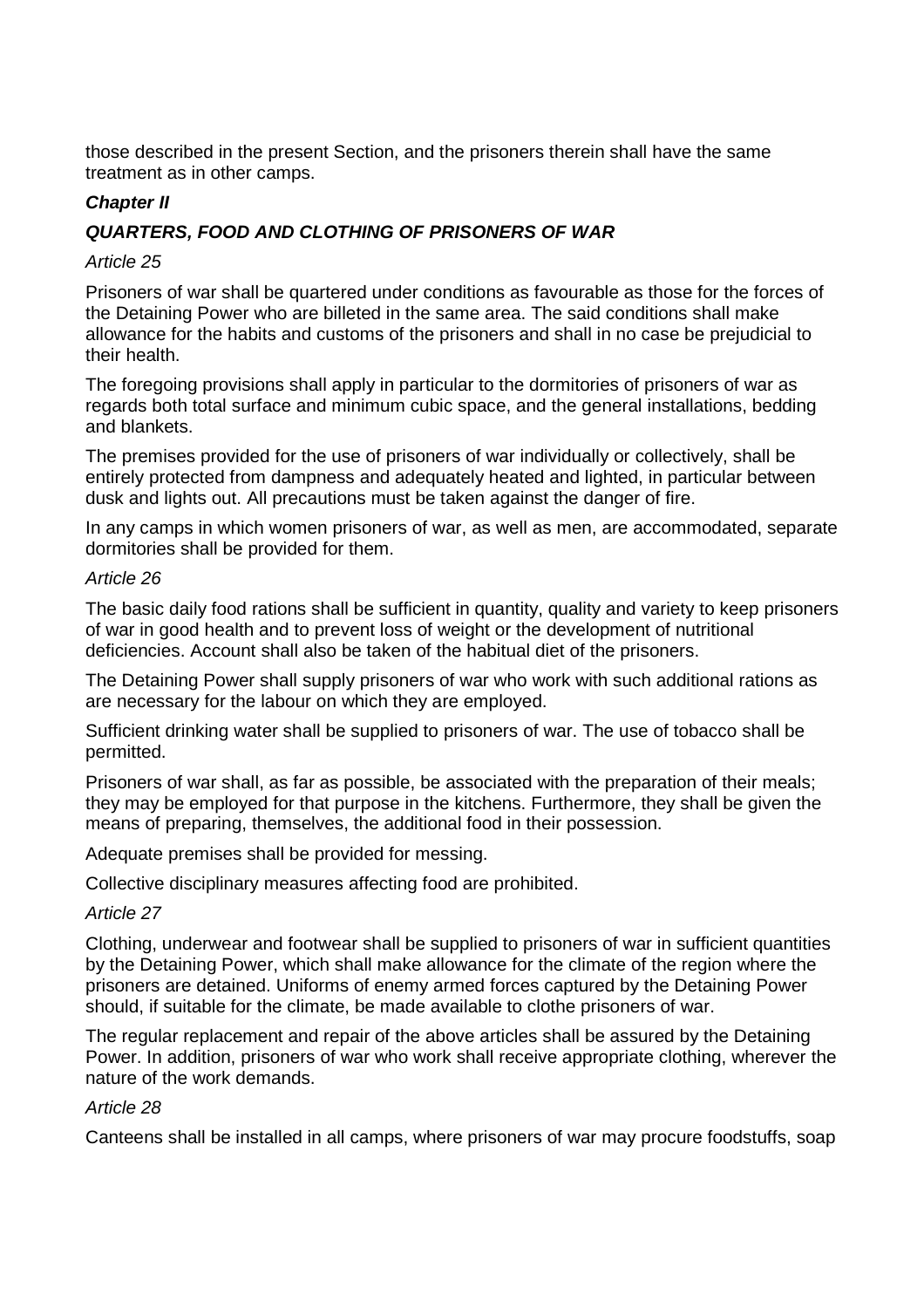those described in the present Section, and the prisoners therein shall have the same treatment as in other camps.

### ***Chapter II***

### ***QUARTERS, FOOD AND CLOTHING OF PRISONERS OF WAR***

*Article 25*

Prisoners of war shall be quartered under conditions as favourable as those for the forces of the Detaining Power who are billeted in the same area. The said conditions shall make allowance for the habits and customs of the prisoners and shall in no case be prejudicial to their health.

The foregoing provisions shall apply in particular to the dormitories of prisoners of war as regards both total surface and minimum cubic space, and the general installations, bedding and blankets.

The premises provided for the use of prisoners of war individually or collectively, shall be entirely protected from dampness and adequately heated and lighted, in particular between dusk and lights out. All precautions must be taken against the danger of fire.

In any camps in which women prisoners of war, as well as men, are accommodated, separate dormitories shall be provided for them.

*Article 26*

The basic daily food rations shall be sufficient in quantity, quality and variety to keep prisoners of war in good health and to prevent loss of weight or the development of nutritional deficiencies. Account shall also be taken of the habitual diet of the prisoners.

The Detaining Power shall supply prisoners of war who work with such additional rations as are necessary for the labour on which they are employed.

Sufficient drinking water shall be supplied to prisoners of war. The use of tobacco shall be permitted.

Prisoners of war shall, as far as possible, be associated with the preparation of their meals; they may be employed for that purpose in the kitchens. Furthermore, they shall be given the means of preparing, themselves, the additional food in their possession.

Adequate premises shall be provided for messing.

Collective disciplinary measures affecting food are prohibited.

*Article 27*

Clothing, underwear and footwear shall be supplied to prisoners of war in sufficient quantities by the Detaining Power, which shall make allowance for the climate of the region where the prisoners are detained. Uniforms of enemy armed forces captured by the Detaining Power should, if suitable for the climate, be made available to clothe prisoners of war.

The regular replacement and repair of the above articles shall be assured by the Detaining Power. In addition, prisoners of war who work shall receive appropriate clothing, wherever the nature of the work demands.

*Article 28*

Canteens shall be installed in all camps, where prisoners of war may procure foodstuffs, soap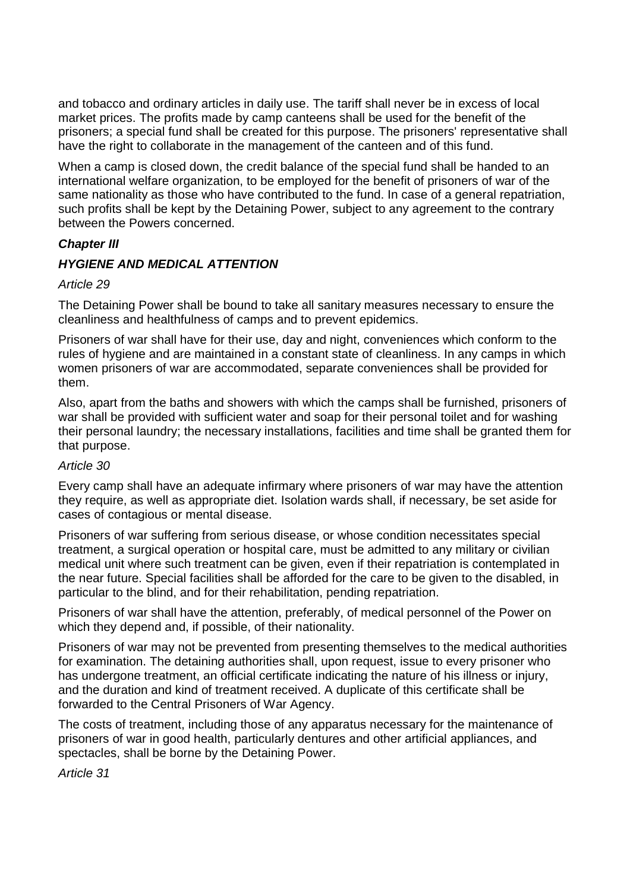and tobacco and ordinary articles in daily use. The tariff shall never be in excess of local market prices. The profits made by camp canteens shall be used for the benefit of the prisoners; a special fund shall be created for this purpose. The prisoners' representative shall have the right to collaborate in the management of the canteen and of this fund.

When a camp is closed down, the credit balance of the special fund shall be handed to an international welfare organization, to be employed for the benefit of prisoners of war of the same nationality as those who have contributed to the fund. In case of a general repatriation, such profits shall be kept by the Detaining Power, subject to any agreement to the contrary between the Powers concerned.

### ***Chapter III***

### ***HYGIENE AND MEDICAL ATTENTION***

*Article 29*

The Detaining Power shall be bound to take all sanitary measures necessary to ensure the cleanliness and healthfulness of camps and to prevent epidemics.

Prisoners of war shall have for their use, day and night, conveniences which conform to the rules of hygiene and are maintained in a constant state of cleanliness. In any camps in which women prisoners of war are accommodated, separate conveniences shall be provided for them.

Also, apart from the baths and showers with which the camps shall be furnished, prisoners of war shall be provided with sufficient water and soap for their personal toilet and for washing their personal laundry; the necessary installations, facilities and time shall be granted them for that purpose.

*Article 30*

Every camp shall have an adequate infirmary where prisoners of war may have the attention they require, as well as appropriate diet. Isolation wards shall, if necessary, be set aside for cases of contagious or mental disease.

Prisoners of war suffering from serious disease, or whose condition necessitates special treatment, a surgical operation or hospital care, must be admitted to any military or civilian medical unit where such treatment can be given, even if their repatriation is contemplated in the near future. Special facilities shall be afforded for the care to be given to the disabled, in particular to the blind, and for their rehabilitation, pending repatriation.

Prisoners of war shall have the attention, preferably, of medical personnel of the Power on which they depend and, if possible, of their nationality.

Prisoners of war may not be prevented from presenting themselves to the medical authorities for examination. The detaining authorities shall, upon request, issue to every prisoner who has undergone treatment, an official certificate indicating the nature of his illness or injury, and the duration and kind of treatment received. A duplicate of this certificate shall be forwarded to the Central Prisoners of War Agency.

The costs of treatment, including those of any apparatus necessary for the maintenance of prisoners of war in good health, particularly dentures and other artificial appliances, and spectacles, shall be borne by the Detaining Power.

*Article 31*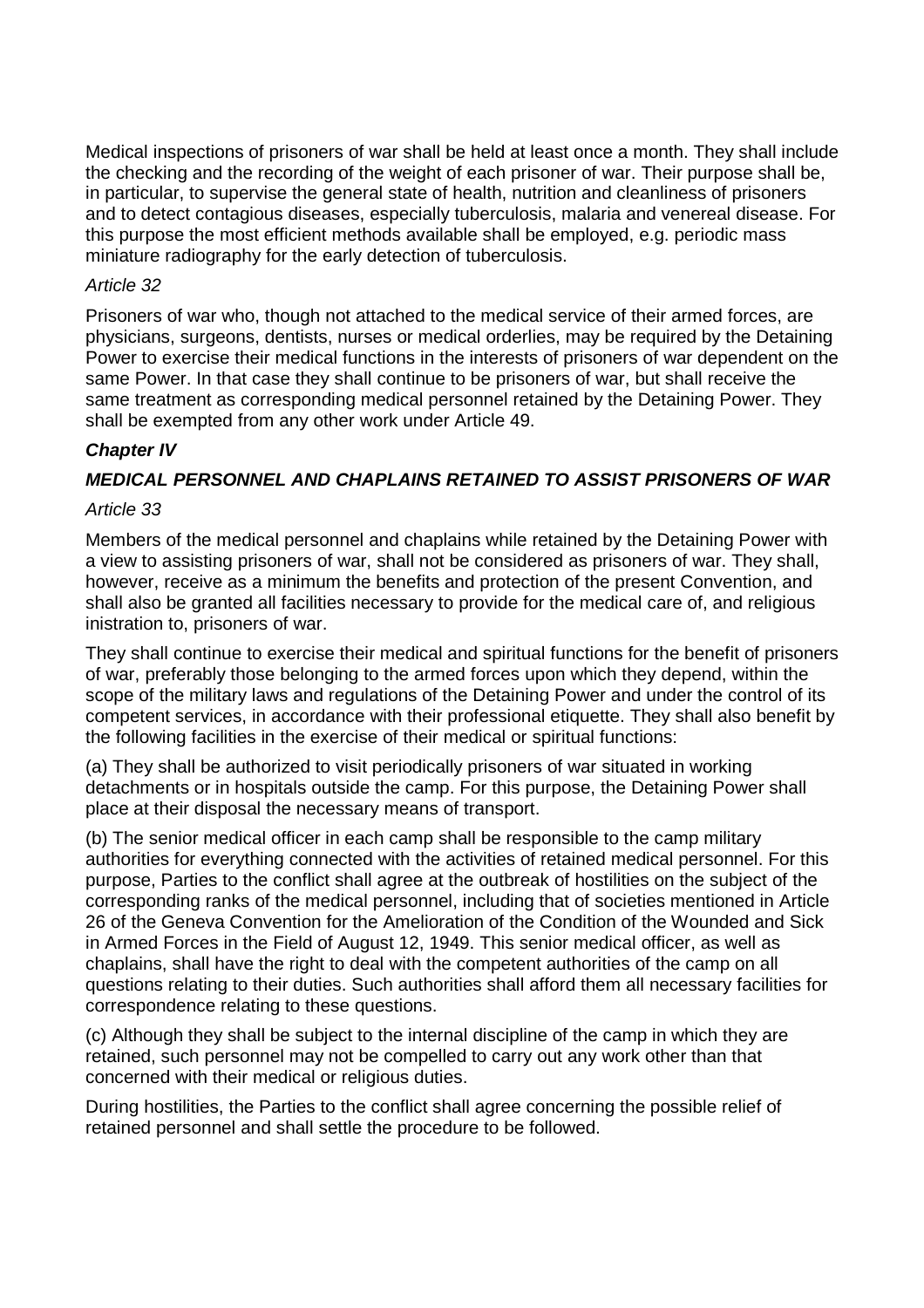Medical inspections of prisoners of war shall be held at least once a month. They shall include the checking and the recording of the weight of each prisoner of war. Their purpose shall be, in particular, to supervise the general state of health, nutrition and cleanliness of prisoners and to detect contagious diseases, especially tuberculosis, malaria and venereal disease. For this purpose the most efficient methods available shall be employed, e.g. periodic mass miniature radiography for the early detection of tuberculosis.

*Article 32*

Prisoners of war who, though not attached to the medical service of their armed forces, are physicians, surgeons, dentists, nurses or medical orderlies, may be required by the Detaining Power to exercise their medical functions in the interests of prisoners of war dependent on the same Power. In that case they shall continue to be prisoners of war, but shall receive the same treatment as corresponding medical personnel retained by the Detaining Power. They shall be exempted from any other work under Article 49.

### ***Chapter IV***

### ***MEDICAL PERSONNEL AND CHAPLAINS RETAINED TO ASSIST PRISONERS OF WAR***

*Article 33*

Members of the medical personnel and chaplains while retained by the Detaining Power with a view to assisting prisoners of war, shall not be considered as prisoners of war. They shall, however, receive as a minimum the benefits and protection of the present Convention, and shall also be granted all facilities necessary to provide for the medical care of, and religious inistration to, prisoners of war.

They shall continue to exercise their medical and spiritual functions for the benefit of prisoners of war, preferably those belonging to the armed forces upon which they depend, within the scope of the military laws and regulations of the Detaining Power and under the control of its competent services, in accordance with their professional etiquette. They shall also benefit by the following facilities in the exercise of their medical or spiritual functions:

(a) They shall be authorized to visit periodically prisoners of war situated in working detachments or in hospitals outside the camp. For this purpose, the Detaining Power shall place at their disposal the necessary means of transport.

(b) The senior medical officer in each camp shall be responsible to the camp military authorities for everything connected with the activities of retained medical personnel. For this purpose, Parties to the conflict shall agree at the outbreak of hostilities on the subject of the corresponding ranks of the medical personnel, including that of societies mentioned in Article 26 of the Geneva Convention for the Amelioration of the Condition of the Wounded and Sick in Armed Forces in the Field of August 12, 1949. This senior medical officer, as well as chaplains, shall have the right to deal with the competent authorities of the camp on all questions relating to their duties. Such authorities shall afford them all necessary facilities for correspondence relating to these questions.

(c) Although they shall be subject to the internal discipline of the camp in which they are retained, such personnel may not be compelled to carry out any work other than that concerned with their medical or religious duties.

During hostilities, the Parties to the conflict shall agree concerning the possible relief of retained personnel and shall settle the procedure to be followed.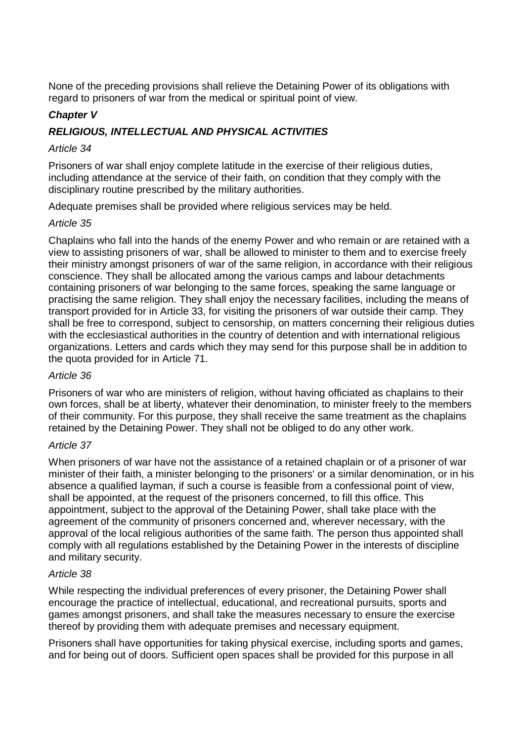None of the preceding provisions shall relieve the Detaining Power of its obligations with regard to prisoners of war from the medical or spiritual point of view.

### *Chapter V*

### *RELIGIOUS, INTELLECTUAL AND PHYSICAL ACTIVITIES*

*Article 34*

Prisoners of war shall enjoy complete latitude in the exercise of their religious duties, including attendance at the service of their faith, on condition that they comply with the disciplinary routine prescribed by the military authorities.

Adequate premises shall be provided where religious services may be held.

*Article 35*

Chaplains who fall into the hands of the enemy Power and who remain or are retained with a view to assisting prisoners of war, shall be allowed to minister to them and to exercise freely their ministry amongst prisoners of war of the same religion, in accordance with their religious conscience. They shall be allocated among the various camps and labour detachments containing prisoners of war belonging to the same forces, speaking the same language or practising the same religion. They shall enjoy the necessary facilities, including the means of transport provided for in Article 33, for visiting the prisoners of war outside their camp. They shall be free to correspond, subject to censorship, on matters concerning their religious duties with the ecclesiastical authorities in the country of detention and with international religious organizations. Letters and cards which they may send for this purpose shall be in addition to the quota provided for in Article 71.

*Article 36*

Prisoners of war who are ministers of religion, without having officiated as chaplains to their own forces, shall be at liberty, whatever their denomination, to minister freely to the members of their community. For this purpose, they shall receive the same treatment as the chaplains retained by the Detaining Power. They shall not be obliged to do any other work.

*Article 37*

When prisoners of war have not the assistance of a retained chaplain or of a prisoner of war minister of their faith, a minister belonging to the prisoners' or a similar denomination, or in his absence a qualified layman, if such a course is feasible from a confessional point of view, shall be appointed, at the request of the prisoners concerned, to fill this office. This appointment, subject to the approval of the Detaining Power, shall take place with the agreement of the community of prisoners concerned and, wherever necessary, with the approval of the local religious authorities of the same faith. The person thus appointed shall comply with all regulations established by the Detaining Power in the interests of discipline and military security.

*Article 38*

While respecting the individual preferences of every prisoner, the Detaining Power shall encourage the practice of intellectual, educational, and recreational pursuits, sports and games amongst prisoners, and shall take the measures necessary to ensure the exercise thereof by providing them with adequate premises and necessary equipment.

Prisoners shall have opportunities for taking physical exercise, including sports and games, and for being out of doors. Sufficient open spaces shall be provided for this purpose in all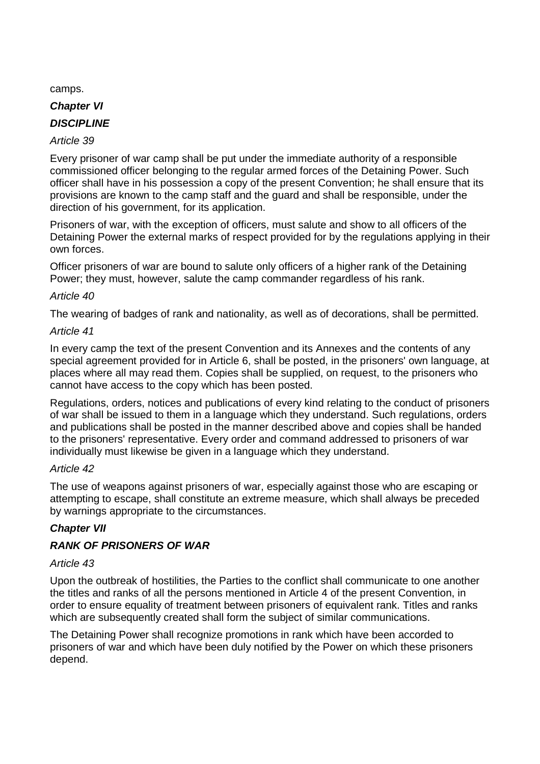camps.

## *Chapter VI*

## *DISCIPLINE*

*Article 39*

Every prisoner of war camp shall be put under the immediate authority of a responsible commissioned officer belonging to the regular armed forces of the Detaining Power. Such officer shall have in his possession a copy of the present Convention; he shall ensure that its provisions are known to the camp staff and the guard and shall be responsible, under the direction of his government, for its application.

Prisoners of war, with the exception of officers, must salute and show to all officers of the Detaining Power the external marks of respect provided for by the regulations applying in their own forces.

Officer prisoners of war are bound to salute only officers of a higher rank of the Detaining Power; they must, however, salute the camp commander regardless of his rank.

*Article 40*

The wearing of badges of rank and nationality, as well as of decorations, shall be permitted.

*Article 41*

In every camp the text of the present Convention and its Annexes and the contents of any special agreement provided for in Article 6, shall be posted, in the prisoners' own language, at places where all may read them. Copies shall be supplied, on request, to the prisoners who cannot have access to the copy which has been posted.

Regulations, orders, notices and publications of every kind relating to the conduct of prisoners of war shall be issued to them in a language which they understand. Such regulations, orders and publications shall be posted in the manner described above and copies shall be handed to the prisoners' representative. Every order and command addressed to prisoners of war individually must likewise be given in a language which they understand.

*Article 42*

The use of weapons against prisoners of war, especially against those who are escaping or attempting to escape, shall constitute an extreme measure, which shall always be preceded by warnings appropriate to the circumstances.

## *Chapter VII*

## *RANK OF PRISONERS OF WAR*

*Article 43*

Upon the outbreak of hostilities, the Parties to the conflict shall communicate to one another the titles and ranks of all the persons mentioned in Article 4 of the present Convention, in order to ensure equality of treatment between prisoners of equivalent rank. Titles and ranks which are subsequently created shall form the subject of similar communications.

The Detaining Power shall recognize promotions in rank which have been accorded to prisoners of war and which have been duly notified by the Power on which these prisoners depend.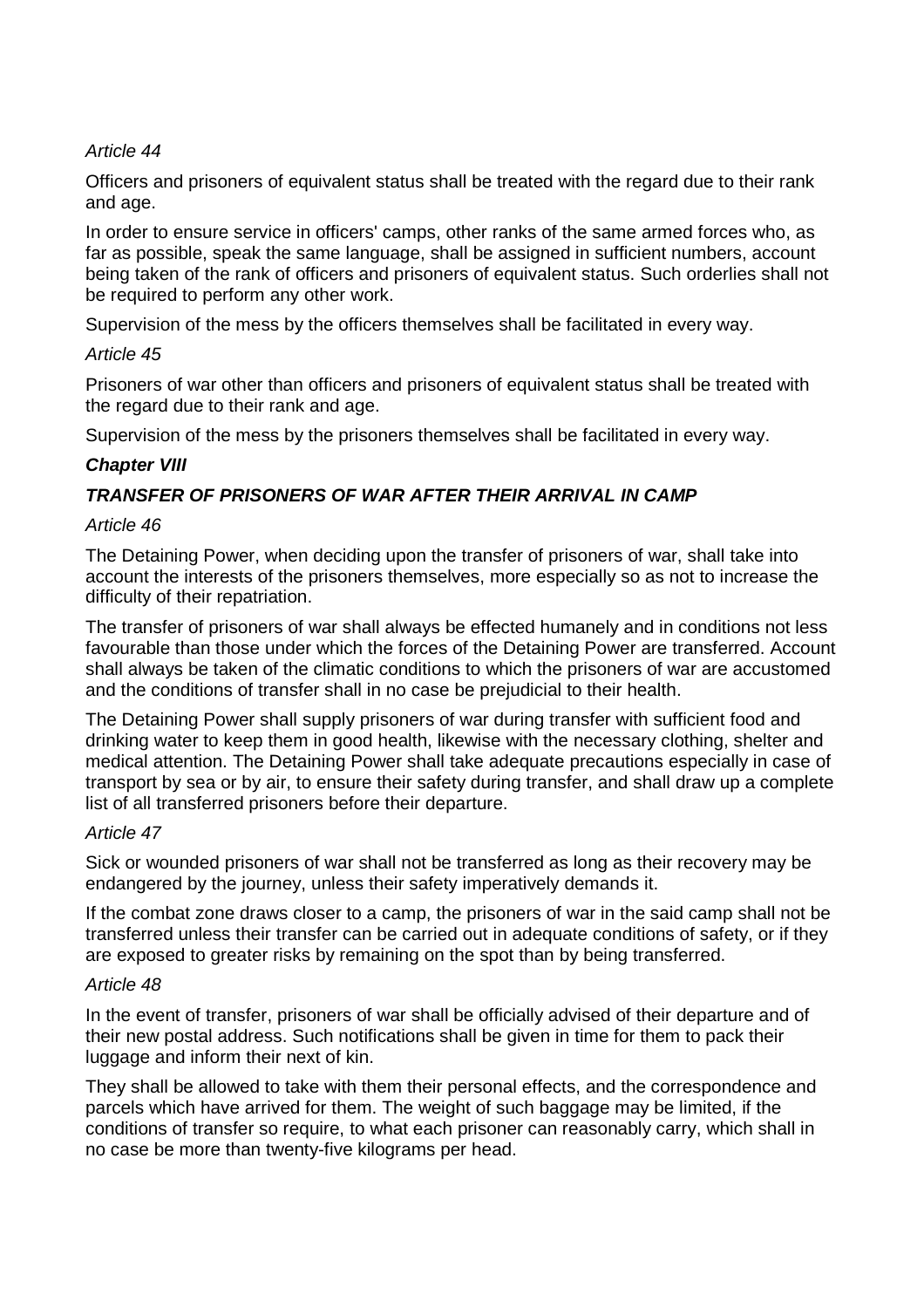*Article 44*

Officers and prisoners of equivalent status shall be treated with the regard due to their rank and age.

In order to ensure service in officers' camps, other ranks of the same armed forces who, as far as possible, speak the same language, shall be assigned in sufficient numbers, account being taken of the rank of officers and prisoners of equivalent status. Such orderlies shall not be required to perform any other work.

Supervision of the mess by the officers themselves shall be facilitated in every way.

*Article 45*

Prisoners of war other than officers and prisoners of equivalent status shall be treated with the regard due to their rank and age.

Supervision of the mess by the prisoners themselves shall be facilitated in every way.

***Chapter VIII***

***TRANSFER OF PRISONERS OF WAR AFTER THEIR ARRIVAL IN CAMP***

*Article 46*

The Detaining Power, when deciding upon the transfer of prisoners of war, shall take into account the interests of the prisoners themselves, more especially so as not to increase the difficulty of their repatriation.

The transfer of prisoners of war shall always be effected humanely and in conditions not less favourable than those under which the forces of the Detaining Power are transferred. Account shall always be taken of the climatic conditions to which the prisoners of war are accustomed and the conditions of transfer shall in no case be prejudicial to their health.

The Detaining Power shall supply prisoners of war during transfer with sufficient food and drinking water to keep them in good health, likewise with the necessary clothing, shelter and medical attention. The Detaining Power shall take adequate precautions especially in case of transport by sea or by air, to ensure their safety during transfer, and shall draw up a complete list of all transferred prisoners before their departure.

*Article 47*

Sick or wounded prisoners of war shall not be transferred as long as their recovery may be endangered by the journey, unless their safety imperatively demands it.

If the combat zone draws closer to a camp, the prisoners of war in the said camp shall not be transferred unless their transfer can be carried out in adequate conditions of safety, or if they are exposed to greater risks by remaining on the spot than by being transferred.

*Article 48*

In the event of transfer, prisoners of war shall be officially advised of their departure and of their new postal address. Such notifications shall be given in time for them to pack their luggage and inform their next of kin.

They shall be allowed to take with them their personal effects, and the correspondence and parcels which have arrived for them. The weight of such baggage may be limited, if the conditions of transfer so require, to what each prisoner can reasonably carry, which shall in no case be more than twenty-five kilograms per head.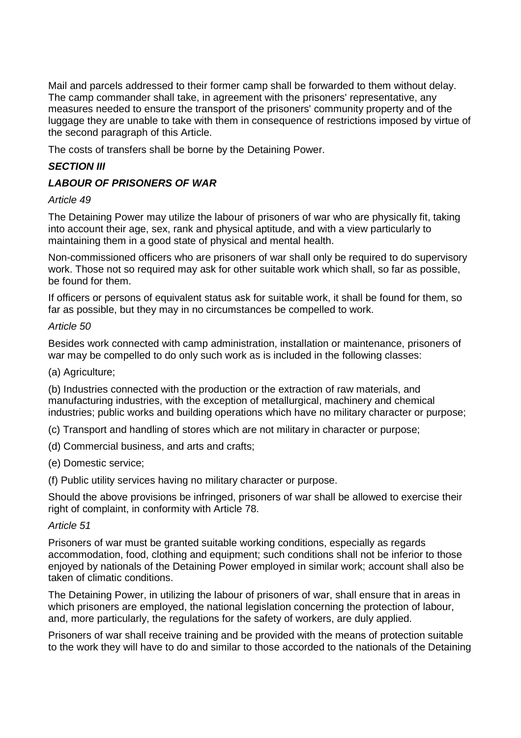Mail and parcels addressed to their former camp shall be forwarded to them without delay. The camp commander shall take, in agreement with the prisoners' representative, any measures needed to ensure the transport of the prisoners' community property and of the luggage they are unable to take with them in consequence of restrictions imposed by virtue of the second paragraph of this Article.

The costs of transfers shall be borne by the Detaining Power.

***SECTION III***

***LABOUR OF PRISONERS OF WAR***

*Article 49*

The Detaining Power may utilize the labour of prisoners of war who are physically fit, taking into account their age, sex, rank and physical aptitude, and with a view particularly to maintaining them in a good state of physical and mental health.

Non-commissioned officers who are prisoners of war shall only be required to do supervisory work. Those not so required may ask for other suitable work which shall, so far as possible, be found for them.

If officers or persons of equivalent status ask for suitable work, it shall be found for them, so far as possible, but they may in no circumstances be compelled to work.

*Article 50*

Besides work connected with camp administration, installation or maintenance, prisoners of war may be compelled to do only such work as is included in the following classes:

(a) Agriculture;

(b) Industries connected with the production or the extraction of raw materials, and manufacturing industries, with the exception of metallurgical, machinery and chemical industries; public works and building operations which have no military character or purpose;

(c) Transport and handling of stores which are not military in character or purpose;

(d) Commercial business, and arts and crafts;

(e) Domestic service;

(f) Public utility services having no military character or purpose.

Should the above provisions be infringed, prisoners of war shall be allowed to exercise their right of complaint, in conformity with Article 78.

*Article 51*

Prisoners of war must be granted suitable working conditions, especially as regards accommodation, food, clothing and equipment; such conditions shall not be inferior to those enjoyed by nationals of the Detaining Power employed in similar work; account shall also be taken of climatic conditions.

The Detaining Power, in utilizing the labour of prisoners of war, shall ensure that in areas in which prisoners are employed, the national legislation concerning the protection of labour, and, more particularly, the regulations for the safety of workers, are duly applied.

Prisoners of war shall receive training and be provided with the means of protection suitable to the work they will have to do and similar to those accorded to the nationals of the Detaining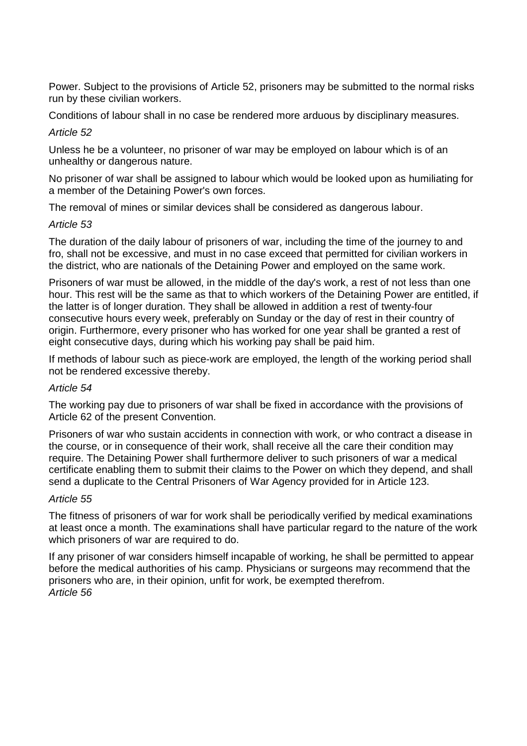Power. Subject to the provisions of Article 52, prisoners may be submitted to the normal risks run by these civilian workers.

Conditions of labour shall in no case be rendered more arduous by disciplinary measures.

*Article 52*

Unless he be a volunteer, no prisoner of war may be employed on labour which is of an unhealthy or dangerous nature.

No prisoner of war shall be assigned to labour which would be looked upon as humiliating for a member of the Detaining Power's own forces.

The removal of mines or similar devices shall be considered as dangerous labour.

*Article 53*

The duration of the daily labour of prisoners of war, including the time of the journey to and fro, shall not be excessive, and must in no case exceed that permitted for civilian workers in the district, who are nationals of the Detaining Power and employed on the same work.

Prisoners of war must be allowed, in the middle of the day's work, a rest of not less than one hour. This rest will be the same as that to which workers of the Detaining Power are entitled, if the latter is of longer duration. They shall be allowed in addition a rest of twenty-four consecutive hours every week, preferably on Sunday or the day of rest in their country of origin. Furthermore, every prisoner who has worked for one year shall be granted a rest of eight consecutive days, during which his working pay shall be paid him.

If methods of labour such as piece-work are employed, the length of the working period shall not be rendered excessive thereby.

*Article 54*

The working pay due to prisoners of war shall be fixed in accordance with the provisions of Article 62 of the present Convention.

Prisoners of war who sustain accidents in connection with work, or who contract a disease in the course, or in consequence of their work, shall receive all the care their condition may require. The Detaining Power shall furthermore deliver to such prisoners of war a medical certificate enabling them to submit their claims to the Power on which they depend, and shall send a duplicate to the Central Prisoners of War Agency provided for in Article 123.

*Article 55*

The fitness of prisoners of war for work shall be periodically verified by medical examinations at least once a month. The examinations shall have particular regard to the nature of the work which prisoners of war are required to do.

If any prisoner of war considers himself incapable of working, he shall be permitted to appear before the medical authorities of his camp. Physicians or surgeons may recommend that the prisoners who are, in their opinion, unfit for work, be exempted therefrom.

*Article 56*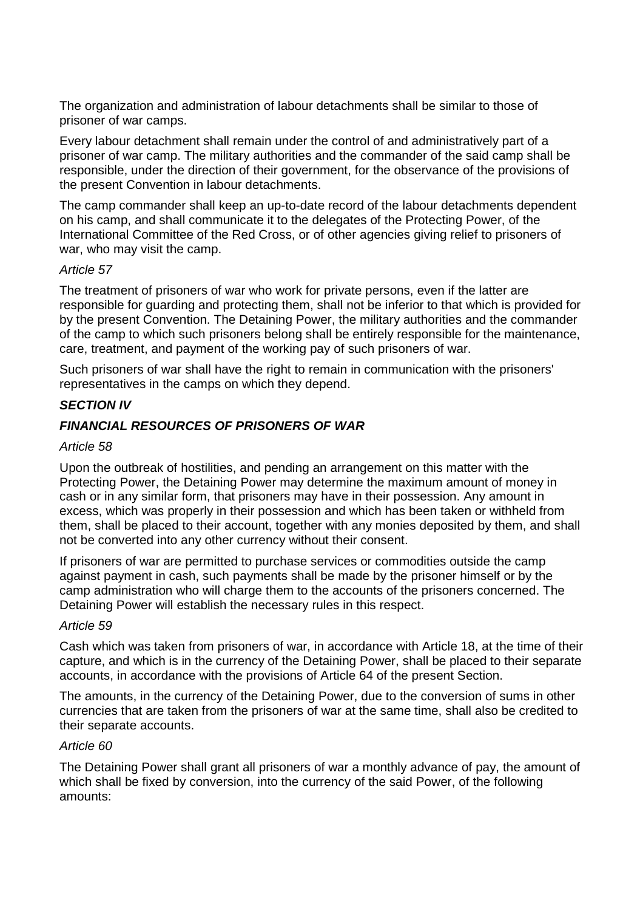The organization and administration of labour detachments shall be similar to those of prisoner of war camps.

Every labour detachment shall remain under the control of and administratively part of a prisoner of war camp. The military authorities and the commander of the said camp shall be responsible, under the direction of their government, for the observance of the provisions of the present Convention in labour detachments.

The camp commander shall keep an up-to-date record of the labour detachments dependent on his camp, and shall communicate it to the delegates of the Protecting Power, of the International Committee of the Red Cross, or of other agencies giving relief to prisoners of war, who may visit the camp.

*Article 57*

The treatment of prisoners of war who work for private persons, even if the latter are responsible for guarding and protecting them, shall not be inferior to that which is provided for by the present Convention. The Detaining Power, the military authorities and the commander of the camp to which such prisoners belong shall be entirely responsible for the maintenance, care, treatment, and payment of the working pay of such prisoners of war.

Such prisoners of war shall have the right to remain in communication with the prisoners' representatives in the camps on which they depend.

## ***SECTION IV***

## ***FINANCIAL RESOURCES OF PRISONERS OF WAR***

*Article 58*

Upon the outbreak of hostilities, and pending an arrangement on this matter with the Protecting Power, the Detaining Power may determine the maximum amount of money in cash or in any similar form, that prisoners may have in their possession. Any amount in excess, which was properly in their possession and which has been taken or withheld from them, shall be placed to their account, together with any monies deposited by them, and shall not be converted into any other currency without their consent.

If prisoners of war are permitted to purchase services or commodities outside the camp against payment in cash, such payments shall be made by the prisoner himself or by the camp administration who will charge them to the accounts of the prisoners concerned. The Detaining Power will establish the necessary rules in this respect.

*Article 59*

Cash which was taken from prisoners of war, in accordance with Article 18, at the time of their capture, and which is in the currency of the Detaining Power, shall be placed to their separate accounts, in accordance with the provisions of Article 64 of the present Section.

The amounts, in the currency of the Detaining Power, due to the conversion of sums in other currencies that are taken from the prisoners of war at the same time, shall also be credited to their separate accounts.

*Article 60*

The Detaining Power shall grant all prisoners of war a monthly advance of pay, the amount of which shall be fixed by conversion, into the currency of the said Power, of the following amounts: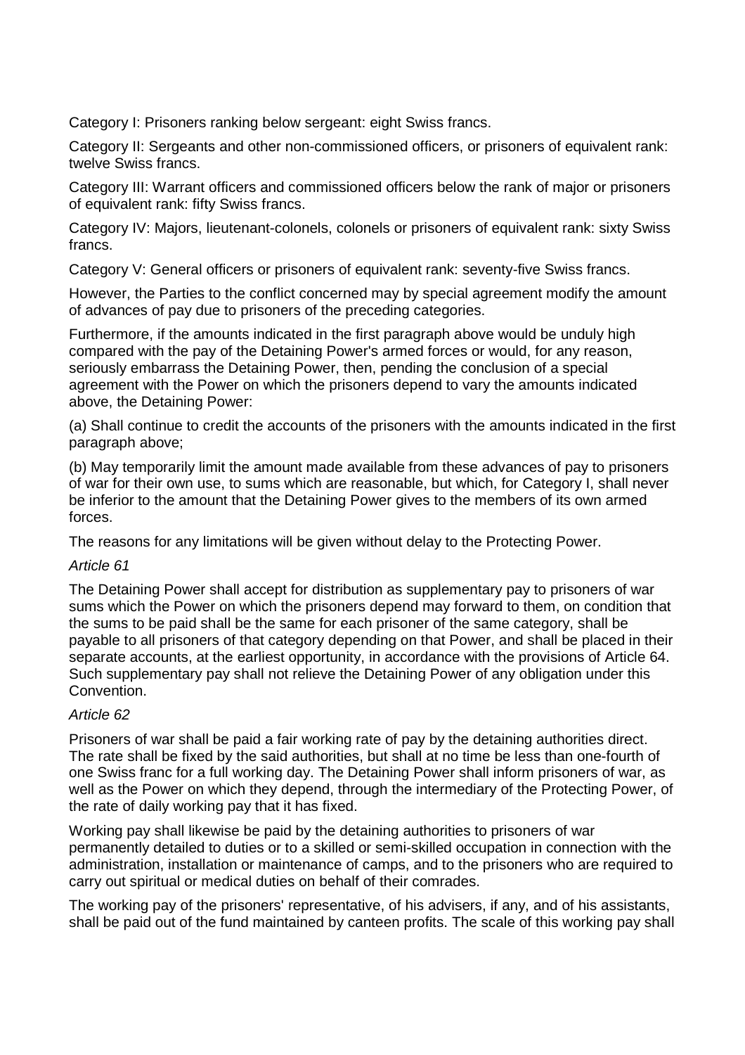Category I: Prisoners ranking below sergeant: eight Swiss francs.

Category II: Sergeants and other non-commissioned officers, or prisoners of equivalent rank: twelve Swiss francs.

Category III: Warrant officers and commissioned officers below the rank of major or prisoners of equivalent rank: fifty Swiss francs.

Category IV: Majors, lieutenant-colonels, colonels or prisoners of equivalent rank: sixty Swiss francs.

Category V: General officers or prisoners of equivalent rank: seventy-five Swiss francs.

However, the Parties to the conflict concerned may by special agreement modify the amount of advances of pay due to prisoners of the preceding categories.

Furthermore, if the amounts indicated in the first paragraph above would be unduly high compared with the pay of the Detaining Power's armed forces or would, for any reason, seriously embarrass the Detaining Power, then, pending the conclusion of a special agreement with the Power on which the prisoners depend to vary the amounts indicated above, the Detaining Power:

(a) Shall continue to credit the accounts of the prisoners with the amounts indicated in the first paragraph above;

(b) May temporarily limit the amount made available from these advances of pay to prisoners of war for their own use, to sums which are reasonable, but which, for Category I, shall never be inferior to the amount that the Detaining Power gives to the members of its own armed forces.

The reasons for any limitations will be given without delay to the Protecting Power.

*Article 61*

The Detaining Power shall accept for distribution as supplementary pay to prisoners of war sums which the Power on which the prisoners depend may forward to them, on condition that the sums to be paid shall be the same for each prisoner of the same category, shall be payable to all prisoners of that category depending on that Power, and shall be placed in their separate accounts, at the earliest opportunity, in accordance with the provisions of Article 64. Such supplementary pay shall not relieve the Detaining Power of any obligation under this Convention.

*Article 62*

Prisoners of war shall be paid a fair working rate of pay by the detaining authorities direct. The rate shall be fixed by the said authorities, but shall at no time be less than one-fourth of one Swiss franc for a full working day. The Detaining Power shall inform prisoners of war, as well as the Power on which they depend, through the intermediary of the Protecting Power, of the rate of daily working pay that it has fixed.

Working pay shall likewise be paid by the detaining authorities to prisoners of war permanently detailed to duties or to a skilled or semi-skilled occupation in connection with the administration, installation or maintenance of camps, and to the prisoners who are required to carry out spiritual or medical duties on behalf of their comrades.

The working pay of the prisoners' representative, of his advisers, if any, and of his assistants, shall be paid out of the fund maintained by canteen profits. The scale of this working pay shall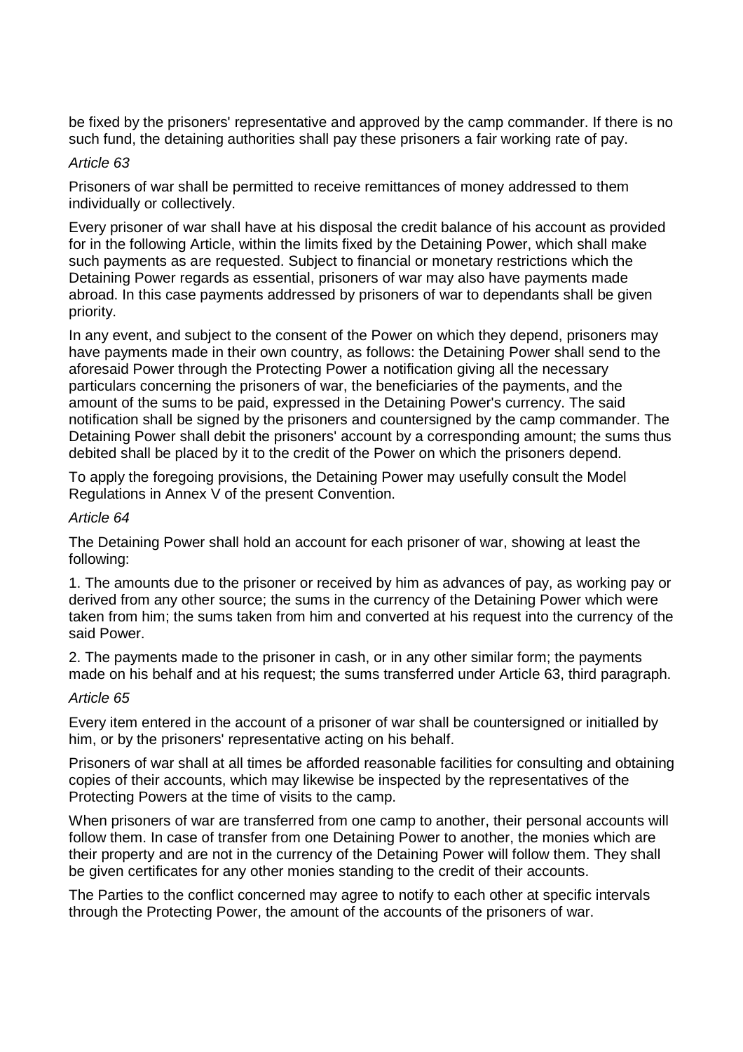be fixed by the prisoners' representative and approved by the camp commander. If there is no such fund, the detaining authorities shall pay these prisoners a fair working rate of pay.

*Article 63*

Prisoners of war shall be permitted to receive remittances of money addressed to them individually or collectively.

Every prisoner of war shall have at his disposal the credit balance of his account as provided for in the following Article, within the limits fixed by the Detaining Power, which shall make such payments as are requested. Subject to financial or monetary restrictions which the Detaining Power regards as essential, prisoners of war may also have payments made abroad. In this case payments addressed by prisoners of war to dependants shall be given priority.

In any event, and subject to the consent of the Power on which they depend, prisoners may have payments made in their own country, as follows: the Detaining Power shall send to the aforesaid Power through the Protecting Power a notification giving all the necessary particulars concerning the prisoners of war, the beneficiaries of the payments, and the amount of the sums to be paid, expressed in the Detaining Power's currency. The said notification shall be signed by the prisoners and countersigned by the camp commander. The Detaining Power shall debit the prisoners' account by a corresponding amount; the sums thus debited shall be placed by it to the credit of the Power on which the prisoners depend.

To apply the foregoing provisions, the Detaining Power may usefully consult the Model Regulations in Annex V of the present Convention.

*Article 64*

The Detaining Power shall hold an account for each prisoner of war, showing at least the following:

1. The amounts due to the prisoner or received by him as advances of pay, as working pay or derived from any other source; the sums in the currency of the Detaining Power which were taken from him; the sums taken from him and converted at his request into the currency of the said Power.

2. The payments made to the prisoner in cash, or in any other similar form; the payments made on his behalf and at his request; the sums transferred under Article 63, third paragraph.

*Article 65*

Every item entered in the account of a prisoner of war shall be countersigned or initialled by him, or by the prisoners' representative acting on his behalf.

Prisoners of war shall at all times be afforded reasonable facilities for consulting and obtaining copies of their accounts, which may likewise be inspected by the representatives of the Protecting Powers at the time of visits to the camp.

When prisoners of war are transferred from one camp to another, their personal accounts will follow them. In case of transfer from one Detaining Power to another, the monies which are their property and are not in the currency of the Detaining Power will follow them. They shall be given certificates for any other monies standing to the credit of their accounts.

The Parties to the conflict concerned may agree to notify to each other at specific intervals through the Protecting Power, the amount of the accounts of the prisoners of war.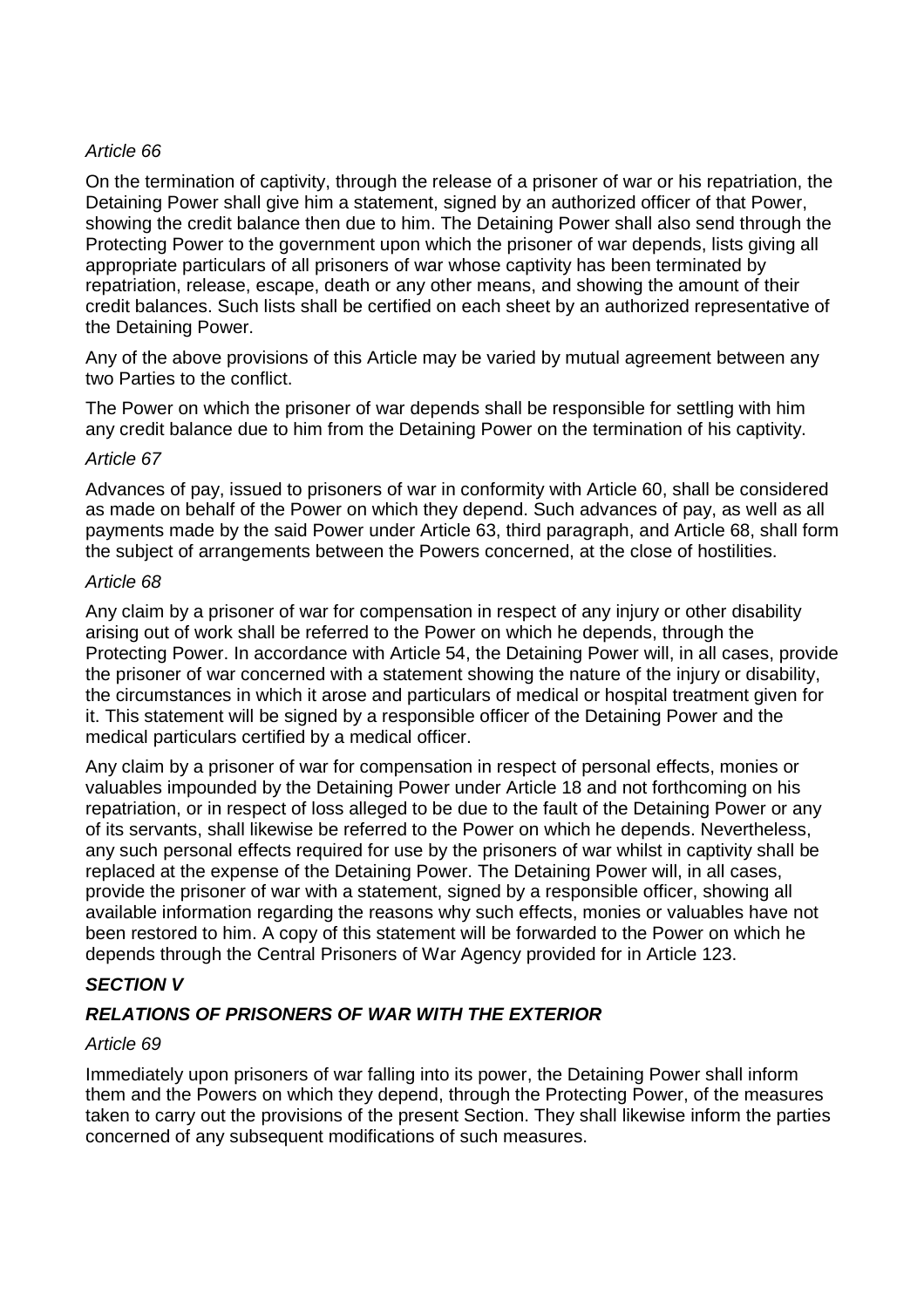*Article 66*

On the termination of captivity, through the release of a prisoner of war or his repatriation, the Detaining Power shall give him a statement, signed by an authorized officer of that Power, showing the credit balance then due to him. The Detaining Power shall also send through the Protecting Power to the government upon which the prisoner of war depends, lists giving all appropriate particulars of all prisoners of war whose captivity has been terminated by repatriation, release, escape, death or any other means, and showing the amount of their credit balances. Such lists shall be certified on each sheet by an authorized representative of the Detaining Power.

Any of the above provisions of this Article may be varied by mutual agreement between any two Parties to the conflict.

The Power on which the prisoner of war depends shall be responsible for settling with him any credit balance due to him from the Detaining Power on the termination of his captivity.

*Article 67*

Advances of pay, issued to prisoners of war in conformity with Article 60, shall be considered as made on behalf of the Power on which they depend. Such advances of pay, as well as all payments made by the said Power under Article 63, third paragraph, and Article 68, shall form the subject of arrangements between the Powers concerned, at the close of hostilities.

*Article 68*

Any claim by a prisoner of war for compensation in respect of any injury or other disability arising out of work shall be referred to the Power on which he depends, through the Protecting Power. In accordance with Article 54, the Detaining Power will, in all cases, provide the prisoner of war concerned with a statement showing the nature of the injury or disability, the circumstances in which it arose and particulars of medical or hospital treatment given for it. This statement will be signed by a responsible officer of the Detaining Power and the medical particulars certified by a medical officer.

Any claim by a prisoner of war for compensation in respect of personal effects, monies or valuables impounded by the Detaining Power under Article 18 and not forthcoming on his repatriation, or in respect of loss alleged to be due to the fault of the Detaining Power or any of its servants, shall likewise be referred to the Power on which he depends. Nevertheless, any such personal effects required for use by the prisoners of war whilst in captivity shall be replaced at the expense of the Detaining Power. The Detaining Power will, in all cases, provide the prisoner of war with a statement, signed by a responsible officer, showing all available information regarding the reasons why such effects, monies or valuables have not been restored to him. A copy of this statement will be forwarded to the Power on which he depends through the Central Prisoners of War Agency provided for in Article 123.

### *SECTION V*

### *RELATIONS OF PRISONERS OF WAR WITH THE EXTERIOR*

*Article 69*

Immediately upon prisoners of war falling into its power, the Detaining Power shall inform them and the Powers on which they depend, through the Protecting Power, of the measures taken to carry out the provisions of the present Section. They shall likewise inform the parties concerned of any subsequent modifications of such measures.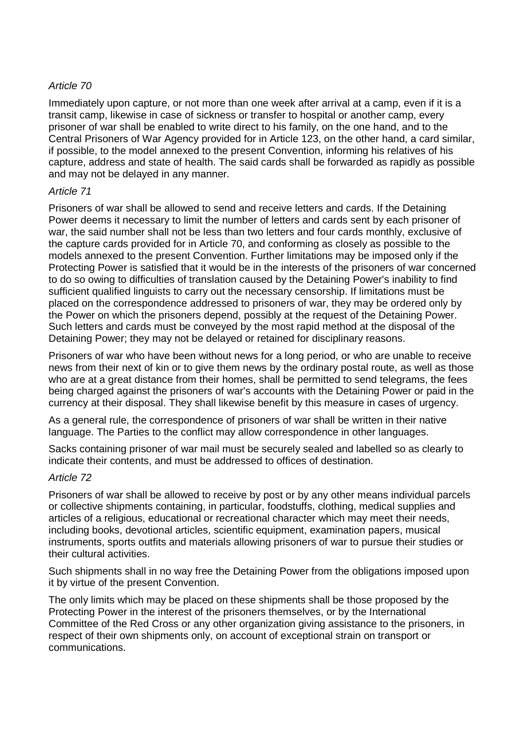*Article 70*

Immediately upon capture, or not more than one week after arrival at a camp, even if it is a transit camp, likewise in case of sickness or transfer to hospital or another camp, every prisoner of war shall be enabled to write direct to his family, on the one hand, and to the Central Prisoners of War Agency provided for in Article 123, on the other hand, a card similar, if possible, to the model annexed to the present Convention, informing his relatives of his capture, address and state of health. The said cards shall be forwarded as rapidly as possible and may not be delayed in any manner.

*Article 71*

Prisoners of war shall be allowed to send and receive letters and cards. If the Detaining Power deems it necessary to limit the number of letters and cards sent by each prisoner of war, the said number shall not be less than two letters and four cards monthly, exclusive of the capture cards provided for in Article 70, and conforming as closely as possible to the models annexed to the present Convention. Further limitations may be imposed only if the Protecting Power is satisfied that it would be in the interests of the prisoners of war concerned to do so owing to difficulties of translation caused by the Detaining Power's inability to find sufficient qualified linguists to carry out the necessary censorship. If limitations must be placed on the correspondence addressed to prisoners of war, they may be ordered only by the Power on which the prisoners depend, possibly at the request of the Detaining Power. Such letters and cards must be conveyed by the most rapid method at the disposal of the Detaining Power; they may not be delayed or retained for disciplinary reasons.

Prisoners of war who have been without news for a long period, or who are unable to receive news from their next of kin or to give them news by the ordinary postal route, as well as those who are at a great distance from their homes, shall be permitted to send telegrams, the fees being charged against the prisoners of war's accounts with the Detaining Power or paid in the currency at their disposal. They shall likewise benefit by this measure in cases of urgency.

As a general rule, the correspondence of prisoners of war shall be written in their native language. The Parties to the conflict may allow correspondence in other languages.

Sacks containing prisoner of war mail must be securely sealed and labelled so as clearly to indicate their contents, and must be addressed to offices of destination.

*Article 72*

Prisoners of war shall be allowed to receive by post or by any other means individual parcels or collective shipments containing, in particular, foodstuffs, clothing, medical supplies and articles of a religious, educational or recreational character which may meet their needs, including books, devotional articles, scientific equipment, examination papers, musical instruments, sports outfits and materials allowing prisoners of war to pursue their studies or their cultural activities.

Such shipments shall in no way free the Detaining Power from the obligations imposed upon it by virtue of the present Convention.

The only limits which may be placed on these shipments shall be those proposed by the Protecting Power in the interest of the prisoners themselves, or by the International Committee of the Red Cross or any other organization giving assistance to the prisoners, in respect of their own shipments only, on account of exceptional strain on transport or communications.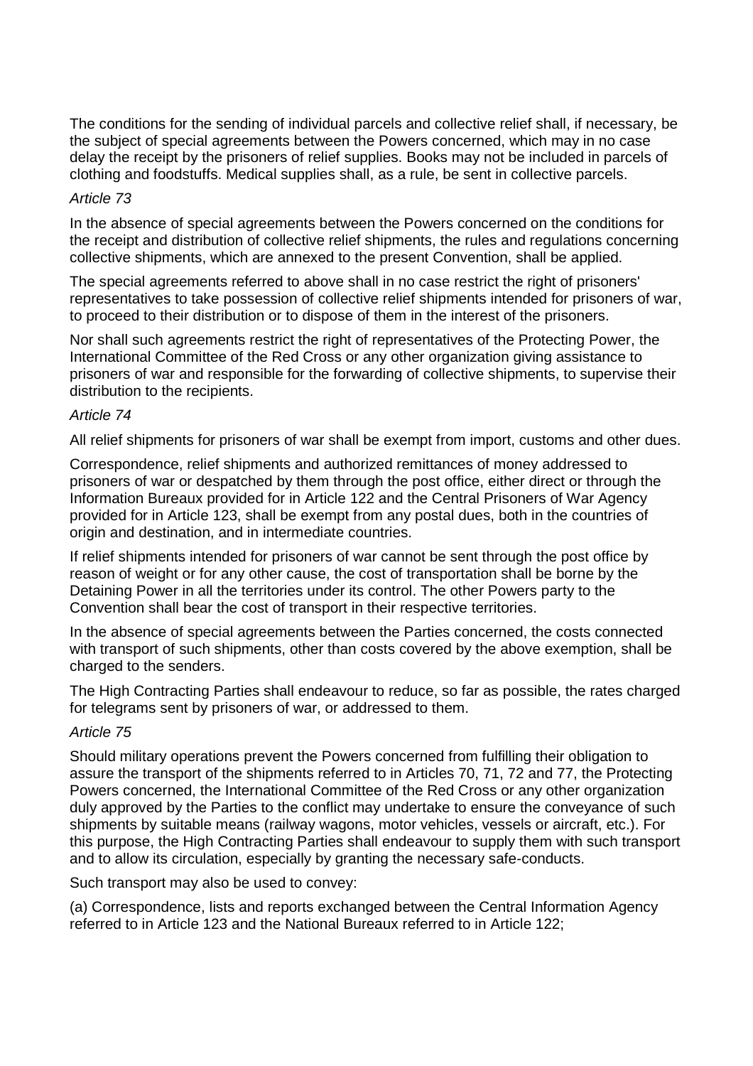The conditions for the sending of individual parcels and collective relief shall, if necessary, be the subject of special agreements between the Powers concerned, which may in no case delay the receipt by the prisoners of relief supplies. Books may not be included in parcels of clothing and foodstuffs. Medical supplies shall, as a rule, be sent in collective parcels.

*Article 73*

In the absence of special agreements between the Powers concerned on the conditions for the receipt and distribution of collective relief shipments, the rules and regulations concerning collective shipments, which are annexed to the present Convention, shall be applied.

The special agreements referred to above shall in no case restrict the right of prisoners' representatives to take possession of collective relief shipments intended for prisoners of war, to proceed to their distribution or to dispose of them in the interest of the prisoners.

Nor shall such agreements restrict the right of representatives of the Protecting Power, the International Committee of the Red Cross or any other organization giving assistance to prisoners of war and responsible for the forwarding of collective shipments, to supervise their distribution to the recipients.

*Article 74*

All relief shipments for prisoners of war shall be exempt from import, customs and other dues.

Correspondence, relief shipments and authorized remittances of money addressed to prisoners of war or despatched by them through the post office, either direct or through the Information Bureaux provided for in Article 122 and the Central Prisoners of War Agency provided for in Article 123, shall be exempt from any postal dues, both in the countries of origin and destination, and in intermediate countries.

If relief shipments intended for prisoners of war cannot be sent through the post office by reason of weight or for any other cause, the cost of transportation shall be borne by the Detaining Power in all the territories under its control. The other Powers party to the Convention shall bear the cost of transport in their respective territories.

In the absence of special agreements between the Parties concerned, the costs connected with transport of such shipments, other than costs covered by the above exemption, shall be charged to the senders.

The High Contracting Parties shall endeavour to reduce, so far as possible, the rates charged for telegrams sent by prisoners of war, or addressed to them.

*Article 75*

Should military operations prevent the Powers concerned from fulfilling their obligation to assure the transport of the shipments referred to in Articles 70, 71, 72 and 77, the Protecting Powers concerned, the International Committee of the Red Cross or any other organization duly approved by the Parties to the conflict may undertake to ensure the conveyance of such shipments by suitable means (railway wagons, motor vehicles, vessels or aircraft, etc.). For this purpose, the High Contracting Parties shall endeavour to supply them with such transport and to allow its circulation, especially by granting the necessary safe-conducts.

Such transport may also be used to convey:

(a) Correspondence, lists and reports exchanged between the Central Information Agency referred to in Article 123 and the National Bureaux referred to in Article 122;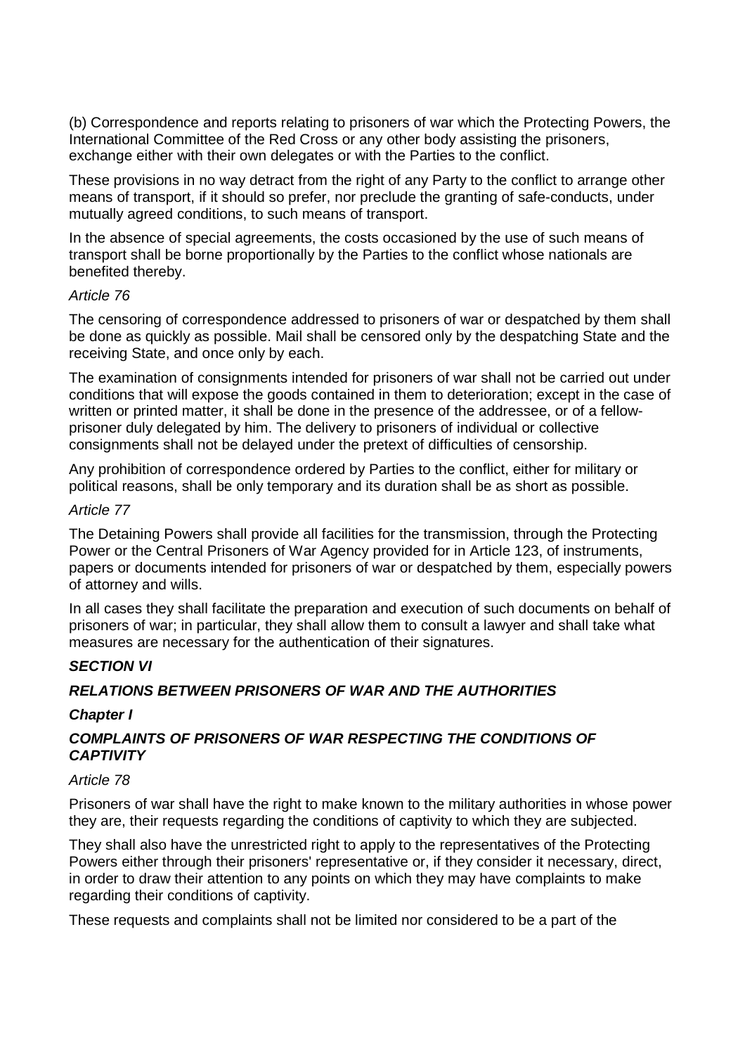(b) Correspondence and reports relating to prisoners of war which the Protecting Powers, the International Committee of the Red Cross or any other body assisting the prisoners, exchange either with their own delegates or with the Parties to the conflict.

These provisions in no way detract from the right of any Party to the conflict to arrange other means of transport, if it should so prefer, nor preclude the granting of safe-conducts, under mutually agreed conditions, to such means of transport.

In the absence of special agreements, the costs occasioned by the use of such means of transport shall be borne proportionally by the Parties to the conflict whose nationals are benefited thereby.

*Article 76*

The censoring of correspondence addressed to prisoners of war or despatched by them shall be done as quickly as possible. Mail shall be censored only by the despatching State and the receiving State, and once only by each.

The examination of consignments intended for prisoners of war shall not be carried out under conditions that will expose the goods contained in them to deterioration; except in the case of written or printed matter, it shall be done in the presence of the addressee, or of a fellow-prisoner duly delegated by him. The delivery to prisoners of individual or collective consignments shall not be delayed under the pretext of difficulties of censorship.

Any prohibition of correspondence ordered by Parties to the conflict, either for military or political reasons, shall be only temporary and its duration shall be as short as possible.

*Article 77*

The Detaining Powers shall provide all facilities for the transmission, through the Protecting Power or the Central Prisoners of War Agency provided for in Article 123, of instruments, papers or documents intended for prisoners of war or despatched by them, especially powers of attorney and wills.

In all cases they shall facilitate the preparation and execution of such documents on behalf of prisoners of war; in particular, they shall allow them to consult a lawyer and shall take what measures are necessary for the authentication of their signatures.

## *SECTION VI*

## *RELATIONS BETWEEN PRISONERS OF WAR AND THE AUTHORITIES*

### *Chapter I*

### *COMPLAINTS OF PRISONERS OF WAR RESPECTING THE CONDITIONS OF CAPTIVITY*

*Article 78*

Prisoners of war shall have the right to make known to the military authorities in whose power they are, their requests regarding the conditions of captivity to which they are subjected.

They shall also have the unrestricted right to apply to the representatives of the Protecting Powers either through their prisoners' representative or, if they consider it necessary, direct, in order to draw their attention to any points on which they may have complaints to make regarding their conditions of captivity.

These requests and complaints shall not be limited nor considered to be a part of the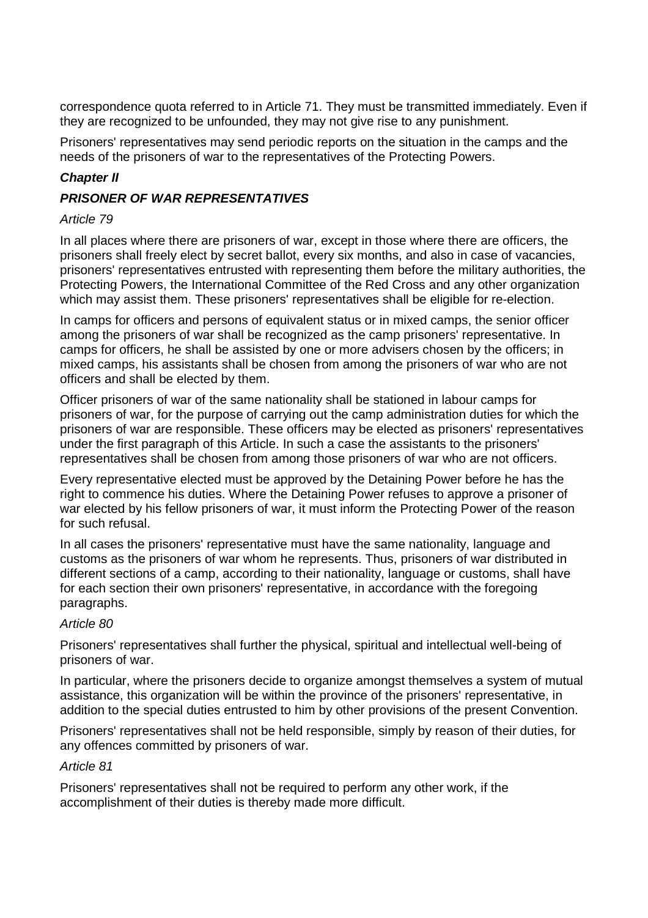correspondence quota referred to in Article 71. They must be transmitted immediately. Even if they are recognized to be unfounded, they may not give rise to any punishment.

Prisoners' representatives may send periodic reports on the situation in the camps and the needs of the prisoners of war to the representatives of the Protecting Powers.

### *Chapter II*

### *PRISONER OF WAR REPRESENTATIVES*

*Article 79*

In all places where there are prisoners of war, except in those where there are officers, the prisoners shall freely elect by secret ballot, every six months, and also in case of vacancies, prisoners' representatives entrusted with representing them before the military authorities, the Protecting Powers, the International Committee of the Red Cross and any other organization which may assist them. These prisoners' representatives shall be eligible for re-election.

In camps for officers and persons of equivalent status or in mixed camps, the senior officer among the prisoners of war shall be recognized as the camp prisoners' representative. In camps for officers, he shall be assisted by one or more advisers chosen by the officers; in mixed camps, his assistants shall be chosen from among the prisoners of war who are not officers and shall be elected by them.

Officer prisoners of war of the same nationality shall be stationed in labour camps for prisoners of war, for the purpose of carrying out the camp administration duties for which the prisoners of war are responsible. These officers may be elected as prisoners' representatives under the first paragraph of this Article. In such a case the assistants to the prisoners' representatives shall be chosen from among those prisoners of war who are not officers.

Every representative elected must be approved by the Detaining Power before he has the right to commence his duties. Where the Detaining Power refuses to approve a prisoner of war elected by his fellow prisoners of war, it must inform the Protecting Power of the reason for such refusal.

In all cases the prisoners' representative must have the same nationality, language and customs as the prisoners of war whom he represents. Thus, prisoners of war distributed in different sections of a camp, according to their nationality, language or customs, shall have for each section their own prisoners' representative, in accordance with the foregoing paragraphs.

*Article 80*

Prisoners' representatives shall further the physical, spiritual and intellectual well-being of prisoners of war.

In particular, where the prisoners decide to organize amongst themselves a system of mutual assistance, this organization will be within the province of the prisoners' representative, in addition to the special duties entrusted to him by other provisions of the present Convention.

Prisoners' representatives shall not be held responsible, simply by reason of their duties, for any offences committed by prisoners of war.

*Article 81*

Prisoners' representatives shall not be required to perform any other work, if the accomplishment of their duties is thereby made more difficult.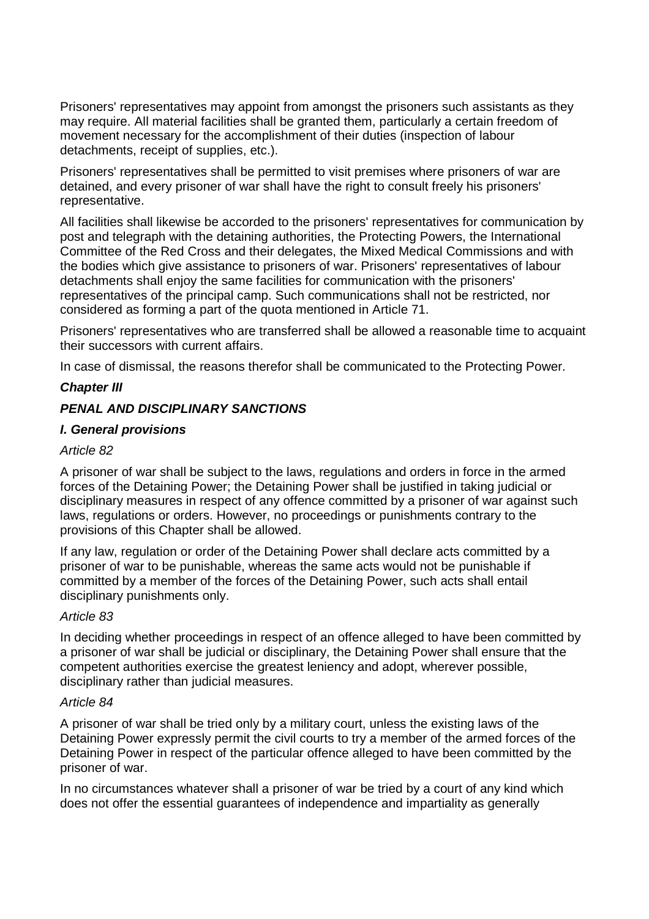Prisoners' representatives may appoint from amongst the prisoners such assistants as they may require. All material facilities shall be granted them, particularly a certain freedom of movement necessary for the accomplishment of their duties (inspection of labour detachments, receipt of supplies, etc.).

Prisoners' representatives shall be permitted to visit premises where prisoners of war are detained, and every prisoner of war shall have the right to consult freely his prisoners' representative.

All facilities shall likewise be accorded to the prisoners' representatives for communication by post and telegraph with the detaining authorities, the Protecting Powers, the International Committee of the Red Cross and their delegates, the Mixed Medical Commissions and with the bodies which give assistance to prisoners of war. Prisoners' representatives of labour detachments shall enjoy the same facilities for communication with the prisoners' representatives of the principal camp. Such communications shall not be restricted, nor considered as forming a part of the quota mentioned in Article 71.

Prisoners' representatives who are transferred shall be allowed a reasonable time to acquaint their successors with current affairs.

In case of dismissal, the reasons therefor shall be communicated to the Protecting Power.

## ***Chapter III***

## ***PENAL AND DISCIPLINARY SANCTIONS***

### ***I. General provisions***

*Article 82*

A prisoner of war shall be subject to the laws, regulations and orders in force in the armed forces of the Detaining Power; the Detaining Power shall be justified in taking judicial or disciplinary measures in respect of any offence committed by a prisoner of war against such laws, regulations or orders. However, no proceedings or punishments contrary to the provisions of this Chapter shall be allowed.

If any law, regulation or order of the Detaining Power shall declare acts committed by a prisoner of war to be punishable, whereas the same acts would not be punishable if committed by a member of the forces of the Detaining Power, such acts shall entail disciplinary punishments only.

*Article 83*

In deciding whether proceedings in respect of an offence alleged to have been committed by a prisoner of war shall be judicial or disciplinary, the Detaining Power shall ensure that the competent authorities exercise the greatest leniency and adopt, wherever possible, disciplinary rather than judicial measures.

*Article 84*

A prisoner of war shall be tried only by a military court, unless the existing laws of the Detaining Power expressly permit the civil courts to try a member of the armed forces of the Detaining Power in respect of the particular offence alleged to have been committed by the prisoner of war.

In no circumstances whatever shall a prisoner of war be tried by a court of any kind which does not offer the essential guarantees of independence and impartiality as generally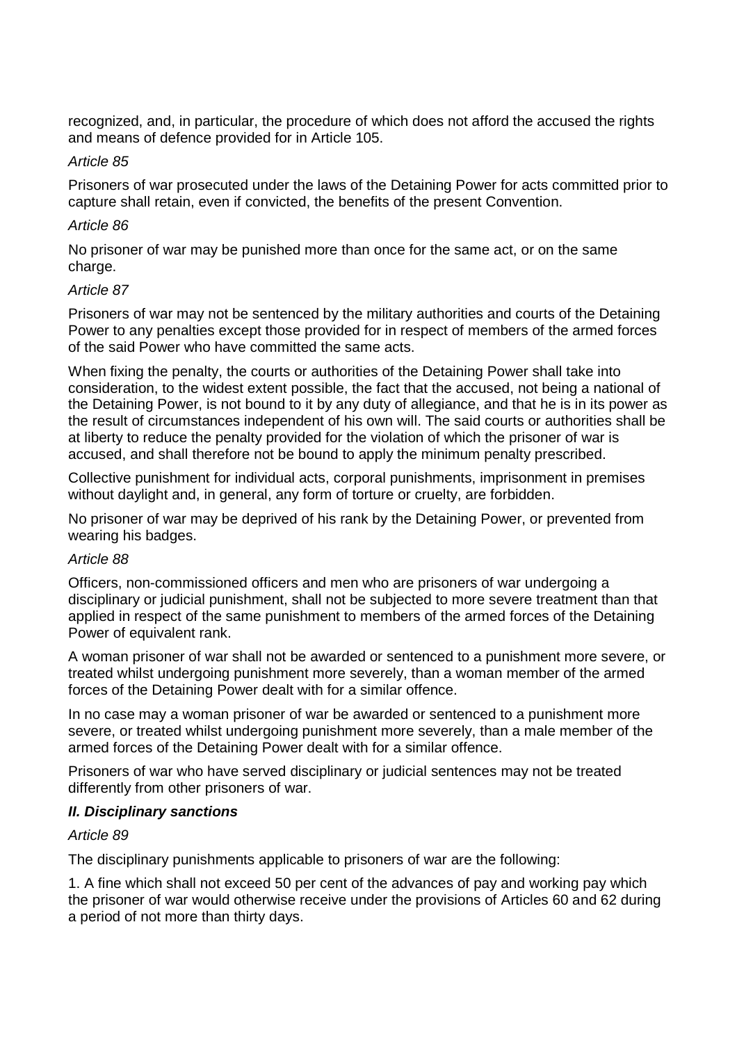recognized, and, in particular, the procedure of which does not afford the accused the rights and means of defence provided for in Article 105.

*Article 85*

Prisoners of war prosecuted under the laws of the Detaining Power for acts committed prior to capture shall retain, even if convicted, the benefits of the present Convention.

*Article 86*

No prisoner of war may be punished more than once for the same act, or on the same charge.

*Article 87*

Prisoners of war may not be sentenced by the military authorities and courts of the Detaining Power to any penalties except those provided for in respect of members of the armed forces of the said Power who have committed the same acts.

When fixing the penalty, the courts or authorities of the Detaining Power shall take into consideration, to the widest extent possible, the fact that the accused, not being a national of the Detaining Power, is not bound to it by any duty of allegiance, and that he is in its power as the result of circumstances independent of his own will. The said courts or authorities shall be at liberty to reduce the penalty provided for the violation of which the prisoner of war is accused, and shall therefore not be bound to apply the minimum penalty prescribed.

Collective punishment for individual acts, corporal punishments, imprisonment in premises without daylight and, in general, any form of torture or cruelty, are forbidden.

No prisoner of war may be deprived of his rank by the Detaining Power, or prevented from wearing his badges.

*Article 88*

Officers, non-commissioned officers and men who are prisoners of war undergoing a disciplinary or judicial punishment, shall not be subjected to more severe treatment than that applied in respect of the same punishment to members of the armed forces of the Detaining Power of equivalent rank.

A woman prisoner of war shall not be awarded or sentenced to a punishment more severe, or treated whilst undergoing punishment more severely, than a woman member of the armed forces of the Detaining Power dealt with for a similar offence.

In no case may a woman prisoner of war be awarded or sentenced to a punishment more severe, or treated whilst undergoing punishment more severely, than a male member of the armed forces of the Detaining Power dealt with for a similar offence.

Prisoners of war who have served disciplinary or judicial sentences may not be treated differently from other prisoners of war.

***II. Disciplinary sanctions***

*Article 89*

The disciplinary punishments applicable to prisoners of war are the following:

1. A fine which shall not exceed 50 per cent of the advances of pay and working pay which the prisoner of war would otherwise receive under the provisions of Articles 60 and 62 during a period of not more than thirty days.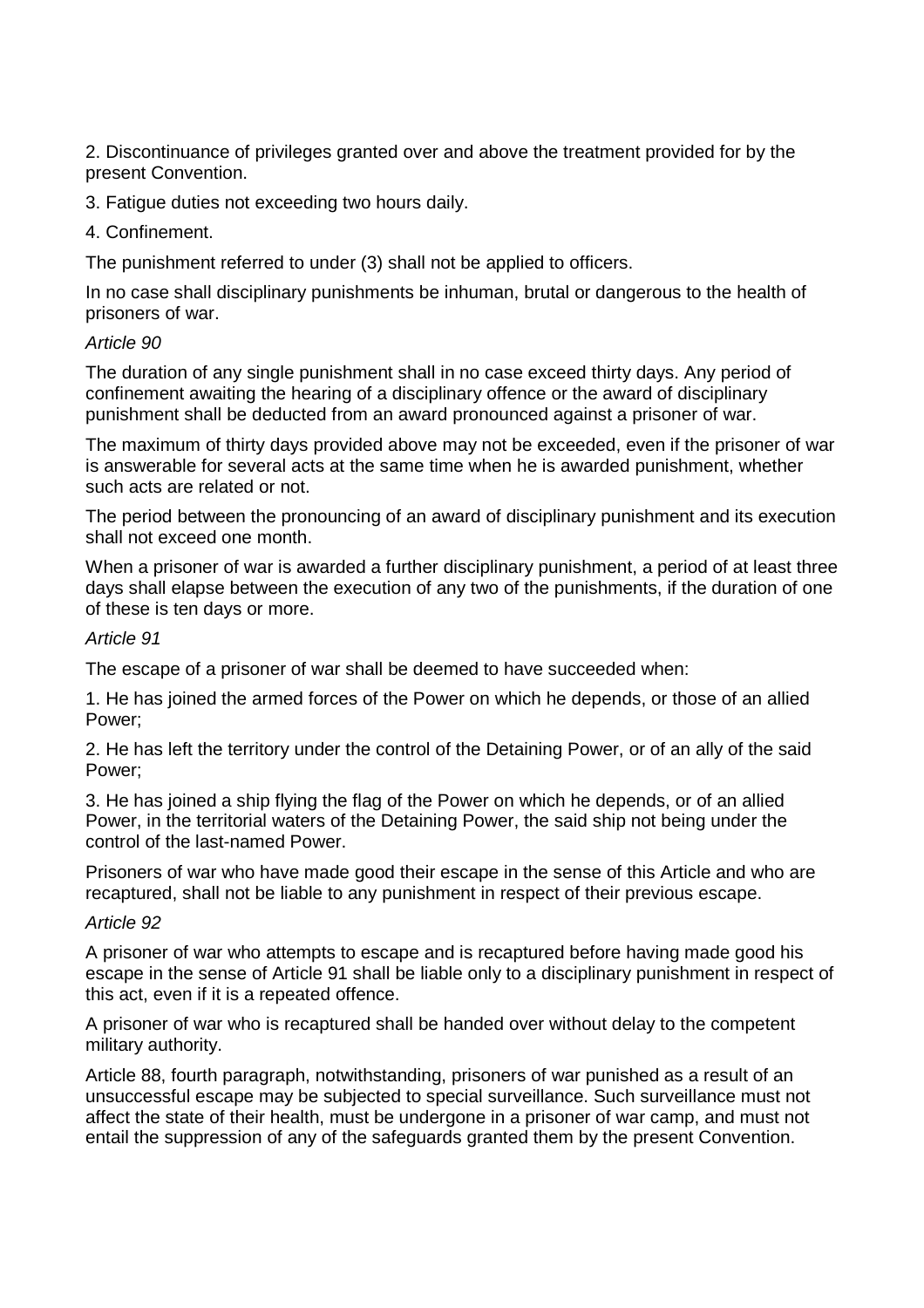2. Discontinuance of privileges granted over and above the treatment provided for by the present Convention.

3. Fatigue duties not exceeding two hours daily.

4. Confinement.

The punishment referred to under (3) shall not be applied to officers.

In no case shall disciplinary punishments be inhuman, brutal or dangerous to the health of prisoners of war.

*Article 90*

The duration of any single punishment shall in no case exceed thirty days. Any period of confinement awaiting the hearing of a disciplinary offence or the award of disciplinary punishment shall be deducted from an award pronounced against a prisoner of war.

The maximum of thirty days provided above may not be exceeded, even if the prisoner of war is answerable for several acts at the same time when he is awarded punishment, whether such acts are related or not.

The period between the pronouncing of an award of disciplinary punishment and its execution shall not exceed one month.

When a prisoner of war is awarded a further disciplinary punishment, a period of at least three days shall elapse between the execution of any two of the punishments, if the duration of one of these is ten days or more.

*Article 91*

The escape of a prisoner of war shall be deemed to have succeeded when:

1. He has joined the armed forces of the Power on which he depends, or those of an allied Power;

2. He has left the territory under the control of the Detaining Power, or of an ally of the said Power;

3. He has joined a ship flying the flag of the Power on which he depends, or of an allied Power, in the territorial waters of the Detaining Power, the said ship not being under the control of the last-named Power.

Prisoners of war who have made good their escape in the sense of this Article and who are recaptured, shall not be liable to any punishment in respect of their previous escape.

*Article 92*

A prisoner of war who attempts to escape and is recaptured before having made good his escape in the sense of Article 91 shall be liable only to a disciplinary punishment in respect of this act, even if it is a repeated offence.

A prisoner of war who is recaptured shall be handed over without delay to the competent military authority.

Article 88, fourth paragraph, notwithstanding, prisoners of war punished as a result of an unsuccessful escape may be subjected to special surveillance. Such surveillance must not affect the state of their health, must be undergone in a prisoner of war camp, and must not entail the suppression of any of the safeguards granted them by the present Convention.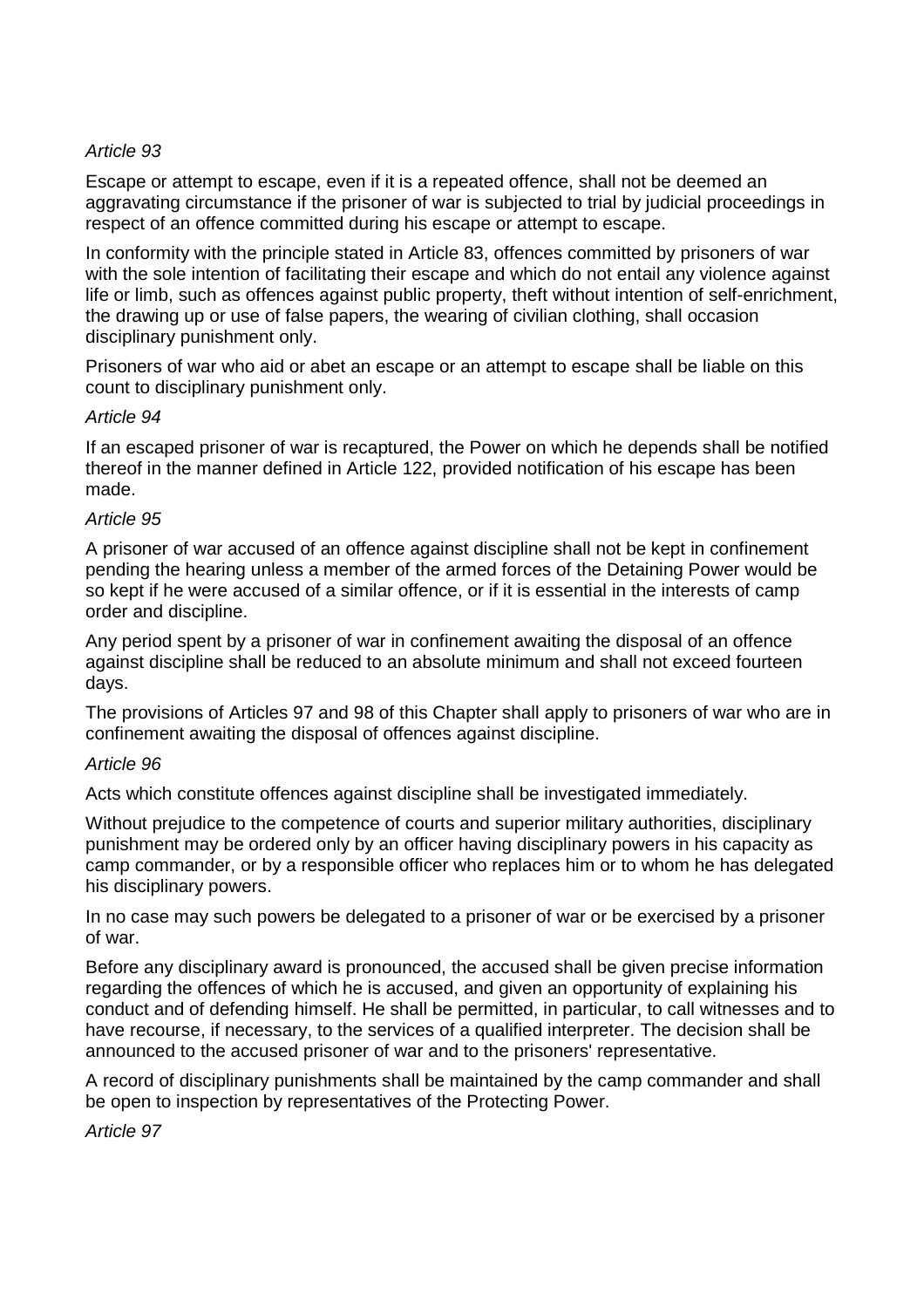*Article 93*

Escape or attempt to escape, even if it is a repeated offence, shall not be deemed an aggravating circumstance if the prisoner of war is subjected to trial by judicial proceedings in respect of an offence committed during his escape or attempt to escape.

In conformity with the principle stated in Article 83, offences committed by prisoners of war with the sole intention of facilitating their escape and which do not entail any violence against life or limb, such as offences against public property, theft without intention of self-enrichment, the drawing up or use of false papers, the wearing of civilian clothing, shall occasion disciplinary punishment only.

Prisoners of war who aid or abet an escape or an attempt to escape shall be liable on this count to disciplinary punishment only.

*Article 94*

If an escaped prisoner of war is recaptured, the Power on which he depends shall be notified thereof in the manner defined in Article 122, provided notification of his escape has been made.

*Article 95*

A prisoner of war accused of an offence against discipline shall not be kept in confinement pending the hearing unless a member of the armed forces of the Detaining Power would be so kept if he were accused of a similar offence, or if it is essential in the interests of camp order and discipline.

Any period spent by a prisoner of war in confinement awaiting the disposal of an offence against discipline shall be reduced to an absolute minimum and shall not exceed fourteen days.

The provisions of Articles 97 and 98 of this Chapter shall apply to prisoners of war who are in confinement awaiting the disposal of offences against discipline.

*Article 96*

Acts which constitute offences against discipline shall be investigated immediately.

Without prejudice to the competence of courts and superior military authorities, disciplinary punishment may be ordered only by an officer having disciplinary powers in his capacity as camp commander, or by a responsible officer who replaces him or to whom he has delegated his disciplinary powers.

In no case may such powers be delegated to a prisoner of war or be exercised by a prisoner of war.

Before any disciplinary award is pronounced, the accused shall be given precise information regarding the offences of which he is accused, and given an opportunity of explaining his conduct and of defending himself. He shall be permitted, in particular, to call witnesses and to have recourse, if necessary, to the services of a qualified interpreter. The decision shall be announced to the accused prisoner of war and to the prisoners' representative.

A record of disciplinary punishments shall be maintained by the camp commander and shall be open to inspection by representatives of the Protecting Power.

*Article 97*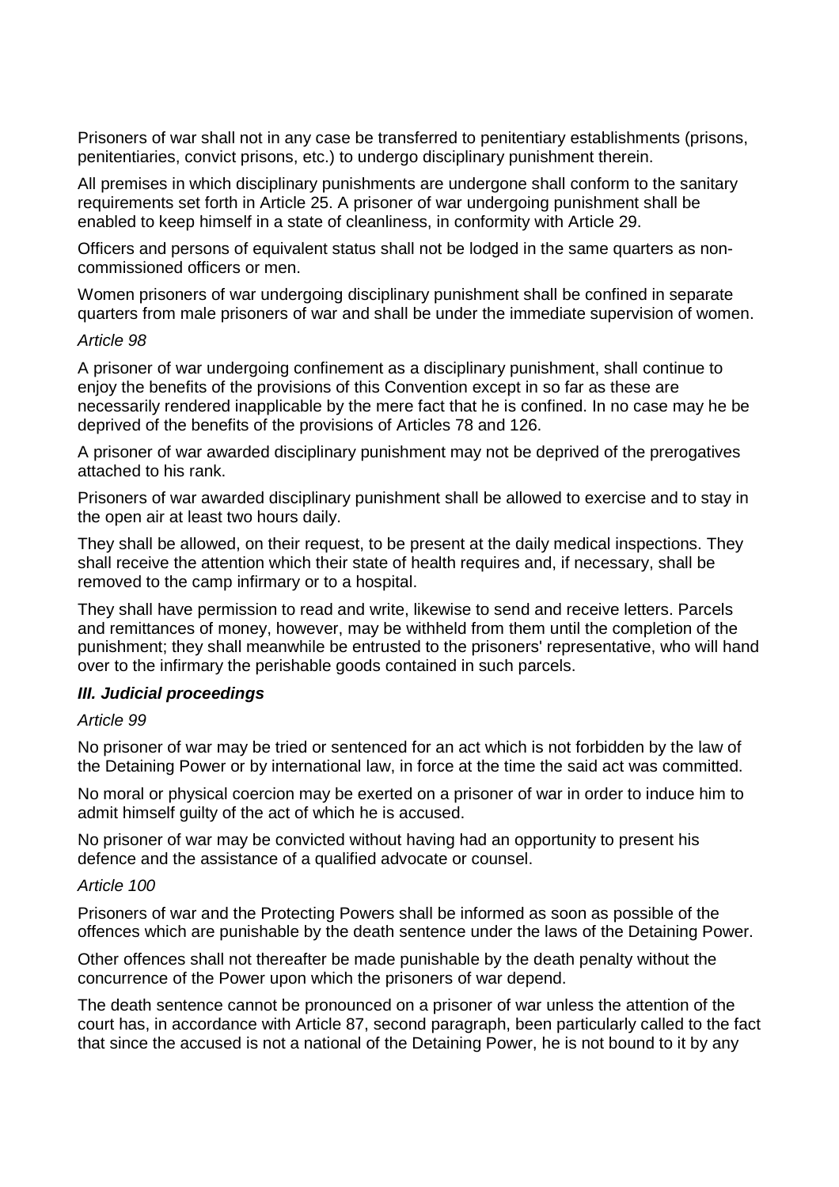Prisoners of war shall not in any case be transferred to penitentiary establishments (prisons, penitentiaries, convict prisons, etc.) to undergo disciplinary punishment therein.

All premises in which disciplinary punishments are undergone shall conform to the sanitary requirements set forth in Article 25. A prisoner of war undergoing punishment shall be enabled to keep himself in a state of cleanliness, in conformity with Article 29.

Officers and persons of equivalent status shall not be lodged in the same quarters as non-commissioned officers or men.

Women prisoners of war undergoing disciplinary punishment shall be confined in separate quarters from male prisoners of war and shall be under the immediate supervision of women.

*Article 98*

A prisoner of war undergoing confinement as a disciplinary punishment, shall continue to enjoy the benefits of the provisions of this Convention except in so far as these are necessarily rendered inapplicable by the mere fact that he is confined. In no case may he be deprived of the benefits of the provisions of Articles 78 and 126.

A prisoner of war awarded disciplinary punishment may not be deprived of the prerogatives attached to his rank.

Prisoners of war awarded disciplinary punishment shall be allowed to exercise and to stay in the open air at least two hours daily.

They shall be allowed, on their request, to be present at the daily medical inspections. They shall receive the attention which their state of health requires and, if necessary, shall be removed to the camp infirmary or to a hospital.

They shall have permission to read and write, likewise to send and receive letters. Parcels and remittances of money, however, may be withheld from them until the completion of the punishment; they shall meanwhile be entrusted to the prisoners' representative, who will hand over to the infirmary the perishable goods contained in such parcels.

### *III. Judicial proceedings*

*Article 99*

No prisoner of war may be tried or sentenced for an act which is not forbidden by the law of the Detaining Power or by international law, in force at the time the said act was committed.

No moral or physical coercion may be exerted on a prisoner of war in order to induce him to admit himself guilty of the act of which he is accused.

No prisoner of war may be convicted without having had an opportunity to present his defence and the assistance of a qualified advocate or counsel.

*Article 100*

Prisoners of war and the Protecting Powers shall be informed as soon as possible of the offences which are punishable by the death sentence under the laws of the Detaining Power.

Other offences shall not thereafter be made punishable by the death penalty without the concurrence of the Power upon which the prisoners of war depend.

The death sentence cannot be pronounced on a prisoner of war unless the attention of the court has, in accordance with Article 87, second paragraph, been particularly called to the fact that since the accused is not a national of the Detaining Power, he is not bound to it by any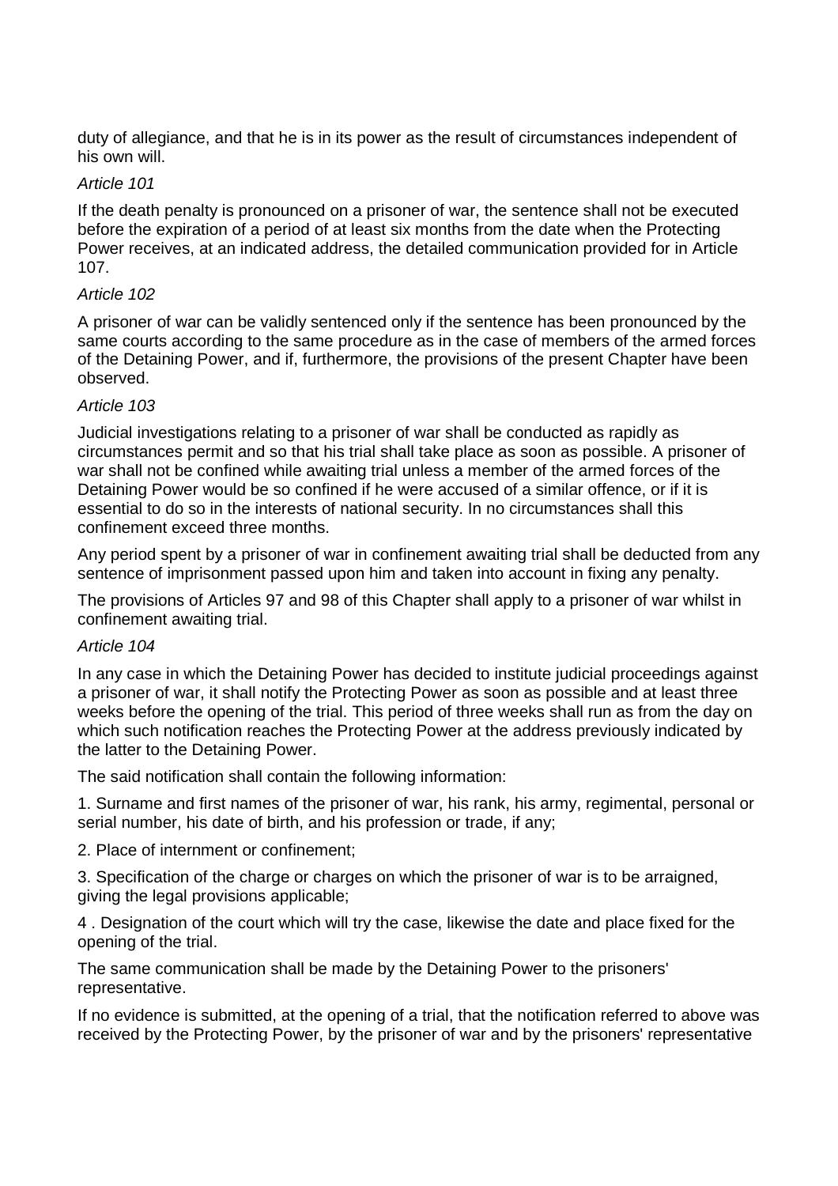duty of allegiance, and that he is in its power as the result of circumstances independent of his own will.

*Article 101*

If the death penalty is pronounced on a prisoner of war, the sentence shall not be executed before the expiration of a period of at least six months from the date when the Protecting Power receives, at an indicated address, the detailed communication provided for in Article 107.

*Article 102*

A prisoner of war can be validly sentenced only if the sentence has been pronounced by the same courts according to the same procedure as in the case of members of the armed forces of the Detaining Power, and if, furthermore, the provisions of the present Chapter have been observed.

*Article 103*

Judicial investigations relating to a prisoner of war shall be conducted as rapidly as circumstances permit and so that his trial shall take place as soon as possible. A prisoner of war shall not be confined while awaiting trial unless a member of the armed forces of the Detaining Power would be so confined if he were accused of a similar offence, or if it is essential to do so in the interests of national security. In no circumstances shall this confinement exceed three months.

Any period spent by a prisoner of war in confinement awaiting trial shall be deducted from any sentence of imprisonment passed upon him and taken into account in fixing any penalty.

The provisions of Articles 97 and 98 of this Chapter shall apply to a prisoner of war whilst in confinement awaiting trial.

*Article 104*

In any case in which the Detaining Power has decided to institute judicial proceedings against a prisoner of war, it shall notify the Protecting Power as soon as possible and at least three weeks before the opening of the trial. This period of three weeks shall run as from the day on which such notification reaches the Protecting Power at the address previously indicated by the latter to the Detaining Power.

The said notification shall contain the following information:

1. Surname and first names of the prisoner of war, his rank, his army, regimental, personal or serial number, his date of birth, and his profession or trade, if any;

2. Place of internment or confinement;

3. Specification of the charge or charges on which the prisoner of war is to be arraigned, giving the legal provisions applicable;

4 . Designation of the court which will try the case, likewise the date and place fixed for the opening of the trial.

The same communication shall be made by the Detaining Power to the prisoners' representative.

If no evidence is submitted, at the opening of a trial, that the notification referred to above was received by the Protecting Power, by the prisoner of war and by the prisoners' representative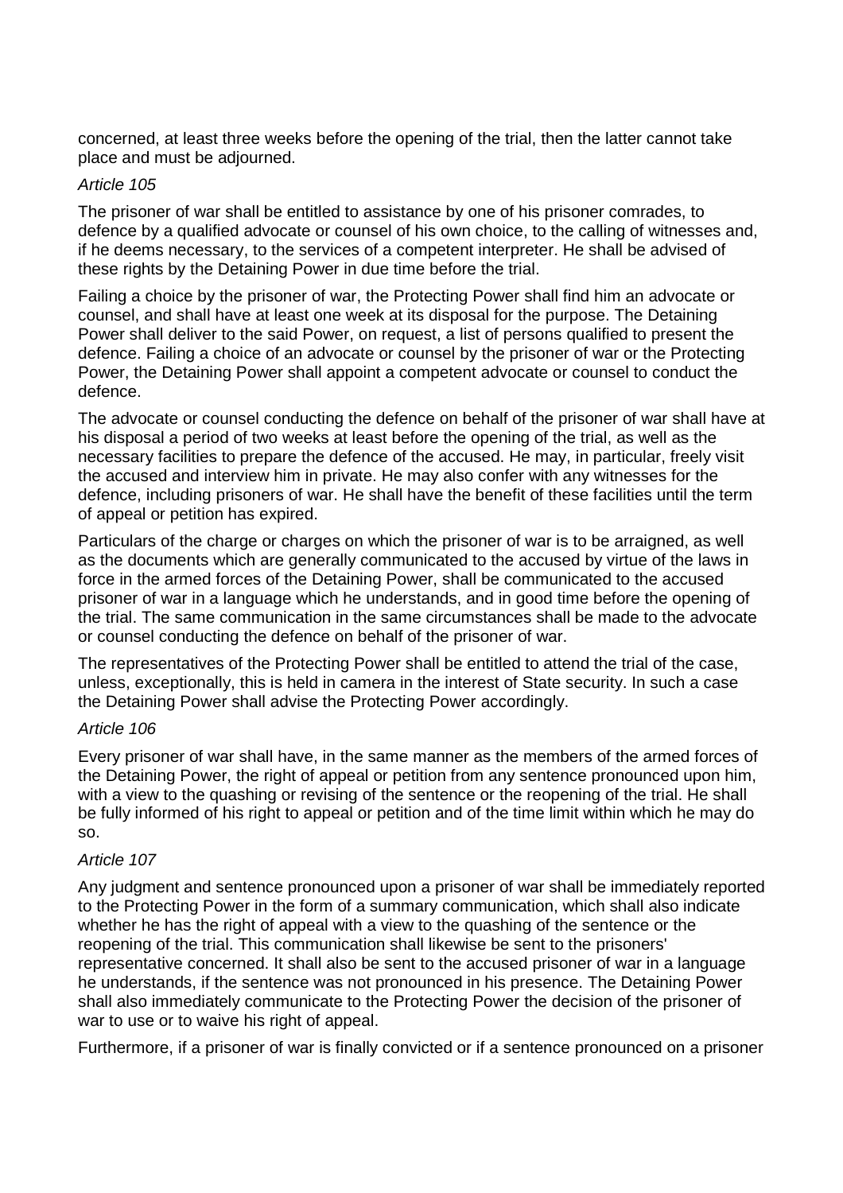concerned, at least three weeks before the opening of the trial, then the latter cannot take place and must be adjourned.

*Article 105*

The prisoner of war shall be entitled to assistance by one of his prisoner comrades, to defence by a qualified advocate or counsel of his own choice, to the calling of witnesses and, if he deems necessary, to the services of a competent interpreter. He shall be advised of these rights by the Detaining Power in due time before the trial.

Failing a choice by the prisoner of war, the Protecting Power shall find him an advocate or counsel, and shall have at least one week at its disposal for the purpose. The Detaining Power shall deliver to the said Power, on request, a list of persons qualified to present the defence. Failing a choice of an advocate or counsel by the prisoner of war or the Protecting Power, the Detaining Power shall appoint a competent advocate or counsel to conduct the defence.

The advocate or counsel conducting the defence on behalf of the prisoner of war shall have at his disposal a period of two weeks at least before the opening of the trial, as well as the necessary facilities to prepare the defence of the accused. He may, in particular, freely visit the accused and interview him in private. He may also confer with any witnesses for the defence, including prisoners of war. He shall have the benefit of these facilities until the term of appeal or petition has expired.

Particulars of the charge or charges on which the prisoner of war is to be arraigned, as well as the documents which are generally communicated to the accused by virtue of the laws in force in the armed forces of the Detaining Power, shall be communicated to the accused prisoner of war in a language which he understands, and in good time before the opening of the trial. The same communication in the same circumstances shall be made to the advocate or counsel conducting the defence on behalf of the prisoner of war.

The representatives of the Protecting Power shall be entitled to attend the trial of the case, unless, exceptionally, this is held in camera in the interest of State security. In such a case the Detaining Power shall advise the Protecting Power accordingly.

*Article 106*

Every prisoner of war shall have, in the same manner as the members of the armed forces of the Detaining Power, the right of appeal or petition from any sentence pronounced upon him, with a view to the quashing or revising of the sentence or the reopening of the trial. He shall be fully informed of his right to appeal or petition and of the time limit within which he may do so.

*Article 107*

Any judgment and sentence pronounced upon a prisoner of war shall be immediately reported to the Protecting Power in the form of a summary communication, which shall also indicate whether he has the right of appeal with a view to the quashing of the sentence or the reopening of the trial. This communication shall likewise be sent to the prisoners' representative concerned. It shall also be sent to the accused prisoner of war in a language he understands, if the sentence was not pronounced in his presence. The Detaining Power shall also immediately communicate to the Protecting Power the decision of the prisoner of war to use or to waive his right of appeal.

Furthermore, if a prisoner of war is finally convicted or if a sentence pronounced on a prisoner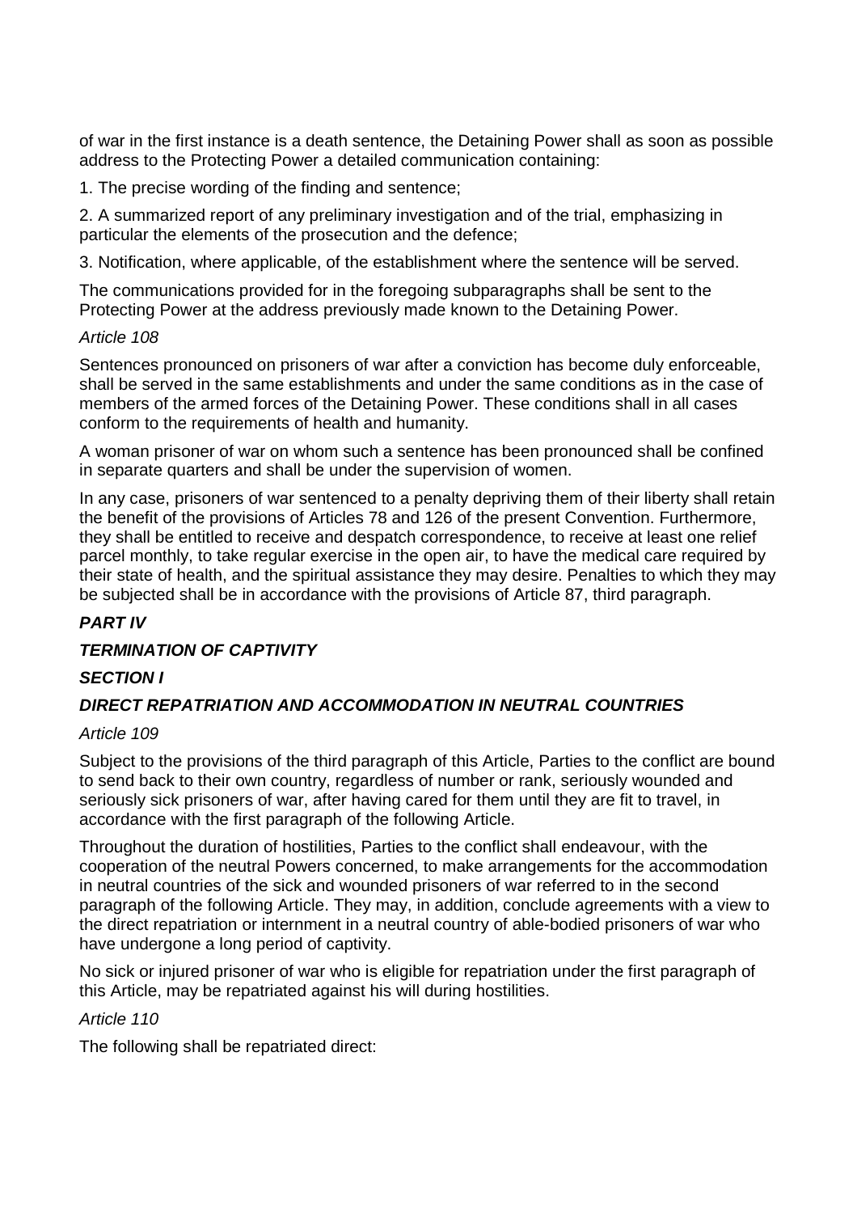of war in the first instance is a death sentence, the Detaining Power shall as soon as possible address to the Protecting Power a detailed communication containing:

1. The precise wording of the finding and sentence;

2. A summarized report of any preliminary investigation and of the trial, emphasizing in particular the elements of the prosecution and the defence;

3. Notification, where applicable, of the establishment where the sentence will be served.

The communications provided for in the foregoing subparagraphs shall be sent to the Protecting Power at the address previously made known to the Detaining Power.

*Article 108*

Sentences pronounced on prisoners of war after a conviction has become duly enforceable, shall be served in the same establishments and under the same conditions as in the case of members of the armed forces of the Detaining Power. These conditions shall in all cases conform to the requirements of health and humanity.

A woman prisoner of war on whom such a sentence has been pronounced shall be confined in separate quarters and shall be under the supervision of women.

In any case, prisoners of war sentenced to a penalty depriving them of their liberty shall retain the benefit of the provisions of Articles 78 and 126 of the present Convention. Furthermore, they shall be entitled to receive and despatch correspondence, to receive at least one relief parcel monthly, to take regular exercise in the open air, to have the medical care required by their state of health, and the spiritual assistance they may desire. Penalties to which they may be subjected shall be in accordance with the provisions of Article 87, third paragraph.

## *PART IV*

## *TERMINATION OF CAPTIVITY*

### *SECTION I*

### *DIRECT REPATRIATION AND ACCOMMODATION IN NEUTRAL COUNTRIES*

*Article 109*

Subject to the provisions of the third paragraph of this Article, Parties to the conflict are bound to send back to their own country, regardless of number or rank, seriously wounded and seriously sick prisoners of war, after having cared for them until they are fit to travel, in accordance with the first paragraph of the following Article.

Throughout the duration of hostilities, Parties to the conflict shall endeavour, with the cooperation of the neutral Powers concerned, to make arrangements for the accommodation in neutral countries of the sick and wounded prisoners of war referred to in the second paragraph of the following Article. They may, in addition, conclude agreements with a view to the direct repatriation or internment in a neutral country of able-bodied prisoners of war who have undergone a long period of captivity.

No sick or injured prisoner of war who is eligible for repatriation under the first paragraph of this Article, may be repatriated against his will during hostilities.

*Article 110*

The following shall be repatriated direct: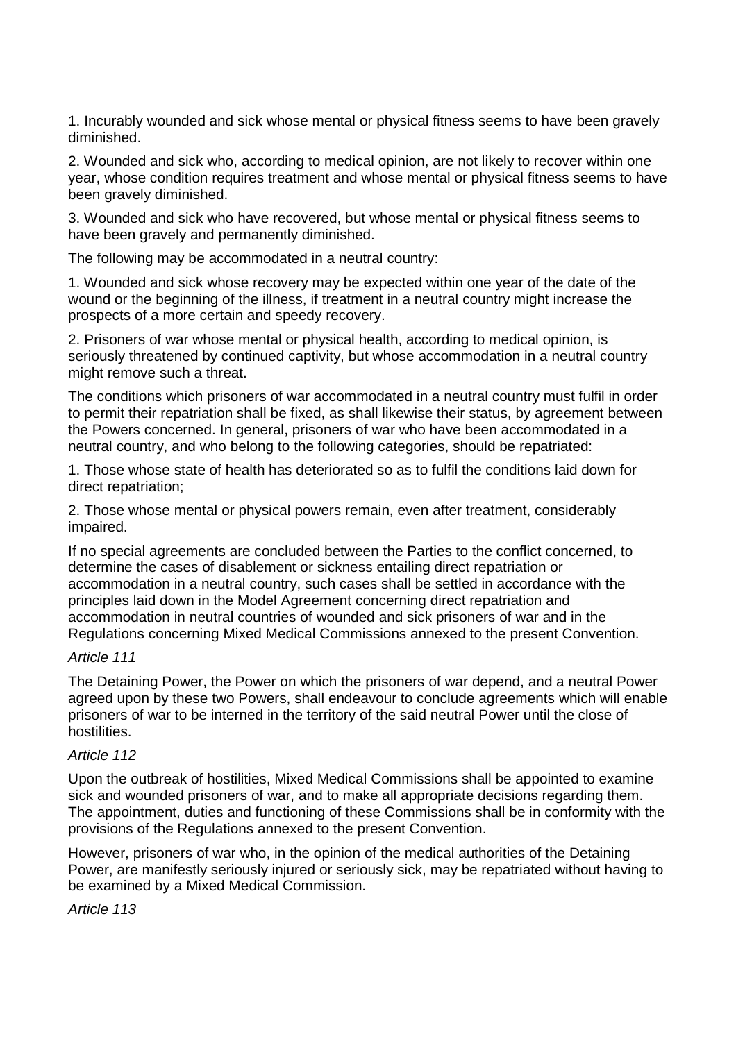1. Incurably wounded and sick whose mental or physical fitness seems to have been gravely diminished.

2. Wounded and sick who, according to medical opinion, are not likely to recover within one year, whose condition requires treatment and whose mental or physical fitness seems to have been gravely diminished.

3. Wounded and sick who have recovered, but whose mental or physical fitness seems to have been gravely and permanently diminished.

The following may be accommodated in a neutral country:

1. Wounded and sick whose recovery may be expected within one year of the date of the wound or the beginning of the illness, if treatment in a neutral country might increase the prospects of a more certain and speedy recovery.

2. Prisoners of war whose mental or physical health, according to medical opinion, is seriously threatened by continued captivity, but whose accommodation in a neutral country might remove such a threat.

The conditions which prisoners of war accommodated in a neutral country must fulfil in order to permit their repatriation shall be fixed, as shall likewise their status, by agreement between the Powers concerned. In general, prisoners of war who have been accommodated in a neutral country, and who belong to the following categories, should be repatriated:

1. Those whose state of health has deteriorated so as to fulfil the conditions laid down for direct repatriation;

2. Those whose mental or physical powers remain, even after treatment, considerably impaired.

If no special agreements are concluded between the Parties to the conflict concerned, to determine the cases of disablement or sickness entailing direct repatriation or accommodation in a neutral country, such cases shall be settled in accordance with the principles laid down in the Model Agreement concerning direct repatriation and accommodation in neutral countries of wounded and sick prisoners of war and in the Regulations concerning Mixed Medical Commissions annexed to the present Convention.

*Article 111*

The Detaining Power, the Power on which the prisoners of war depend, and a neutral Power agreed upon by these two Powers, shall endeavour to conclude agreements which will enable prisoners of war to be interned in the territory of the said neutral Power until the close of hostilities.

*Article 112*

Upon the outbreak of hostilities, Mixed Medical Commissions shall be appointed to examine sick and wounded prisoners of war, and to make all appropriate decisions regarding them. The appointment, duties and functioning of these Commissions shall be in conformity with the provisions of the Regulations annexed to the present Convention.

However, prisoners of war who, in the opinion of the medical authorities of the Detaining Power, are manifestly seriously injured or seriously sick, may be repatriated without having to be examined by a Mixed Medical Commission.

*Article 113*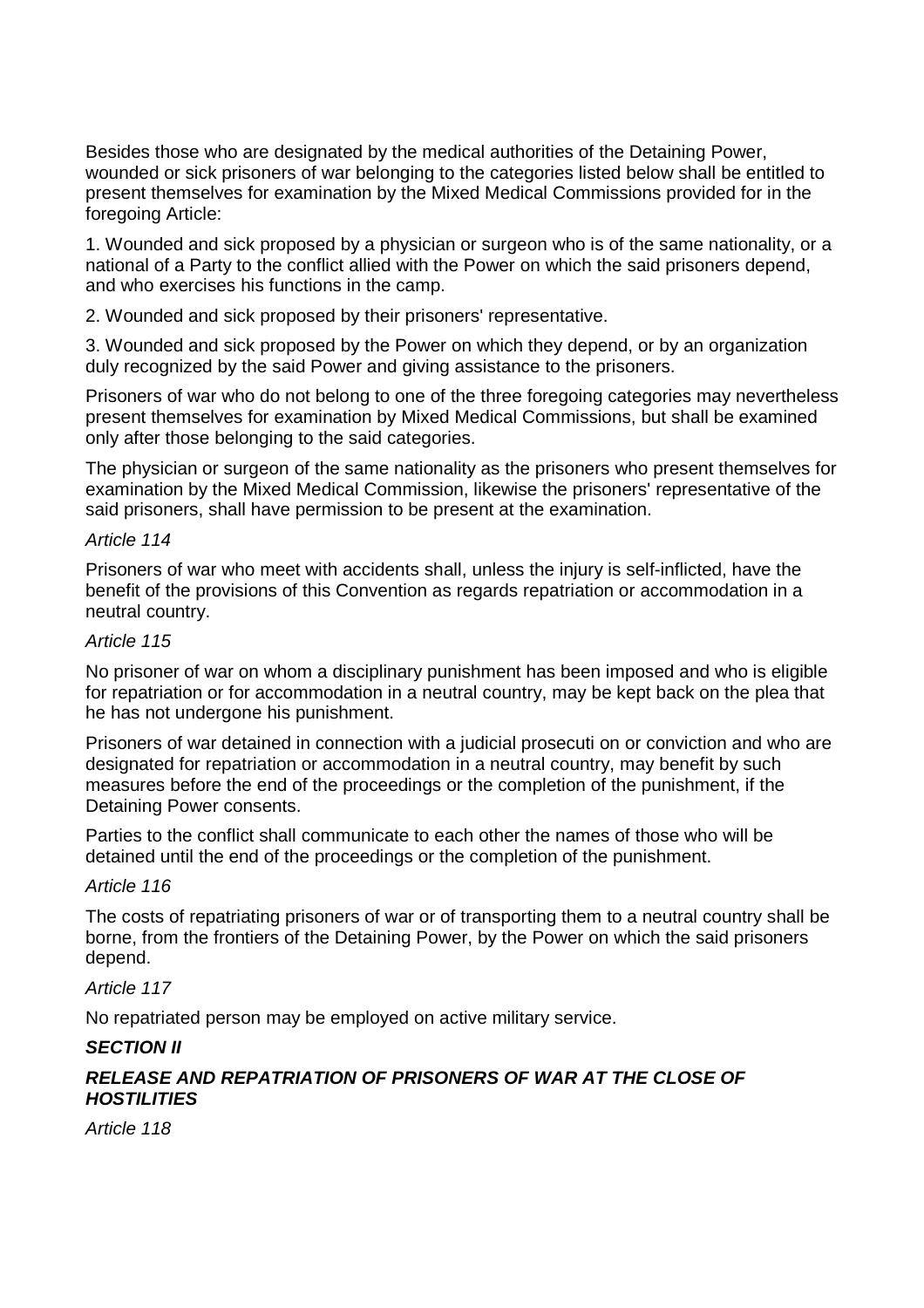Besides those who are designated by the medical authorities of the Detaining Power, wounded or sick prisoners of war belonging to the categories listed below shall be entitled to present themselves for examination by the Mixed Medical Commissions provided for in the foregoing Article:

1. Wounded and sick proposed by a physician or surgeon who is of the same nationality, or a national of a Party to the conflict allied with the Power on which the said prisoners depend, and who exercises his functions in the camp.

2. Wounded and sick proposed by their prisoners' representative.

3. Wounded and sick proposed by the Power on which they depend, or by an organization duly recognized by the said Power and giving assistance to the prisoners.

Prisoners of war who do not belong to one of the three foregoing categories may nevertheless present themselves for examination by Mixed Medical Commissions, but shall be examined only after those belonging to the said categories.

The physician or surgeon of the same nationality as the prisoners who present themselves for examination by the Mixed Medical Commission, likewise the prisoners' representative of the said prisoners, shall have permission to be present at the examination.

*Article 114*

Prisoners of war who meet with accidents shall, unless the injury is self-inflicted, have the benefit of the provisions of this Convention as regards repatriation or accommodation in a neutral country.

*Article 115*

No prisoner of war on whom a disciplinary punishment has been imposed and who is eligible for repatriation or for accommodation in a neutral country, may be kept back on the plea that he has not undergone his punishment.

Prisoners of war detained in connection with a judicial prosecuti on or conviction and who are designated for repatriation or accommodation in a neutral country, may benefit by such measures before the end of the proceedings or the completion of the punishment, if the Detaining Power consents.

Parties to the conflict shall communicate to each other the names of those who will be detained until the end of the proceedings or the completion of the punishment.

*Article 116*

The costs of repatriating prisoners of war or of transporting them to a neutral country shall be borne, from the frontiers of the Detaining Power, by the Power on which the said prisoners depend.

*Article 117*

No repatriated person may be employed on active military service.

***SECTION II***

***RELEASE AND REPATRIATION OF PRISONERS OF WAR AT THE CLOSE OF HOSTILITIES***

*Article 118*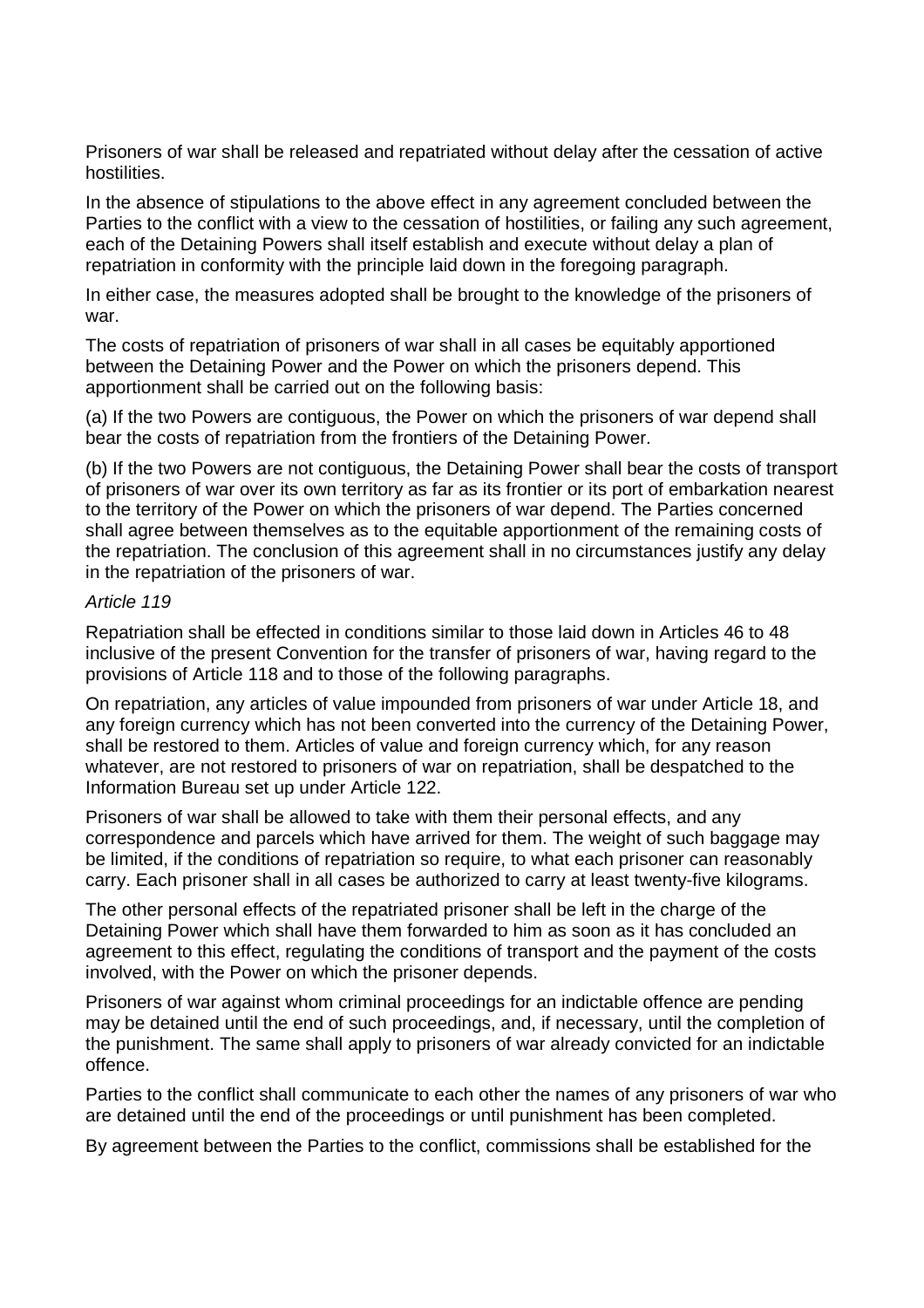Prisoners of war shall be released and repatriated without delay after the cessation of active hostilities.

In the absence of stipulations to the above effect in any agreement concluded between the Parties to the conflict with a view to the cessation of hostilities, or failing any such agreement, each of the Detaining Powers shall itself establish and execute without delay a plan of repatriation in conformity with the principle laid down in the foregoing paragraph.

In either case, the measures adopted shall be brought to the knowledge of the prisoners of war.

The costs of repatriation of prisoners of war shall in all cases be equitably apportioned between the Detaining Power and the Power on which the prisoners depend. This apportionment shall be carried out on the following basis:

(a) If the two Powers are contiguous, the Power on which the prisoners of war depend shall bear the costs of repatriation from the frontiers of the Detaining Power.

(b) If the two Powers are not contiguous, the Detaining Power shall bear the costs of transport of prisoners of war over its own territory as far as its frontier or its port of embarkation nearest to the territory of the Power on which the prisoners of war depend. The Parties concerned shall agree between themselves as to the equitable apportionment of the remaining costs of the repatriation. The conclusion of this agreement shall in no circumstances justify any delay in the repatriation of the prisoners of war.

*Article 119*

Repatriation shall be effected in conditions similar to those laid down in Articles 46 to 48 inclusive of the present Convention for the transfer of prisoners of war, having regard to the provisions of Article 118 and to those of the following paragraphs.

On repatriation, any articles of value impounded from prisoners of war under Article 18, and any foreign currency which has not been converted into the currency of the Detaining Power, shall be restored to them. Articles of value and foreign currency which, for any reason whatever, are not restored to prisoners of war on repatriation, shall be despatched to the Information Bureau set up under Article 122.

Prisoners of war shall be allowed to take with them their personal effects, and any correspondence and parcels which have arrived for them. The weight of such baggage may be limited, if the conditions of repatriation so require, to what each prisoner can reasonably carry. Each prisoner shall in all cases be authorized to carry at least twenty-five kilograms.

The other personal effects of the repatriated prisoner shall be left in the charge of the Detaining Power which shall have them forwarded to him as soon as it has concluded an agreement to this effect, regulating the conditions of transport and the payment of the costs involved, with the Power on which the prisoner depends.

Prisoners of war against whom criminal proceedings for an indictable offence are pending may be detained until the end of such proceedings, and, if necessary, until the completion of the punishment. The same shall apply to prisoners of war already convicted for an indictable offence.

Parties to the conflict shall communicate to each other the names of any prisoners of war who are detained until the end of the proceedings or until punishment has been completed.

By agreement between the Parties to the conflict, commissions shall be established for the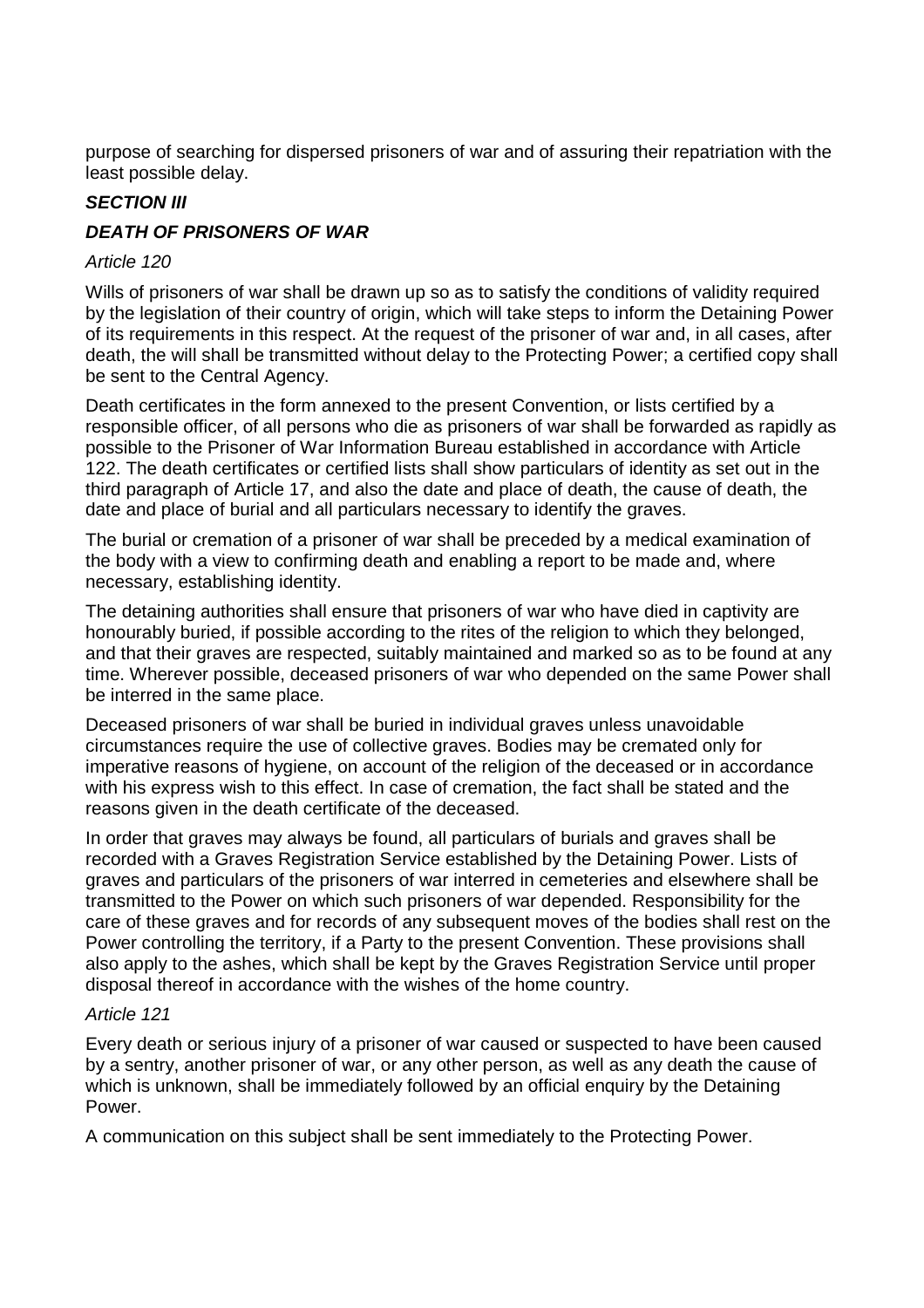purpose of searching for dispersed prisoners of war and of assuring their repatriation with the least possible delay.

### ***SECTION III***

### ***DEATH OF PRISONERS OF WAR***

*Article 120*

Wills of prisoners of war shall be drawn up so as to satisfy the conditions of validity required by the legislation of their country of origin, which will take steps to inform the Detaining Power of its requirements in this respect. At the request of the prisoner of war and, in all cases, after death, the will shall be transmitted without delay to the Protecting Power; a certified copy shall be sent to the Central Agency.

Death certificates in the form annexed to the present Convention, or lists certified by a responsible officer, of all persons who die as prisoners of war shall be forwarded as rapidly as possible to the Prisoner of War Information Bureau established in accordance with Article 122. The death certificates or certified lists shall show particulars of identity as set out in the third paragraph of Article 17, and also the date and place of death, the cause of death, the date and place of burial and all particulars necessary to identify the graves.

The burial or cremation of a prisoner of war shall be preceded by a medical examination of the body with a view to confirming death and enabling a report to be made and, where necessary, establishing identity.

The detaining authorities shall ensure that prisoners of war who have died in captivity are honourably buried, if possible according to the rites of the religion to which they belonged, and that their graves are respected, suitably maintained and marked so as to be found at any time. Wherever possible, deceased prisoners of war who depended on the same Power shall be interred in the same place.

Deceased prisoners of war shall be buried in individual graves unless unavoidable circumstances require the use of collective graves. Bodies may be cremated only for imperative reasons of hygiene, on account of the religion of the deceased or in accordance with his express wish to this effect. In case of cremation, the fact shall be stated and the reasons given in the death certificate of the deceased.

In order that graves may always be found, all particulars of burials and graves shall be recorded with a Graves Registration Service established by the Detaining Power. Lists of graves and particulars of the prisoners of war interred in cemeteries and elsewhere shall be transmitted to the Power on which such prisoners of war depended. Responsibility for the care of these graves and for records of any subsequent moves of the bodies shall rest on the Power controlling the territory, if a Party to the present Convention. These provisions shall also apply to the ashes, which shall be kept by the Graves Registration Service until proper disposal thereof in accordance with the wishes of the home country.

*Article 121*

Every death or serious injury of a prisoner of war caused or suspected to have been caused by a sentry, another prisoner of war, or any other person, as well as any death the cause of which is unknown, shall be immediately followed by an official enquiry by the Detaining Power.

A communication on this subject shall be sent immediately to the Protecting Power.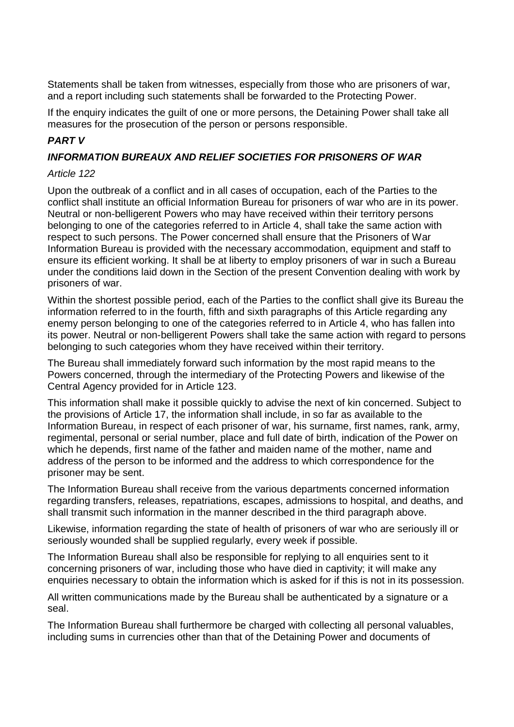Statements shall be taken from witnesses, especially from those who are prisoners of war, and a report including such statements shall be forwarded to the Protecting Power.

If the enquiry indicates the guilt of one or more persons, the Detaining Power shall take all measures for the prosecution of the person or persons responsible.

## *PART V*

## *INFORMATION BUREAUX AND RELIEF SOCIETIES FOR PRISONERS OF WAR*

*Article 122*

Upon the outbreak of a conflict and in all cases of occupation, each of the Parties to the conflict shall institute an official Information Bureau for prisoners of war who are in its power. Neutral or non-belligerent Powers who may have received within their territory persons belonging to one of the categories referred to in Article 4, shall take the same action with respect to such persons. The Power concerned shall ensure that the Prisoners of War Information Bureau is provided with the necessary accommodation, equipment and staff to ensure its efficient working. It shall be at liberty to employ prisoners of war in such a Bureau under the conditions laid down in the Section of the present Convention dealing with work by prisoners of war.

Within the shortest possible period, each of the Parties to the conflict shall give its Bureau the information referred to in the fourth, fifth and sixth paragraphs of this Article regarding any enemy person belonging to one of the categories referred to in Article 4, who has fallen into its power. Neutral or non-belligerent Powers shall take the same action with regard to persons belonging to such categories whom they have received within their territory.

The Bureau shall immediately forward such information by the most rapid means to the Powers concerned, through the intermediary of the Protecting Powers and likewise of the Central Agency provided for in Article 123.

This information shall make it possible quickly to advise the next of kin concerned. Subject to the provisions of Article 17, the information shall include, in so far as available to the Information Bureau, in respect of each prisoner of war, his surname, first names, rank, army, regimental, personal or serial number, place and full date of birth, indication of the Power on which he depends, first name of the father and maiden name of the mother, name and address of the person to be informed and the address to which correspondence for the prisoner may be sent.

The Information Bureau shall receive from the various departments concerned information regarding transfers, releases, repatriations, escapes, admissions to hospital, and deaths, and shall transmit such information in the manner described in the third paragraph above.

Likewise, information regarding the state of health of prisoners of war who are seriously ill or seriously wounded shall be supplied regularly, every week if possible.

The Information Bureau shall also be responsible for replying to all enquiries sent to it concerning prisoners of war, including those who have died in captivity; it will make any enquiries necessary to obtain the information which is asked for if this is not in its possession.

All written communications made by the Bureau shall be authenticated by a signature or a seal.

The Information Bureau shall furthermore be charged with collecting all personal valuables, including sums in currencies other than that of the Detaining Power and documents of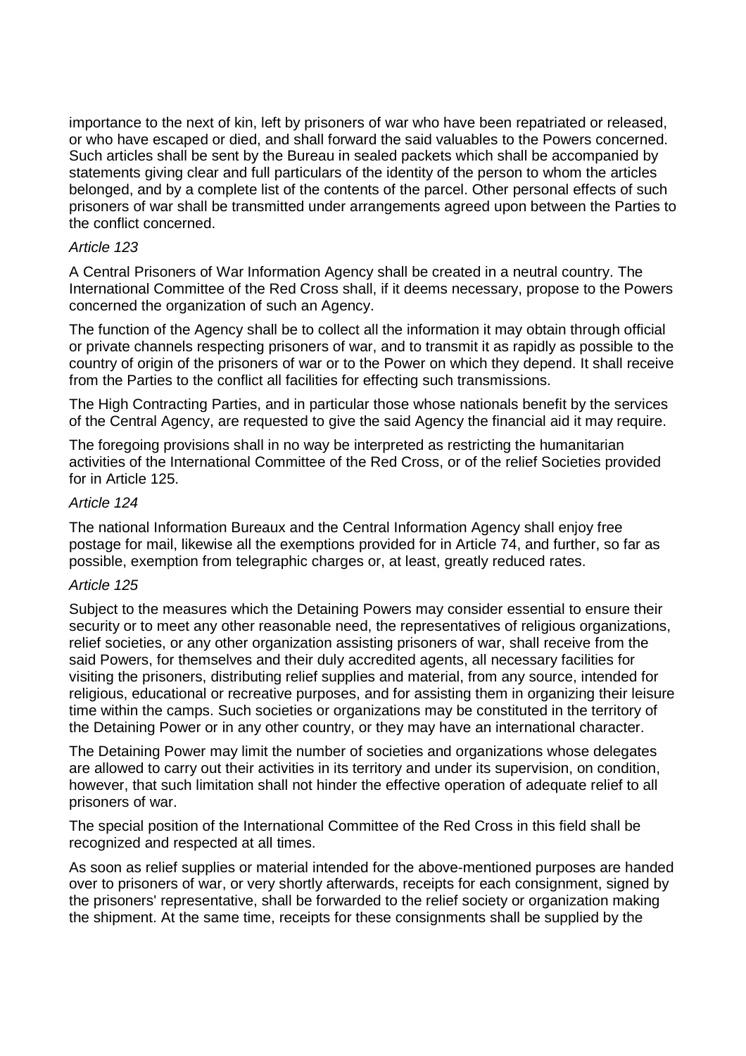importance to the next of kin, left by prisoners of war who have been repatriated or released, or who have escaped or died, and shall forward the said valuables to the Powers concerned. Such articles shall be sent by the Bureau in sealed packets which shall be accompanied by statements giving clear and full particulars of the identity of the person to whom the articles belonged, and by a complete list of the contents of the parcel. Other personal effects of such prisoners of war shall be transmitted under arrangements agreed upon between the Parties to the conflict concerned.

*Article 123*

A Central Prisoners of War Information Agency shall be created in a neutral country. The International Committee of the Red Cross shall, if it deems necessary, propose to the Powers concerned the organization of such an Agency.

The function of the Agency shall be to collect all the information it may obtain through official or private channels respecting prisoners of war, and to transmit it as rapidly as possible to the country of origin of the prisoners of war or to the Power on which they depend. It shall receive from the Parties to the conflict all facilities for effecting such transmissions.

The High Contracting Parties, and in particular those whose nationals benefit by the services of the Central Agency, are requested to give the said Agency the financial aid it may require.

The foregoing provisions shall in no way be interpreted as restricting the humanitarian activities of the International Committee of the Red Cross, or of the relief Societies provided for in Article 125.

*Article 124*

The national Information Bureaux and the Central Information Agency shall enjoy free postage for mail, likewise all the exemptions provided for in Article 74, and further, so far as possible, exemption from telegraphic charges or, at least, greatly reduced rates.

*Article 125*

Subject to the measures which the Detaining Powers may consider essential to ensure their security or to meet any other reasonable need, the representatives of religious organizations, relief societies, or any other organization assisting prisoners of war, shall receive from the said Powers, for themselves and their duly accredited agents, all necessary facilities for visiting the prisoners, distributing relief supplies and material, from any source, intended for religious, educational or recreative purposes, and for assisting them in organizing their leisure time within the camps. Such societies or organizations may be constituted in the territory of the Detaining Power or in any other country, or they may have an international character.

The Detaining Power may limit the number of societies and organizations whose delegates are allowed to carry out their activities in its territory and under its supervision, on condition, however, that such limitation shall not hinder the effective operation of adequate relief to all prisoners of war.

The special position of the International Committee of the Red Cross in this field shall be recognized and respected at all times.

As soon as relief supplies or material intended for the above-mentioned purposes are handed over to prisoners of war, or very shortly afterwards, receipts for each consignment, signed by the prisoners' representative, shall be forwarded to the relief society or organization making the shipment. At the same time, receipts for these consignments shall be supplied by the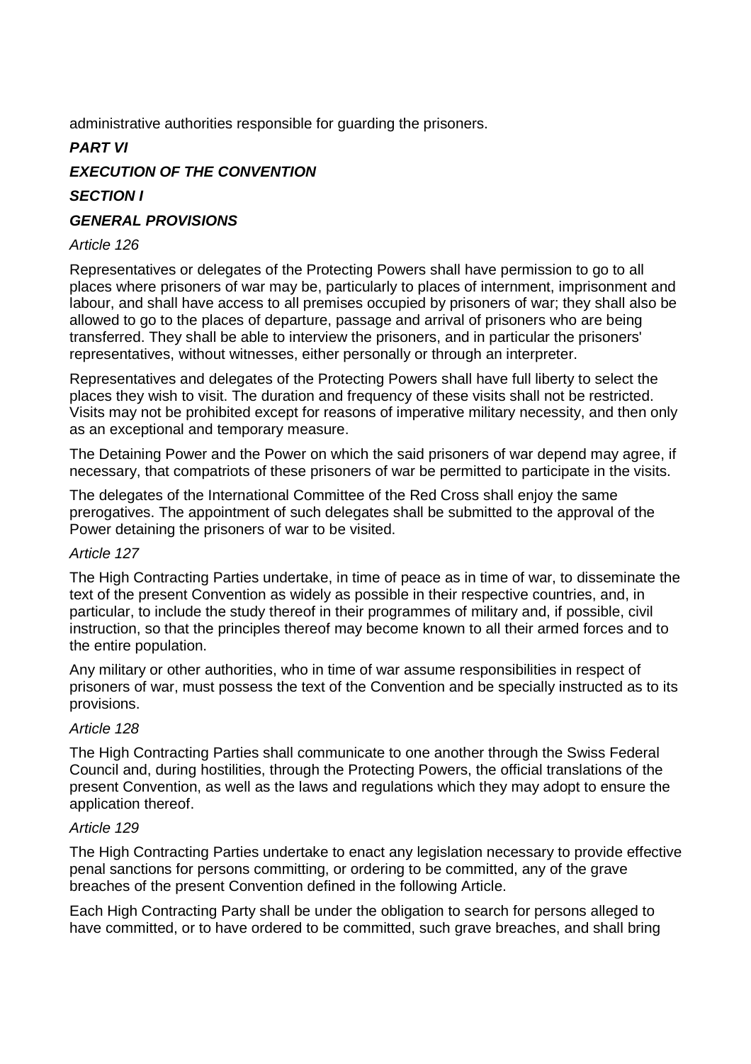administrative authorities responsible for guarding the prisoners.

## *PART VI*

## *EXECUTION OF THE CONVENTION*

### *SECTION I*

### *GENERAL PROVISIONS*

*Article 126*

Representatives or delegates of the Protecting Powers shall have permission to go to all places where prisoners of war may be, particularly to places of internment, imprisonment and labour, and shall have access to all premises occupied by prisoners of war; they shall also be allowed to go to the places of departure, passage and arrival of prisoners who are being transferred. They shall be able to interview the prisoners, and in particular the prisoners' representatives, without witnesses, either personally or through an interpreter.

Representatives and delegates of the Protecting Powers shall have full liberty to select the places they wish to visit. The duration and frequency of these visits shall not be restricted. Visits may not be prohibited except for reasons of imperative military necessity, and then only as an exceptional and temporary measure.

The Detaining Power and the Power on which the said prisoners of war depend may agree, if necessary, that compatriots of these prisoners of war be permitted to participate in the visits.

The delegates of the International Committee of the Red Cross shall enjoy the same prerogatives. The appointment of such delegates shall be submitted to the approval of the Power detaining the prisoners of war to be visited.

*Article 127*

The High Contracting Parties undertake, in time of peace as in time of war, to disseminate the text of the present Convention as widely as possible in their respective countries, and, in particular, to include the study thereof in their programmes of military and, if possible, civil instruction, so that the principles thereof may become known to all their armed forces and to the entire population.

Any military or other authorities, who in time of war assume responsibilities in respect of prisoners of war, must possess the text of the Convention and be specially instructed as to its provisions.

*Article 128*

The High Contracting Parties shall communicate to one another through the Swiss Federal Council and, during hostilities, through the Protecting Powers, the official translations of the present Convention, as well as the laws and regulations which they may adopt to ensure the application thereof.

*Article 129*

The High Contracting Parties undertake to enact any legislation necessary to provide effective penal sanctions for persons committing, or ordering to be committed, any of the grave breaches of the present Convention defined in the following Article.

Each High Contracting Party shall be under the obligation to search for persons alleged to have committed, or to have ordered to be committed, such grave breaches, and shall bring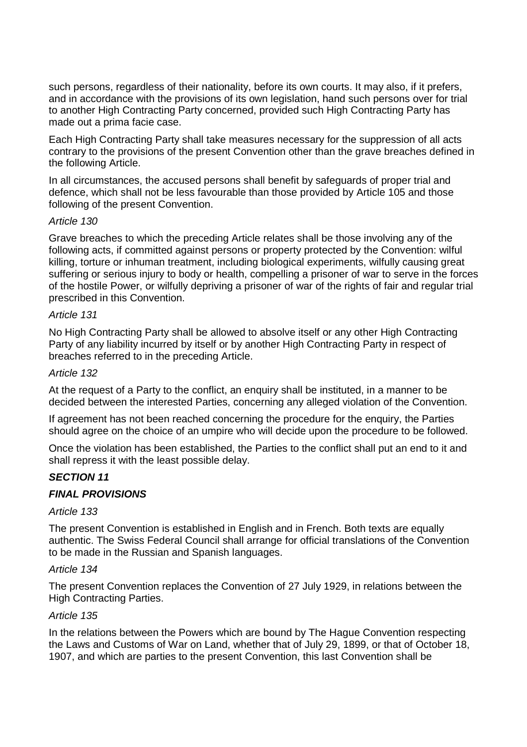such persons, regardless of their nationality, before its own courts. It may also, if it prefers, and in accordance with the provisions of its own legislation, hand such persons over for trial to another High Contracting Party concerned, provided such High Contracting Party has made out a prima facie case.

Each High Contracting Party shall take measures necessary for the suppression of all acts contrary to the provisions of the present Convention other than the grave breaches defined in the following Article.

In all circumstances, the accused persons shall benefit by safeguards of proper trial and defence, which shall not be less favourable than those provided by Article 105 and those following of the present Convention.

*Article 130*

Grave breaches to which the preceding Article relates shall be those involving any of the following acts, if committed against persons or property protected by the Convention: wilful killing, torture or inhuman treatment, including biological experiments, wilfully causing great suffering or serious injury to body or health, compelling a prisoner of war to serve in the forces of the hostile Power, or wilfully depriving a prisoner of war of the rights of fair and regular trial prescribed in this Convention.

*Article 131*

No High Contracting Party shall be allowed to absolve itself or any other High Contracting Party of any liability incurred by itself or by another High Contracting Party in respect of breaches referred to in the preceding Article.

*Article 132*

At the request of a Party to the conflict, an enquiry shall be instituted, in a manner to be decided between the interested Parties, concerning any alleged violation of the Convention.

If agreement has not been reached concerning the procedure for the enquiry, the Parties should agree on the choice of an umpire who will decide upon the procedure to be followed.

Once the violation has been established, the Parties to the conflict shall put an end to it and shall repress it with the least possible delay.

***SECTION 11***

***FINAL PROVISIONS***

*Article 133*

The present Convention is established in English and in French. Both texts are equally authentic. The Swiss Federal Council shall arrange for official translations of the Convention to be made in the Russian and Spanish languages.

*Article 134*

The present Convention replaces the Convention of 27 July 1929, in relations between the High Contracting Parties.

*Article 135*

In the relations between the Powers which are bound by The Hague Convention respecting the Laws and Customs of War on Land, whether that of July 29, 1899, or that of October 18, 1907, and which are parties to the present Convention, this last Convention shall be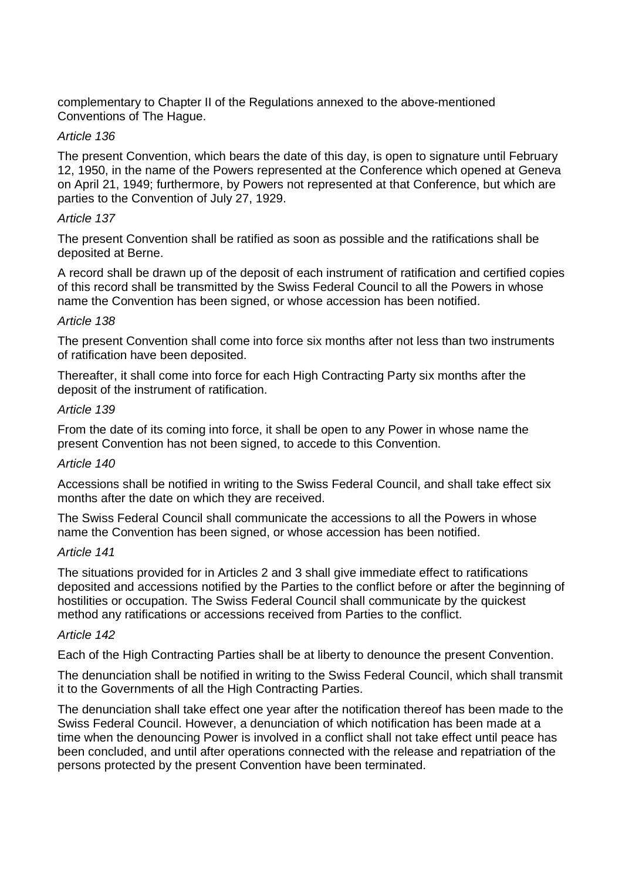complementary to Chapter II of the Regulations annexed to the above-mentioned Conventions of The Hague.

*Article 136*

The present Convention, which bears the date of this day, is open to signature until February 12, 1950, in the name of the Powers represented at the Conference which opened at Geneva on April 21, 1949; furthermore, by Powers not represented at that Conference, but which are parties to the Convention of July 27, 1929.

*Article 137*

The present Convention shall be ratified as soon as possible and the ratifications shall be deposited at Berne.

A record shall be drawn up of the deposit of each instrument of ratification and certified copies of this record shall be transmitted by the Swiss Federal Council to all the Powers in whose name the Convention has been signed, or whose accession has been notified.

*Article 138*

The present Convention shall come into force six months after not less than two instruments of ratification have been deposited.

Thereafter, it shall come into force for each High Contracting Party six months after the deposit of the instrument of ratification.

*Article 139*

From the date of its coming into force, it shall be open to any Power in whose name the present Convention has not been signed, to accede to this Convention.

*Article 140*

Accessions shall be notified in writing to the Swiss Federal Council, and shall take effect six months after the date on which they are received.

The Swiss Federal Council shall communicate the accessions to all the Powers in whose name the Convention has been signed, or whose accession has been notified.

*Article 141*

The situations provided for in Articles 2 and 3 shall give immediate effect to ratifications deposited and accessions notified by the Parties to the conflict before or after the beginning of hostilities or occupation. The Swiss Federal Council shall communicate by the quickest method any ratifications or accessions received from Parties to the conflict.

*Article 142*

Each of the High Contracting Parties shall be at liberty to denounce the present Convention.

The denunciation shall be notified in writing to the Swiss Federal Council, which shall transmit it to the Governments of all the High Contracting Parties.

The denunciation shall take effect one year after the notification thereof has been made to the Swiss Federal Council. However, a denunciation of which notification has been made at a time when the denouncing Power is involved in a conflict shall not take effect until peace has been concluded, and until after operations connected with the release and repatriation of the persons protected by the present Convention have been terminated.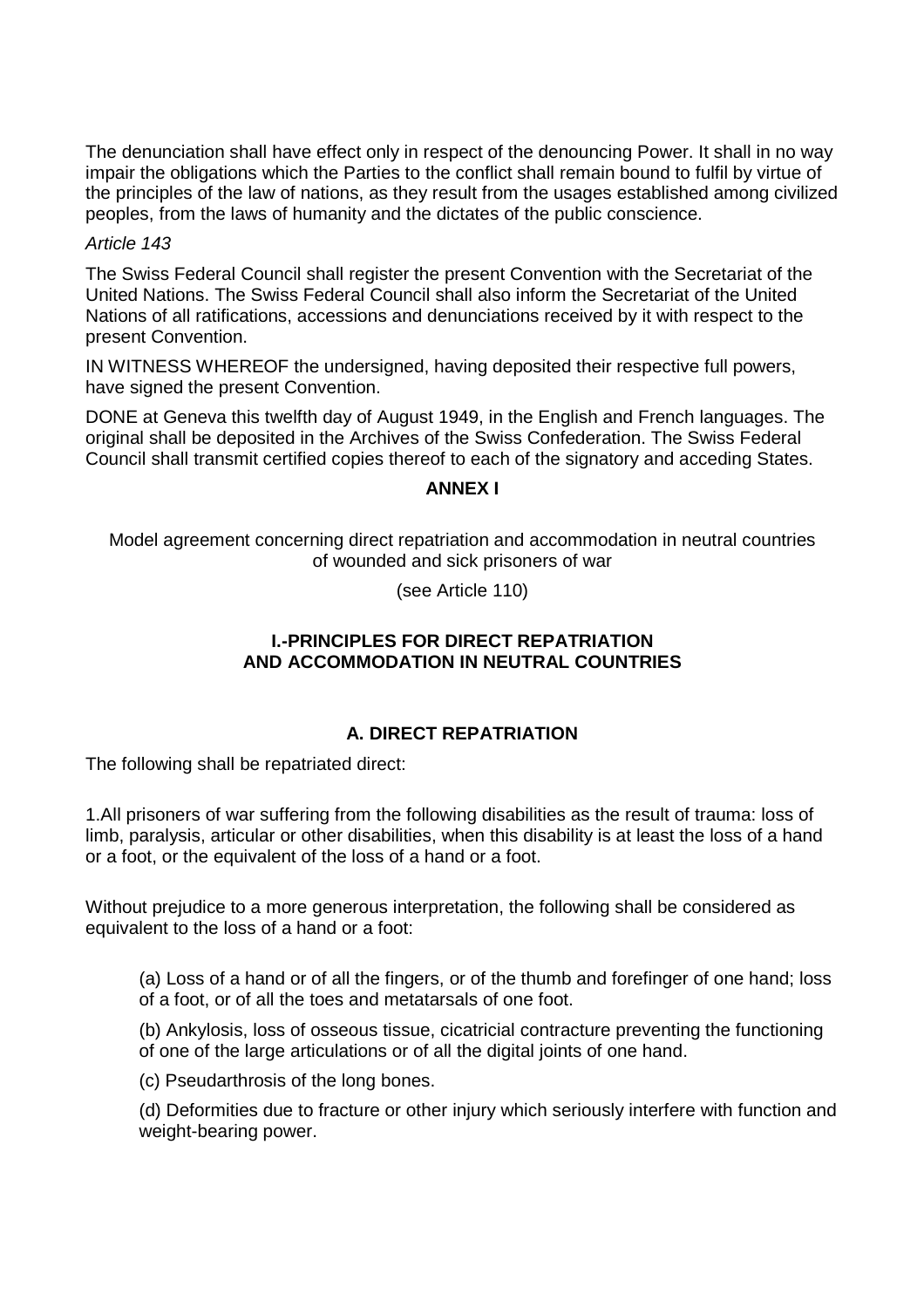The denunciation shall have effect only in respect of the denouncing Power. It shall in no way impair the obligations which the Parties to the conflict shall remain bound to fulfil by virtue of the principles of the law of nations, as they result from the usages established among civilized peoples, from the laws of humanity and the dictates of the public conscience.

*Article 143*

The Swiss Federal Council shall register the present Convention with the Secretariat of the United Nations. The Swiss Federal Council shall also inform the Secretariat of the United Nations of all ratifications, accessions and denunciations received by it with respect to the present Convention.

IN WITNESS WHEREOF the undersigned, having deposited their respective full powers, have signed the present Convention.

DONE at Geneva this twelfth day of August 1949, in the English and French languages. The original shall be deposited in the Archives of the Swiss Confederation. The Swiss Federal Council shall transmit certified copies thereof to each of the signatory and acceding States.

## ANNEX I

Model agreement concerning direct repatriation and accommodation in neutral countries of wounded and sick prisoners of war

(see Article 110)

### I.-PRINCIPLES FOR DIRECT REPATRIATION AND ACCOMMODATION IN NEUTRAL COUNTRIES

### A. DIRECT REPATRIATION

The following shall be repatriated direct:

1.All prisoners of war suffering from the following disabilities as the result of trauma: loss of limb, paralysis, articular or other disabilities, when this disability is at least the loss of a hand or a foot, or the equivalent of the loss of a hand or a foot.

Without prejudice to a more generous interpretation, the following shall be considered as equivalent to the loss of a hand or a foot:

(a) Loss of a hand or of all the fingers, or of the thumb and forefinger of one hand; loss of a foot, or of all the toes and metatarsals of one foot.

(b) Ankylosis, loss of osseous tissue, cicatricial contracture preventing the functioning of one of the large articulations or of all the digital joints of one hand.

(c) Pseudarthrosis of the long bones.

(d) Deformities due to fracture or other injury which seriously interfere with function and weight-bearing power.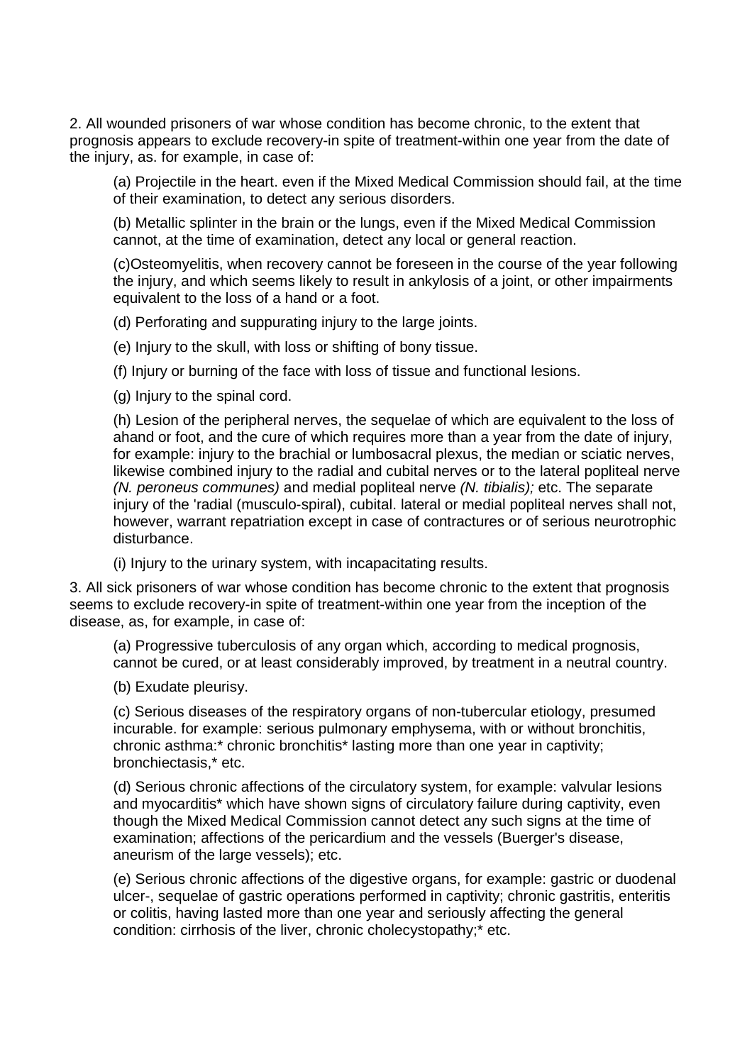2. All wounded prisoners of war whose condition has become chronic, to the extent that prognosis appears to exclude recovery-in spite of treatment-within one year from the date of the injury, as. for example, in case of:

(a) Projectile in the heart. even if the Mixed Medical Commission should fail, at the time of their examination, to detect any serious disorders.

(b) Metallic splinter in the brain or the lungs, even if the Mixed Medical Commission cannot, at the time of examination, detect any local or general reaction.

(c)Osteomyelitis, when recovery cannot be foreseen in the course of the year following the injury, and which seems likely to result in ankylosis of a joint, or other impairments equivalent to the loss of a hand or a foot.

(d) Perforating and suppurating injury to the large joints.

(e) Injury to the skull, with loss or shifting of bony tissue.

(f) Injury or burning of the face with loss of tissue and functional lesions.

(g) Injury to the spinal cord.

(h) Lesion of the peripheral nerves, the sequelae of which are equivalent to the loss of ahand or foot, and the cure of which requires more than a year from the date of injury, for example: injury to the brachial or lumbosacral plexus, the median or sciatic nerves, likewise combined injury to the radial and cubital nerves or to the lateral popliteal nerve *(N. peroneus communes)* and medial popliteal nerve *(N. tibialis);* etc. The separate injury of the 'radial (musculo-spiral), cubital. lateral or medial popliteal nerves shall not, however, warrant repatriation except in case of contractures or of serious neurotrophic disturbance.

(i) Injury to the urinary system, with incapacitating results.

3. All sick prisoners of war whose condition has become chronic to the extent that prognosis seems to exclude recovery-in spite of treatment-within one year from the inception of the disease, as, for example, in case of:

(a) Progressive tuberculosis of any organ which, according to medical prognosis, cannot be cured, or at least considerably improved, by treatment in a neutral country.

(b) Exudate pleurisy.

(c) Serious diseases of the respiratory organs of non-tubercular etiology, presumed incurable. for example: serious pulmonary emphysema, with or without bronchitis, chronic asthma:* chronic bronchitis* lasting more than one year in captivity; bronchiectasis,* etc.

(d) Serious chronic affections of the circulatory system, for example: valvular lesions and myocarditis* which have shown signs of circulatory failure during captivity, even though the Mixed Medical Commission cannot detect any such signs at the time of examination; affections of the pericardium and the vessels (Buerger's disease, aneurism of the large vessels); etc.

(e) Serious chronic affections of the digestive organs, for example: gastric or duodenal ulcer-, sequelae of gastric operations performed in captivity; chronic gastritis, enteritis or colitis, having lasted more than one year and seriously affecting the general condition: cirrhosis of the liver, chronic cholecystopathy;* etc.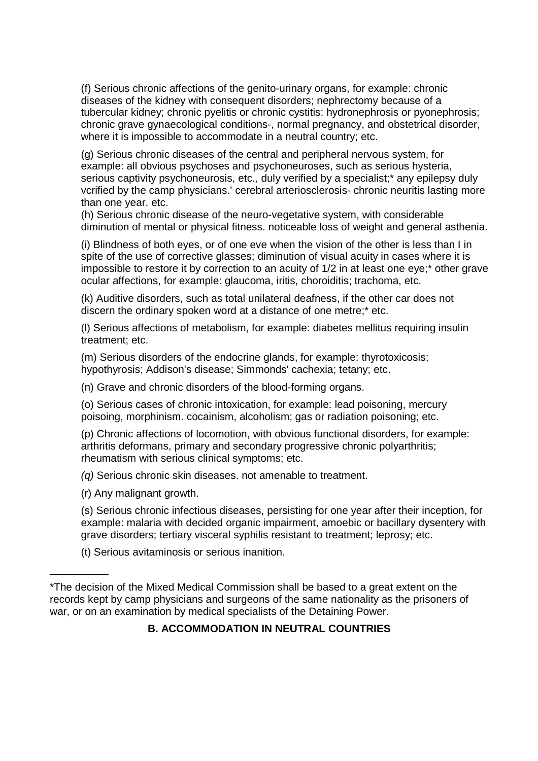(f) Serious chronic affections of the genito-urinary organs, for example: chronic diseases of the kidney with consequent disorders; nephrectomy because of a tubercular kidney; chronic pyelitis or chronic cystitis: hydronephrosis or pyonephrosis; chronic grave gynaecological conditions-, normal pregnancy, and obstetrical disorder, where it is impossible to accommodate in a neutral country; etc.

(g) Serious chronic diseases of the central and peripheral nervous system, for example: all obvious psychoses and psychoneuroses, such as serious hysteria, serious captivity psychoneurosis, etc., duly verified by a specialist;* any epilepsy duly vcrified by the camp physicians.' cerebral arteriosclerosis- chronic neuritis lasting more than one year. etc.

(h) Serious chronic disease of the neuro-vegetative system, with considerable diminution of mental or physical fitness. noticeable loss of weight and general asthenia.

(i) Blindness of both eyes, or of one eve when the vision of the other is less than I in spite of the use of corrective glasses; diminution of visual acuity in cases where it is impossible to restore it by correction to an acuity of 1/2 in at least one eye;* other grave ocular affections, for example: glaucoma, iritis, choroiditis; trachoma, etc.

(k) Auditive disorders, such as total unilateral deafness, if the other car does not discern the ordinary spoken word at a distance of one metre;* etc.

(l) Serious affections of metabolism, for example: diabetes mellitus requiring insulin treatment; etc.

(m) Serious disorders of the endocrine glands, for example: thyrotoxicosis; hypothyrosis; Addison's disease; Simmonds' cachexia; tetany; etc.

(n) Grave and chronic disorders of the blood-forming organs.

(o) Serious cases of chronic intoxication, for example: lead poisoning, mercury poisoing, morphinism. cocainism, alcoholism; gas or radiation poisoning; etc.

(p) Chronic affections of locomotion, with obvious functional disorders, for example: arthritis deformans, primary and secondary progressive chronic polyarthritis; rheumatism with serious clinical symptoms; etc.

*(q)* Serious chronic skin diseases. not amenable to treatment.

(r) Any malignant growth.

(s) Serious chronic infectious diseases, persisting for one year after their inception, for example: malaria with decided organic impairment, amoebic or bacillary dysentery with grave disorders; tertiary visceral syphilis resistant to treatment; leprosy; etc.

(t) Serious avitaminosis or serious inanition.

---

*The decision of the Mixed Medical Commission shall be based to a great extent on the records kept by camp physicians and surgeons of the same nationality as the prisoners of war, or on an examination by medical specialists of the Detaining Power.

## B. ACCOMMODATION IN NEUTRAL COUNTRIES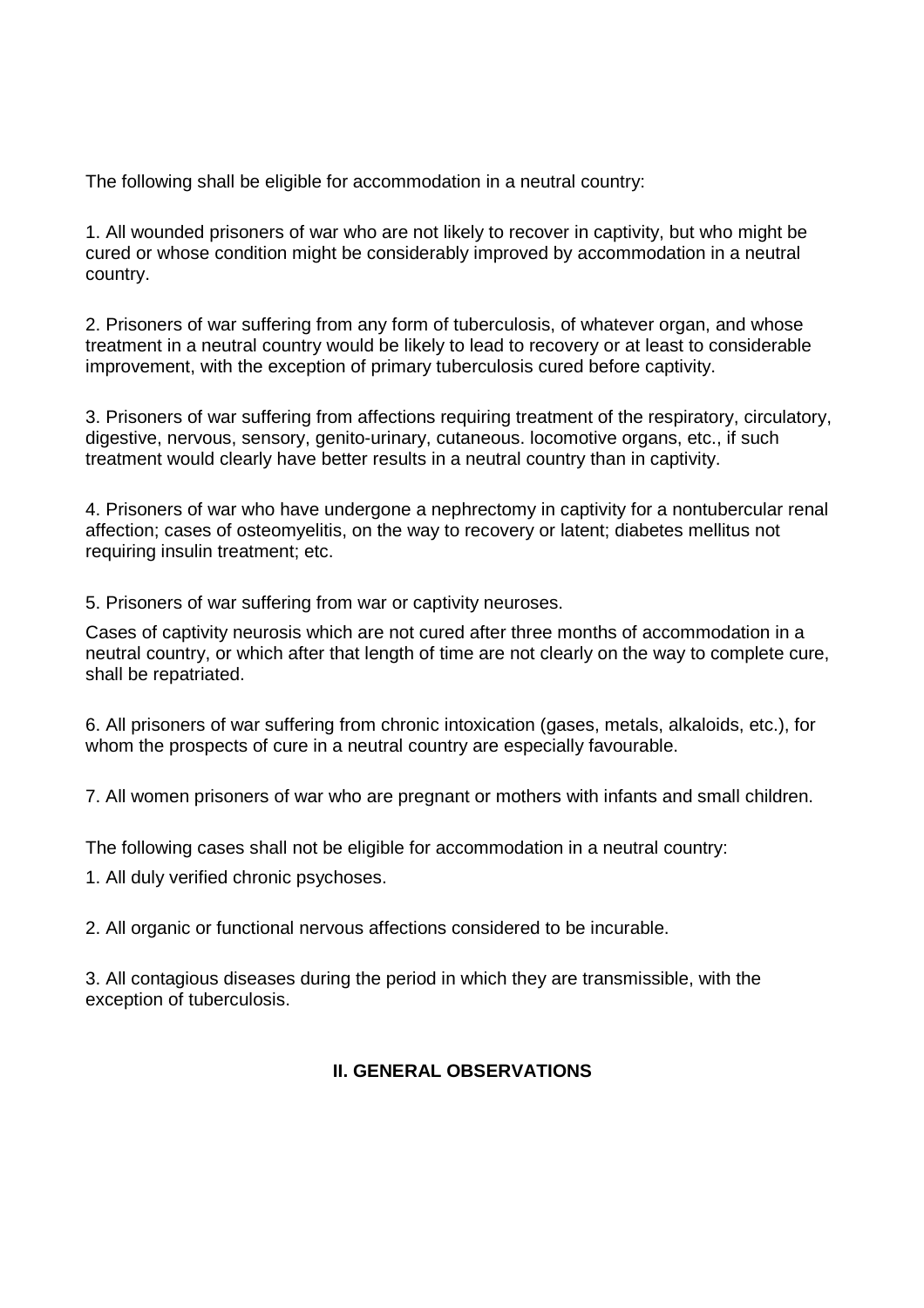The following shall be eligible for accommodation in a neutral country:

1. All wounded prisoners of war who are not likely to recover in captivity, but who might be cured or whose condition might be considerably improved by accommodation in a neutral country.

2. Prisoners of war suffering from any form of tuberculosis, of whatever organ, and whose treatment in a neutral country would be likely to lead to recovery or at least to considerable improvement, with the exception of primary tuberculosis cured before captivity.

3. Prisoners of war suffering from affections requiring treatment of the respiratory, circulatory, digestive, nervous, sensory, genito-urinary, cutaneous. locomotive organs, etc., if such treatment would clearly have better results in a neutral country than in captivity.

4. Prisoners of war who have undergone a nephrectomy in captivity for a nontubercular renal affection; cases of osteomyelitis, on the way to recovery or latent; diabetes mellitus not requiring insulin treatment; etc.

5. Prisoners of war suffering from war or captivity neuroses.

Cases of captivity neurosis which are not cured after three months of accommodation in a neutral country, or which after that length of time are not clearly on the way to complete cure, shall be repatriated.

6. All prisoners of war suffering from chronic intoxication (gases, metals, alkaloids, etc.), for whom the prospects of cure in a neutral country are especially favourable.

7. All women prisoners of war who are pregnant or mothers with infants and small children.

The following cases shall not be eligible for accommodation in a neutral country:

1. All duly verified chronic psychoses.

2. All organic or functional nervous affections considered to be incurable.

3. All contagious diseases during the period in which they are transmissible, with the exception of tuberculosis.

## II. GENERAL OBSERVATIONS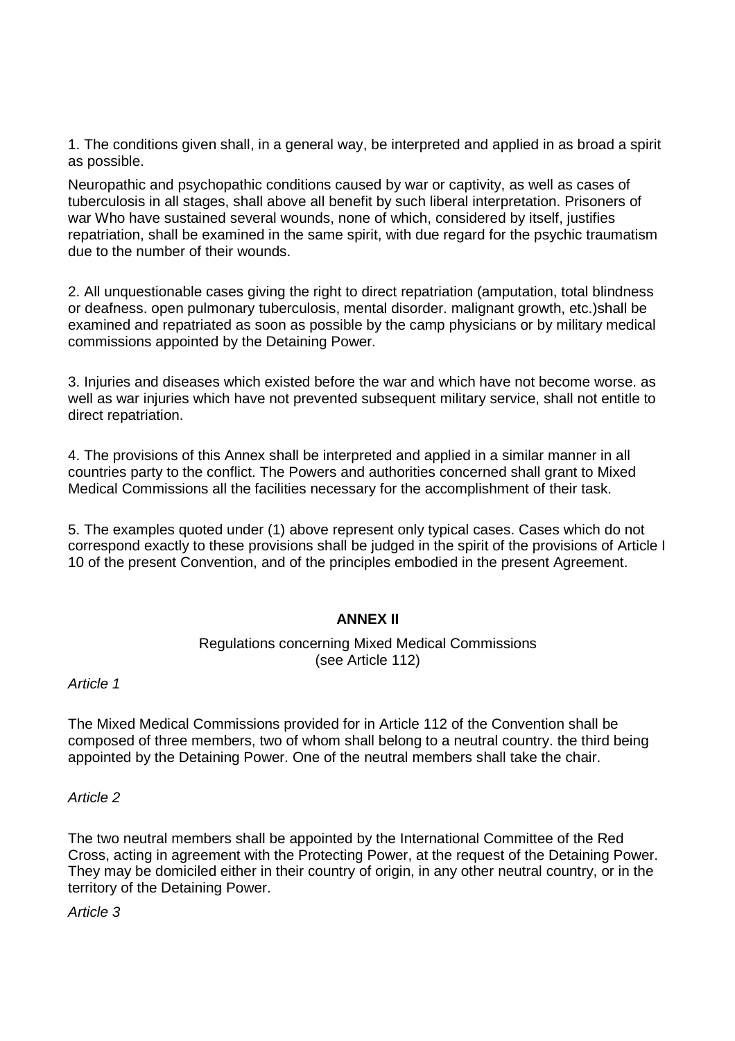1. The conditions given shall, in a general way, be interpreted and applied in as broad a spirit as possible.

Neuropathic and psychopathic conditions caused by war or captivity, as well as cases of tuberculosis in all stages, shall above all benefit by such liberal interpretation. Prisoners of war Who have sustained several wounds, none of which, considered by itself, justifies repatriation, shall be examined in the same spirit, with due regard for the psychic traumatism due to the number of their wounds.

2. All unquestionable cases giving the right to direct repatriation (amputation, total blindness or deafness. open pulmonary tuberculosis, mental disorder. malignant growth, etc.)shall be examined and repatriated as soon as possible by the camp physicians or by military medical commissions appointed by the Detaining Power.

3. Injuries and diseases which existed before the war and which have not become worse. as well as war injuries which have not prevented subsequent military service, shall not entitle to direct repatriation.

4. The provisions of this Annex shall be interpreted and applied in a similar manner in all countries party to the conflict. The Powers and authorities concerned shall grant to Mixed Medical Commissions all the facilities necessary for the accomplishment of their task.

5. The examples quoted under (1) above represent only typical cases. Cases which do not correspond exactly to these provisions shall be judged in the spirit of the provisions of Article I 10 of the present Convention, and of the principles embodied in the present Agreement.

## ANNEX II

Regulations concerning Mixed Medical Commissions
(see Article 112)

*Article 1*

The Mixed Medical Commissions provided for in Article 112 of the Convention shall be composed of three members, two of whom shall belong to a neutral country. the third being appointed by the Detaining Power. One of the neutral members shall take the chair.

*Article 2*

The two neutral members shall be appointed by the International Committee of the Red Cross, acting in agreement with the Protecting Power, at the request of the Detaining Power. They may be domiciled either in their country of origin, in any other neutral country, or in the territory of the Detaining Power.

*Article 3*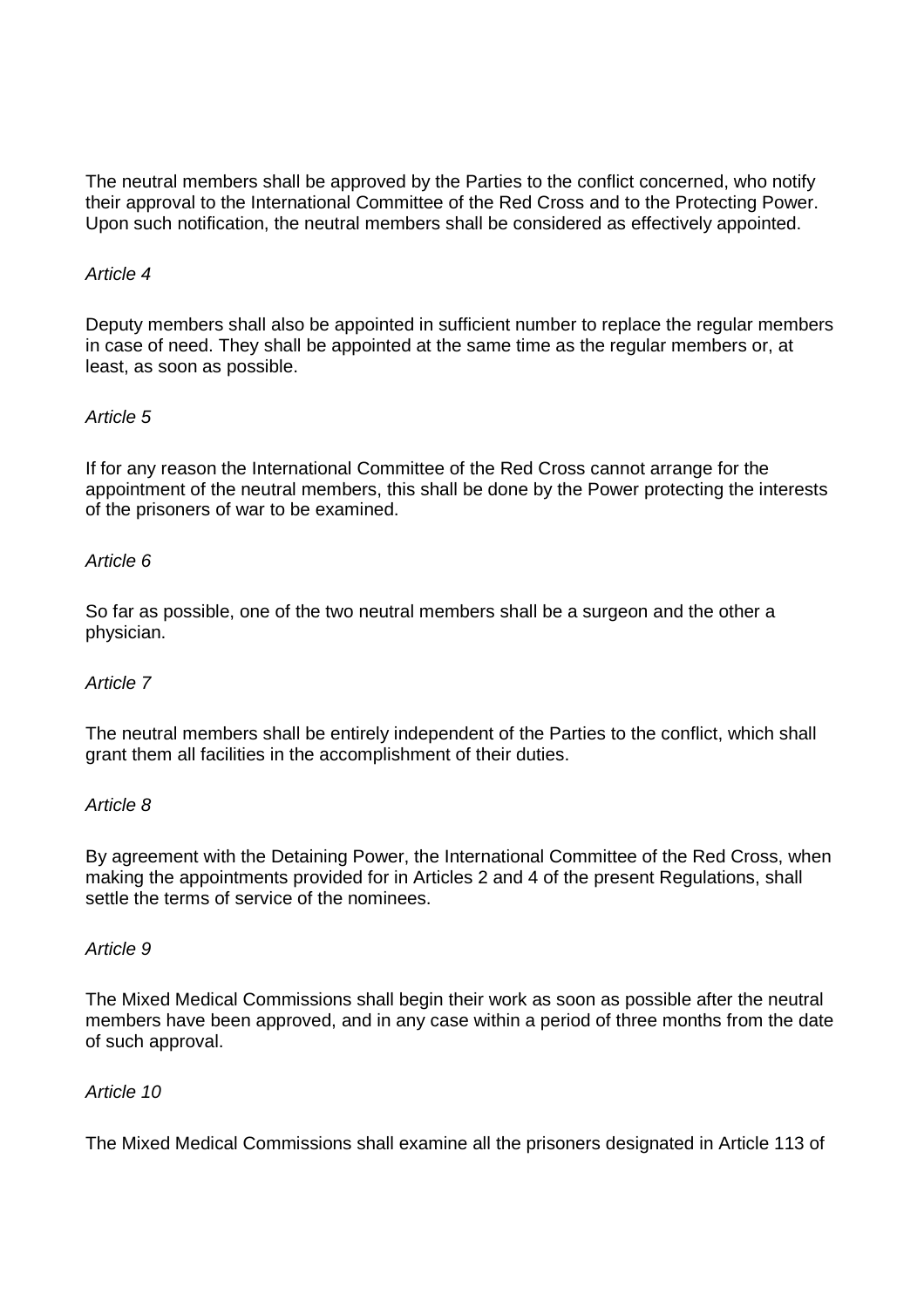The neutral members shall be approved by the Parties to the conflict concerned, who notify their approval to the International Committee of the Red Cross and to the Protecting Power. Upon such notification, the neutral members shall be considered as effectively appointed.

*Article 4*

Deputy members shall also be appointed in sufficient number to replace the regular members in case of need. They shall be appointed at the same time as the regular members or, at least, as soon as possible.

*Article 5*

If for any reason the International Committee of the Red Cross cannot arrange for the appointment of the neutral members, this shall be done by the Power protecting the interests of the prisoners of war to be examined.

*Article 6*

So far as possible, one of the two neutral members shall be a surgeon and the other a physician.

*Article 7*

The neutral members shall be entirely independent of the Parties to the conflict, which shall grant them all facilities in the accomplishment of their duties.

*Article 8*

By agreement with the Detaining Power, the International Committee of the Red Cross, when making the appointments provided for in Articles 2 and 4 of the present Regulations, shall settle the terms of service of the nominees.

*Article 9*

The Mixed Medical Commissions shall begin their work as soon as possible after the neutral members have been approved, and in any case within a period of three months from the date of such approval.

*Article 10*

The Mixed Medical Commissions shall examine all the prisoners designated in Article 113 of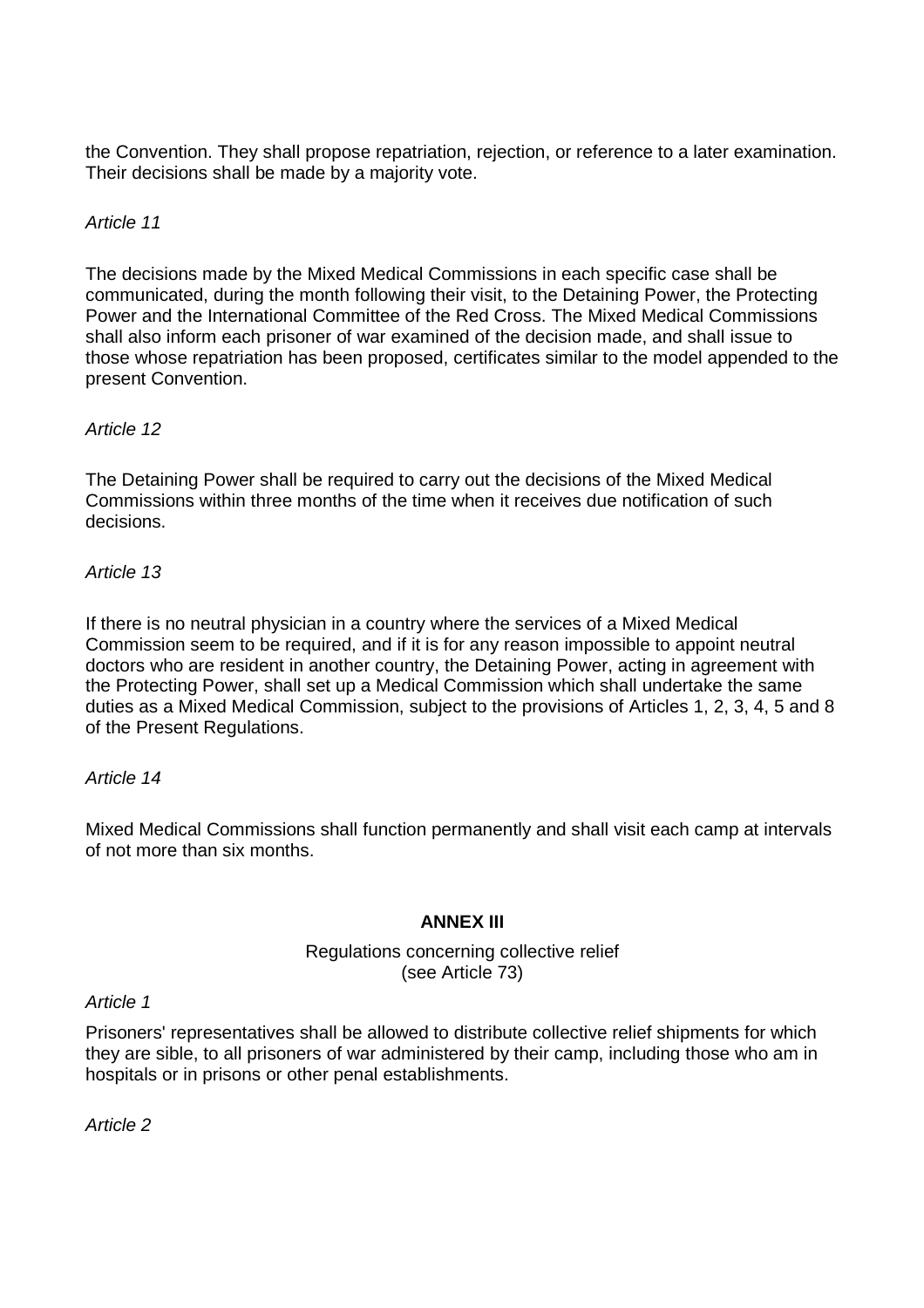the Convention. They shall propose repatriation, rejection, or reference to a later examination. Their decisions shall be made by a majority vote.

*Article 11*

The decisions made by the Mixed Medical Commissions in each specific case shall be communicated, during the month following their visit, to the Detaining Power, the Protecting Power and the International Committee of the Red Cross. The Mixed Medical Commissions shall also inform each prisoner of war examined of the decision made, and shall issue to those whose repatriation has been proposed, certificates similar to the model appended to the present Convention.

*Article 12*

The Detaining Power shall be required to carry out the decisions of the Mixed Medical Commissions within three months of the time when it receives due notification of such decisions.

*Article 13*

If there is no neutral physician in a country where the services of a Mixed Medical Commission seem to be required, and if it is for any reason impossible to appoint neutral doctors who are resident in another country, the Detaining Power, acting in agreement with the Protecting Power, shall set up a Medical Commission which shall undertake the same duties as a Mixed Medical Commission, subject to the provisions of Articles 1, 2, 3, 4, 5 and 8 of the Present Regulations.

*Article 14*

Mixed Medical Commissions shall function permanently and shall visit each camp at intervals of not more than six months.

## ANNEX III

Regulations concerning collective relief
(see Article 73)

*Article 1*

Prisoners' representatives shall be allowed to distribute collective relief shipments for which they are sible, to all prisoners of war administered by their camp, including those who am in hospitals or in prisons or other penal establishments.

*Article 2*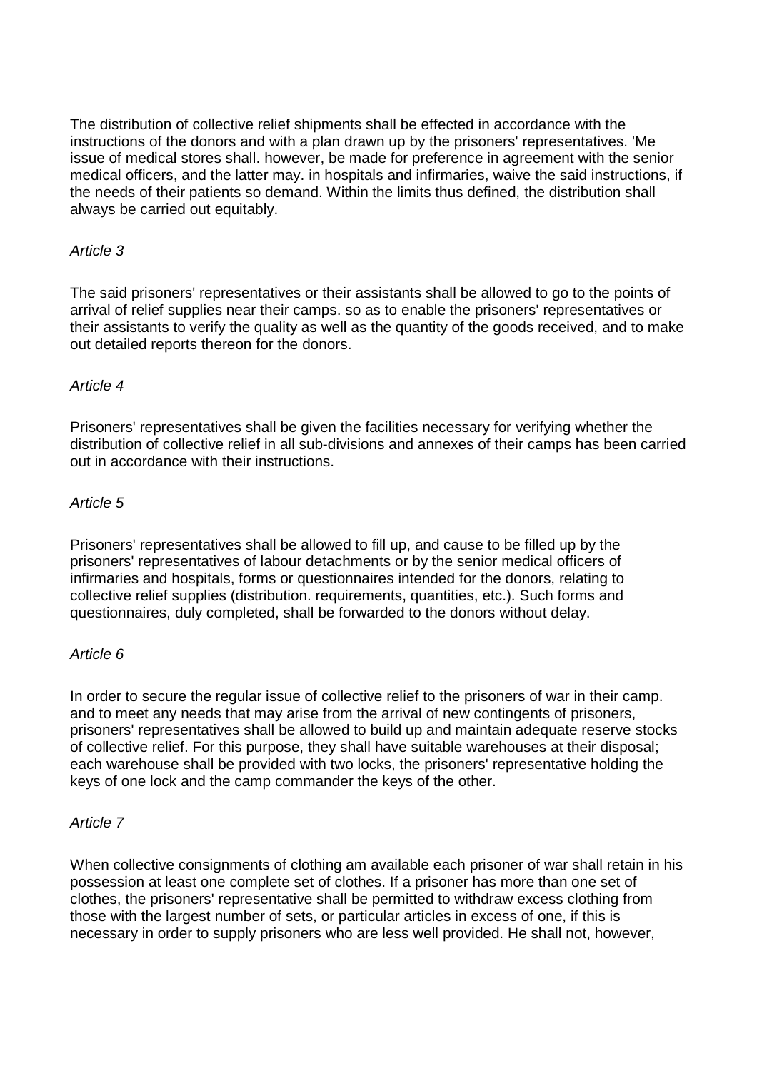The distribution of collective relief shipments shall be effected in accordance with the instructions of the donors and with a plan drawn up by the prisoners' representatives. 'Me issue of medical stores shall. however, be made for preference in agreement with the senior medical officers, and the latter may. in hospitals and infirmaries, waive the said instructions, if the needs of their patients so demand. Within the limits thus defined, the distribution shall always be carried out equitably.

*Article 3*

The said prisoners' representatives or their assistants shall be allowed to go to the points of arrival of relief supplies near their camps. so as to enable the prisoners' representatives or their assistants to verify the quality as well as the quantity of the goods received, and to make out detailed reports thereon for the donors.

*Article 4*

Prisoners' representatives shall be given the facilities necessary for verifying whether the distribution of collective relief in all sub-divisions and annexes of their camps has been carried out in accordance with their instructions.

*Article 5*

Prisoners' representatives shall be allowed to fill up, and cause to be filled up by the prisoners' representatives of labour detachments or by the senior medical officers of infirmaries and hospitals, forms or questionnaires intended for the donors, relating to collective relief supplies (distribution. requirements, quantities, etc.). Such forms and questionnaires, duly completed, shall be forwarded to the donors without delay.

*Article 6*

In order to secure the regular issue of collective relief to the prisoners of war in their camp. and to meet any needs that may arise from the arrival of new contingents of prisoners, prisoners' representatives shall be allowed to build up and maintain adequate reserve stocks of collective relief. For this purpose, they shall have suitable warehouses at their disposal; each warehouse shall be provided with two locks, the prisoners' representative holding the keys of one lock and the camp commander the keys of the other.

*Article 7*

When collective consignments of clothing am available each prisoner of war shall retain in his possession at least one complete set of clothes. If a prisoner has more than one set of clothes, the prisoners' representative shall be permitted to withdraw excess clothing from those with the largest number of sets, or particular articles in excess of one, if this is necessary in order to supply prisoners who are less well provided. He shall not, however,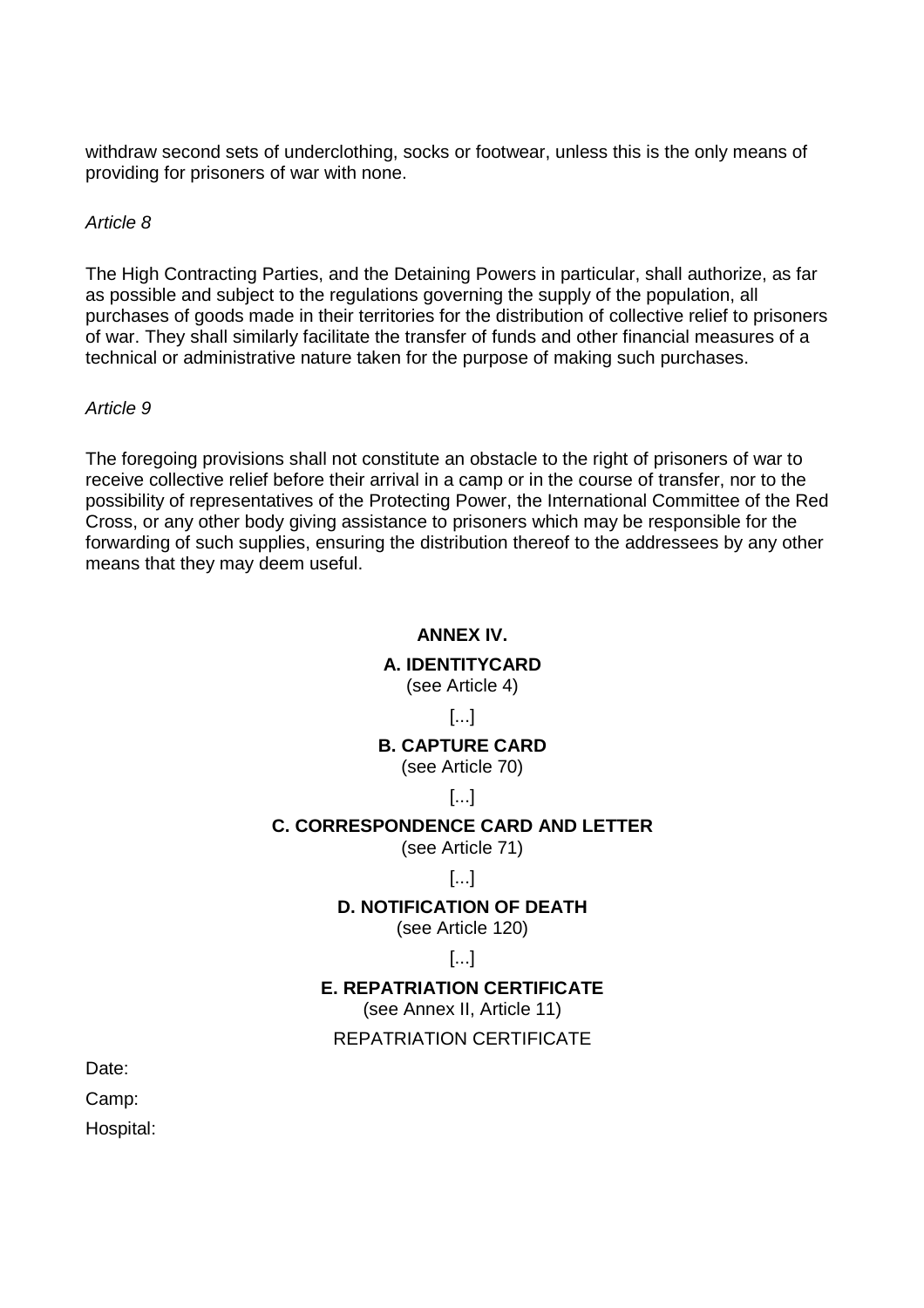withdraw second sets of underclothing, socks or footwear, unless this is the only means of providing for prisoners of war with none.

*Article 8*

The High Contracting Parties, and the Detaining Powers in particular, shall authorize, as far as possible and subject to the regulations governing the supply of the population, all purchases of goods made in their territories for the distribution of collective relief to prisoners of war. They shall similarly facilitate the transfer of funds and other financial measures of a technical or administrative nature taken for the purpose of making such purchases.

*Article 9*

The foregoing provisions shall not constitute an obstacle to the right of prisoners of war to receive collective relief before their arrival in a camp or in the course of transfer, nor to the possibility of representatives of the Protecting Power, the International Committee of the Red Cross, or any other body giving assistance to prisoners which may be responsible for the forwarding of such supplies, ensuring the distribution thereof to the addressees by any other means that they may deem useful.

## ANNEX IV.

### A. IDENTITYCARD

(see Article 4)

[...]

### B. CAPTURE CARD

(see Article 70)

[...]

### C. CORRESPONDENCE CARD AND LETTER

(see Article 71)

[...]

### D. NOTIFICATION OF DEATH

(see Article 120)

[...]

### E. REPATRIATION CERTIFICATE

(see Annex II, Article 11)

REPATRIATION CERTIFICATE

Date:

Camp:

Hospital: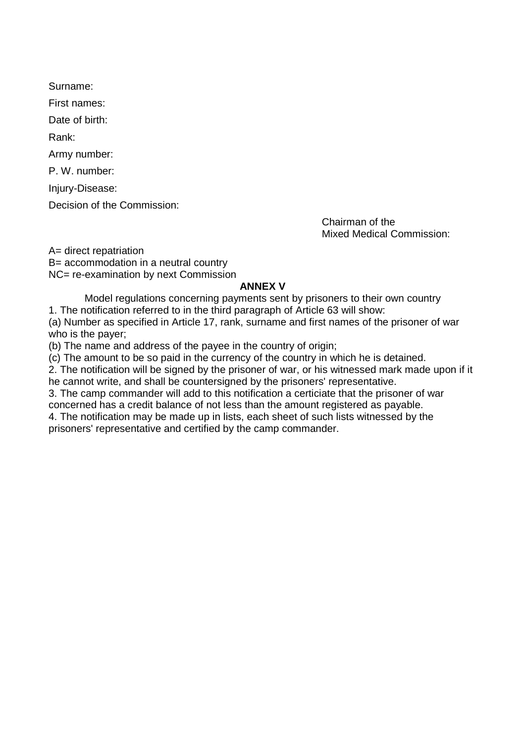Surname:

First names:

Date of birth:

Rank:

Army number:

P. W. number:

Injury-Disease:

Decision of the Commission:

Chairman of the
Mixed Medical Commission:

A= direct repatriation
B= accommodation in a neutral country
NC= re-examination by next Commission

## ANNEX V

Model regulations concerning payments sent by prisoners to their own country

1. The notification referred to in the third paragraph of Article 63 will show:

(a) Number as specified in Article 17, rank, surname and first names of the prisoner of war who is the payer;

(b) The name and address of the payee in the country of origin;

(c) The amount to be so paid in the currency of the country in which he is detained.

2. The notification will be signed by the prisoner of war, or his witnessed mark made upon if it he cannot write, and shall be countersigned by the prisoners' representative.

3. The camp commander will add to this notification a certiciate that the prisoner of war concerned has a credit balance of not less than the amount registered as payable.

4. The notification may be made up in lists, each sheet of such lists witnessed by the prisoners' representative and certified by the camp commander.